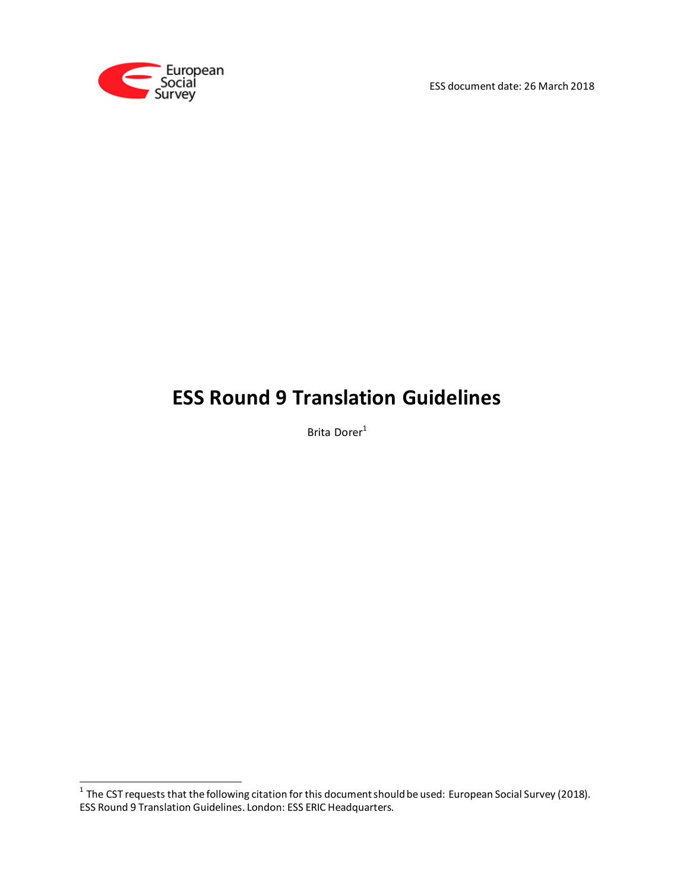European Social Survey

ESS document date: 26 March 2018

# ESS Round 9 Translation Guidelines

Brita Dorer[1]

[1] The CST requests that the following citation for this document should be used: European Social Survey (2018). ESS Round 9 Translation Guidelines. London: ESS ERIC Headquarters.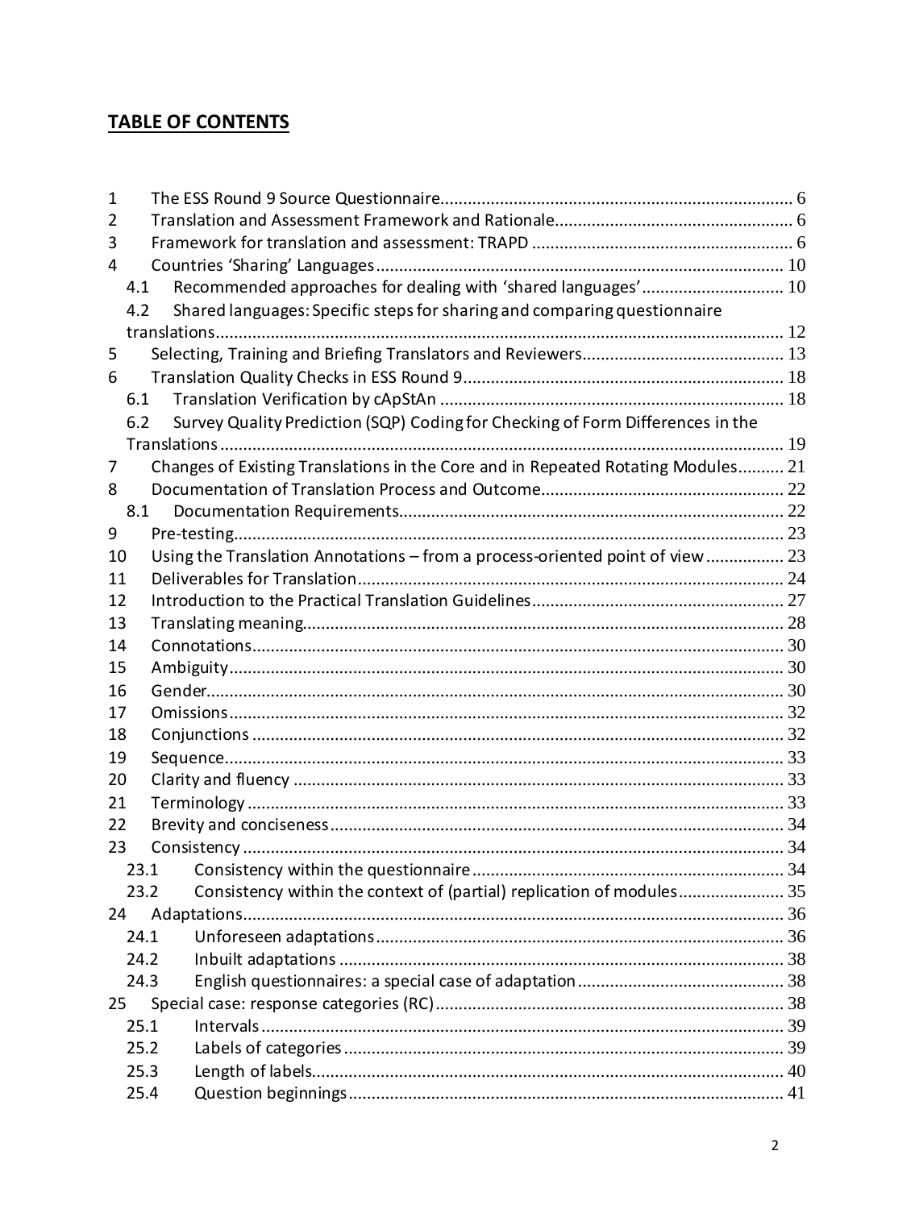## TABLE OF CONTENTS

1 The ESS Round 9 Source Questionnaire .......... 6
2 Translation and Assessment Framework and Rationale .......... 6
3 Framework for translation and assessment: TRAPD .......... 6
4 Countries 'Sharing' Languages .......... 10
   4.1 Recommended approaches for dealing with 'shared languages' .......... 10
   4.2 Shared languages: Specific steps for sharing and comparing questionnaire translations .......... 12
5 Selecting, Training and Briefing Translators and Reviewers .......... 13
6 Translation Quality Checks in ESS Round 9 .......... 18
   6.1 Translation Verification by cApStAn .......... 18
   6.2 Survey Quality Prediction (SQP) Coding for Checking of Form Differences in the Translations .......... 19
7 Changes of Existing Translations in the Core and in Repeated Rotating Modules .......... 21
8 Documentation of Translation Process and Outcome .......... 22
   8.1 Documentation Requirements .......... 22
9 Pre-testing .......... 23
10 Using the Translation Annotations – from a process-oriented point of view .......... 23
11 Deliverables for Translation .......... 24
12 Introduction to the Practical Translation Guidelines .......... 27
13 Translating meaning .......... 28
14 Connotations .......... 30
15 Ambiguity .......... 30
16 Gender .......... 30
17 Omissions .......... 32
18 Conjunctions .......... 32
19 Sequence .......... 33
20 Clarity and fluency .......... 33
21 Terminology .......... 33
22 Brevity and conciseness .......... 34
23 Consistency .......... 34
   23.1 Consistency within the questionnaire .......... 34
   23.2 Consistency within the context of (partial) replication of modules .......... 35
24 Adaptations .......... 36
   24.1 Unforeseen adaptations .......... 36
   24.2 Inbuilt adaptations .......... 38
   24.3 English questionnaires: a special case of adaptation .......... 38
25 Special case: response categories (RC) .......... 38
   25.1 Intervals .......... 39
   25.2 Labels of categories .......... 39
   25.3 Length of labels .......... 40
   25.4 Question beginnings .......... 41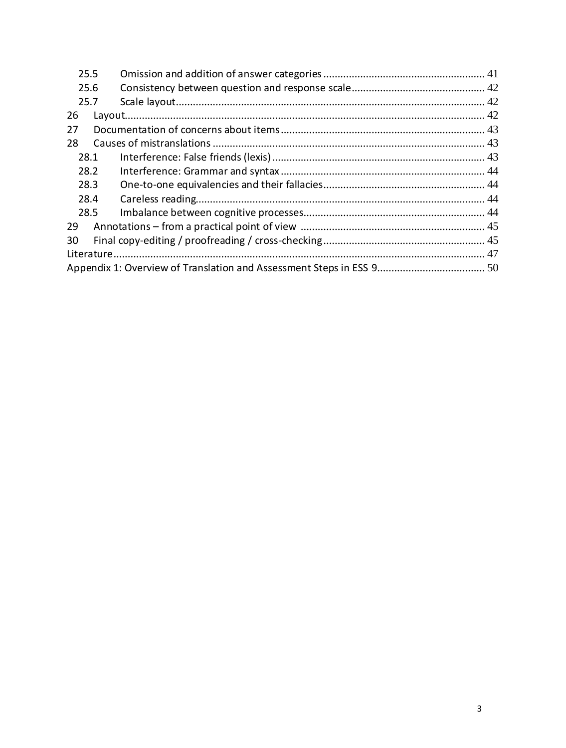25.5 Omission and addition of answer categories ... 41
25.6 Consistency between question and response scale ... 42
25.7 Scale layout ... 42
26 Layout ... 42
27 Documentation of concerns about items ... 43
28 Causes of mistranslations ... 43
28.1 Interference: False friends (lexis) ... 43
28.2 Interference: Grammar and syntax ... 44
28.3 One-to-one equivalencies and their fallacies ... 44
28.4 Careless reading ... 44
28.5 Imbalance between cognitive processes ... 44
29 Annotations – from a practical point of view ... 45
30 Final copy-editing / proofreading / cross-checking ... 45
Literature ... 47
Appendix 1: Overview of Translation and Assessment Steps in ESS 9 ... 50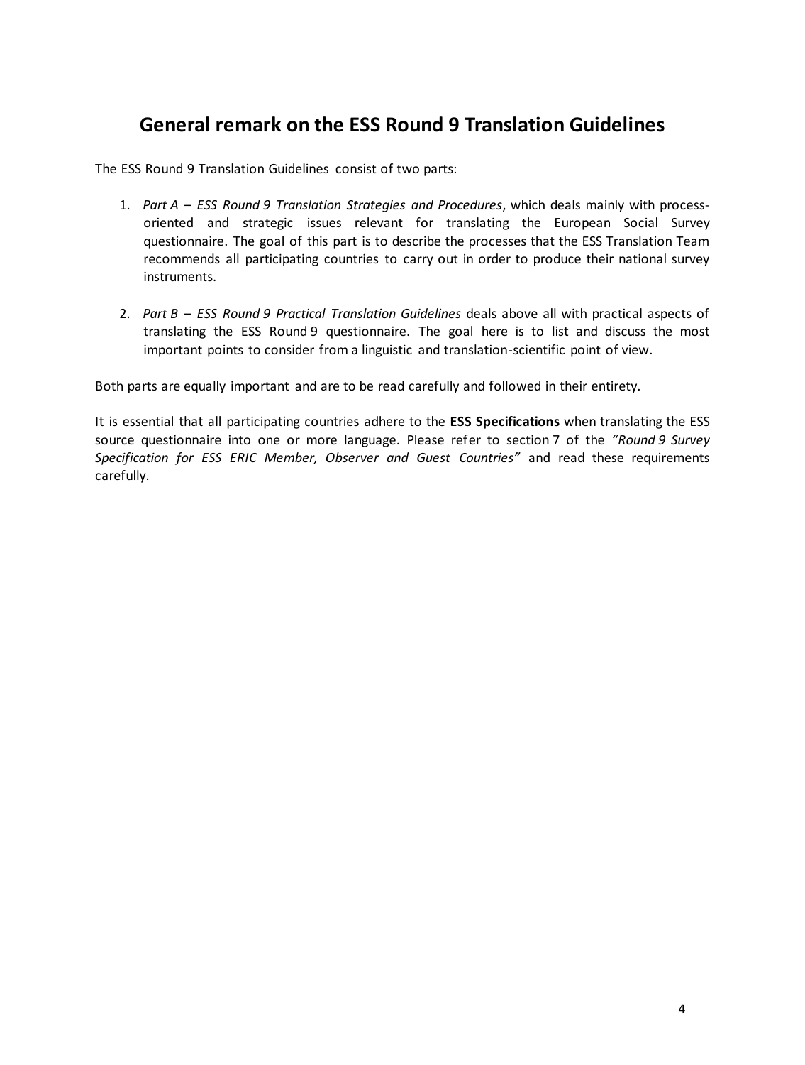## General remark on the ESS Round 9 Translation Guidelines

The ESS Round 9 Translation Guidelines consist of two parts:

1. *Part A – ESS Round 9 Translation Strategies and Procedures*, which deals mainly with process-oriented and strategic issues relevant for translating the European Social Survey questionnaire. The goal of this part is to describe the processes that the ESS Translation Team recommends all participating countries to carry out in order to produce their national survey instruments.

2. *Part B – ESS Round 9 Practical Translation Guidelines* deals above all with practical aspects of translating the ESS Round 9 questionnaire. The goal here is to list and discuss the most important points to consider from a linguistic and translation-scientific point of view.

Both parts are equally important and are to be read carefully and followed in their entirety.

It is essential that all participating countries adhere to the **ESS Specifications** when translating the ESS source questionnaire into one or more language. Please refer to section 7 of the *"Round 9 Survey Specification for ESS ERIC Member, Observer and Guest Countries"* and read these requirements carefully.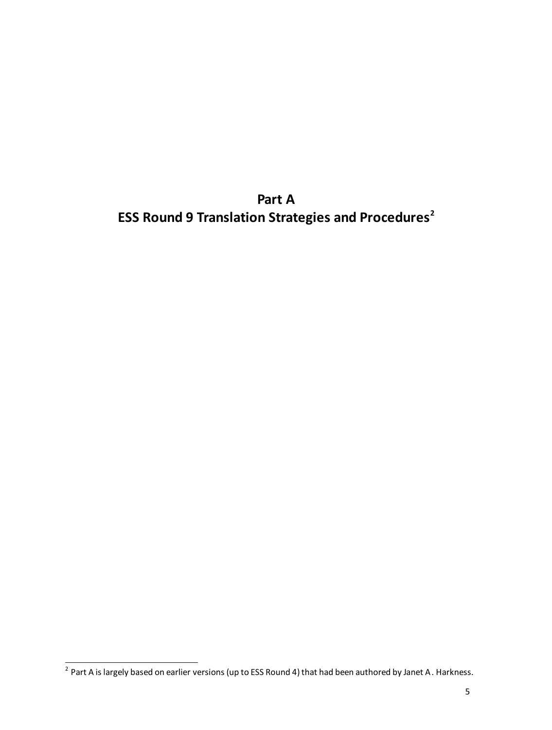# Part A
# ESS Round 9 Translation Strategies and Procedures[2]

[2] Part A is largely based on earlier versions (up to ESS Round 4) that had been authored by Janet A. Harkness.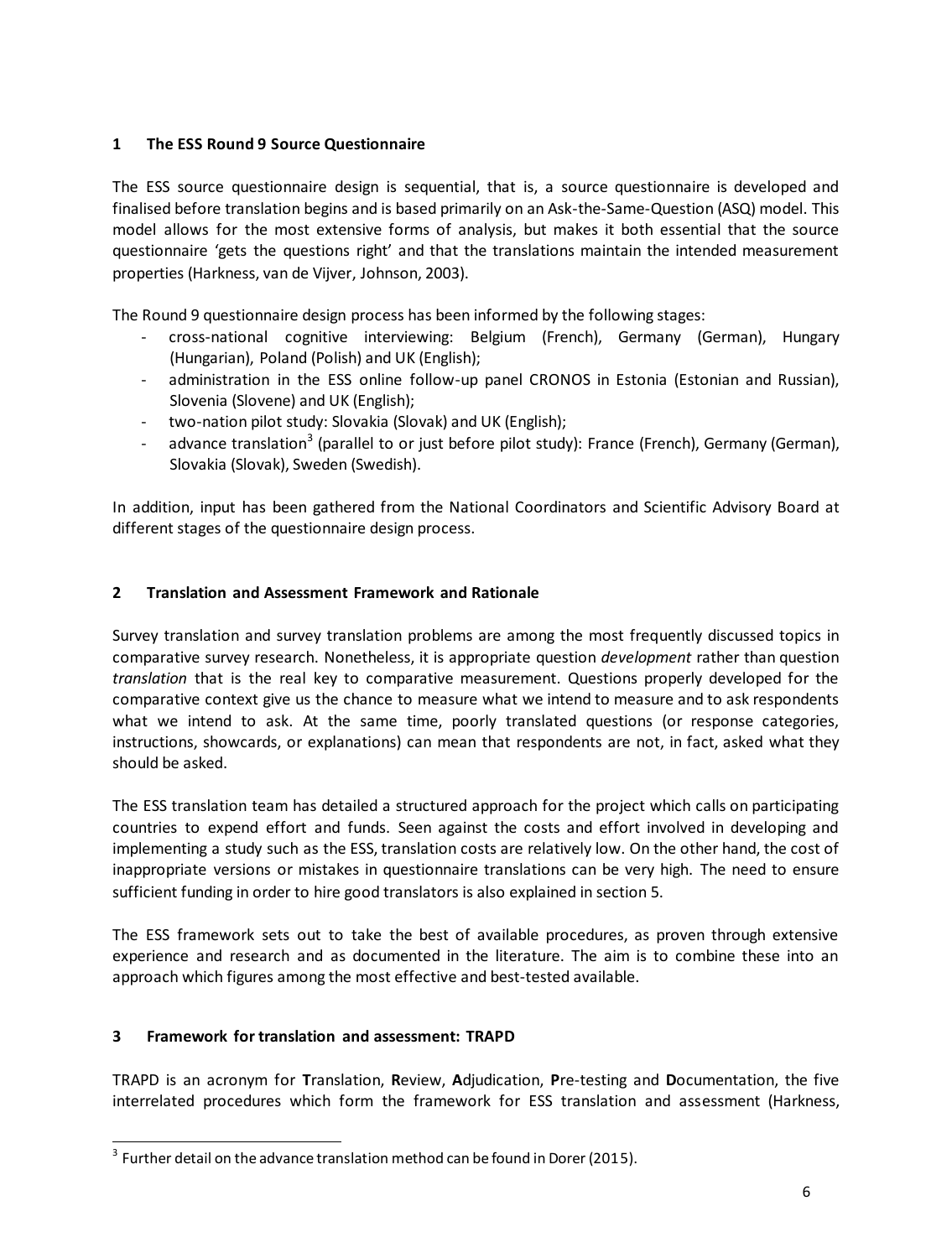## 1 The ESS Round 9 Source Questionnaire

The ESS source questionnaire design is sequential, that is, a source questionnaire is developed and finalised before translation begins and is based primarily on an Ask-the-Same-Question (ASQ) model. This model allows for the most extensive forms of analysis, but makes it both essential that the source questionnaire 'gets the questions right' and that the translations maintain the intended measurement properties (Harkness, van de Vijver, Johnson, 2003).

The Round 9 questionnaire design process has been informed by the following stages:

- cross-national cognitive interviewing: Belgium (French), Germany (German), Hungary (Hungarian), Poland (Polish) and UK (English);
- administration in the ESS online follow-up panel CRONOS in Estonia (Estonian and Russian), Slovenia (Slovene) and UK (English);
- two-nation pilot study: Slovakia (Slovak) and UK (English);
- advance translation[3] (parallel to or just before pilot study): France (French), Germany (German), Slovakia (Slovak), Sweden (Swedish).

In addition, input has been gathered from the National Coordinators and Scientific Advisory Board at different stages of the questionnaire design process.

## 2 Translation and Assessment Framework and Rationale

Survey translation and survey translation problems are among the most frequently discussed topics in comparative survey research. Nonetheless, it is appropriate question *development* rather than question *translation* that is the real key to comparative measurement. Questions properly developed for the comparative context give us the chance to measure what we intend to measure and to ask respondents what we intend to ask. At the same time, poorly translated questions (or response categories, instructions, showcards, or explanations) can mean that respondents are not, in fact, asked what they should be asked.

The ESS translation team has detailed a structured approach for the project which calls on participating countries to expend effort and funds. Seen against the costs and effort involved in developing and implementing a study such as the ESS, translation costs are relatively low. On the other hand, the cost of inappropriate versions or mistakes in questionnaire translations can be very high. The need to ensure sufficient funding in order to hire good translators is also explained in section 5.

The ESS framework sets out to take the best of available procedures, as proven through extensive experience and research and as documented in the literature. The aim is to combine these into an approach which figures among the most effective and best-tested available.

## 3 Framework for translation and assessment: TRAPD

TRAPD is an acronym for **T**ranslation, **R**eview, **A**djudication, **P**re-testing and **D**ocumentation, the five interrelated procedures which form the framework for ESS translation and assessment (Harkness,

[3] Further detail on the advance translation method can be found in Dorer (2015).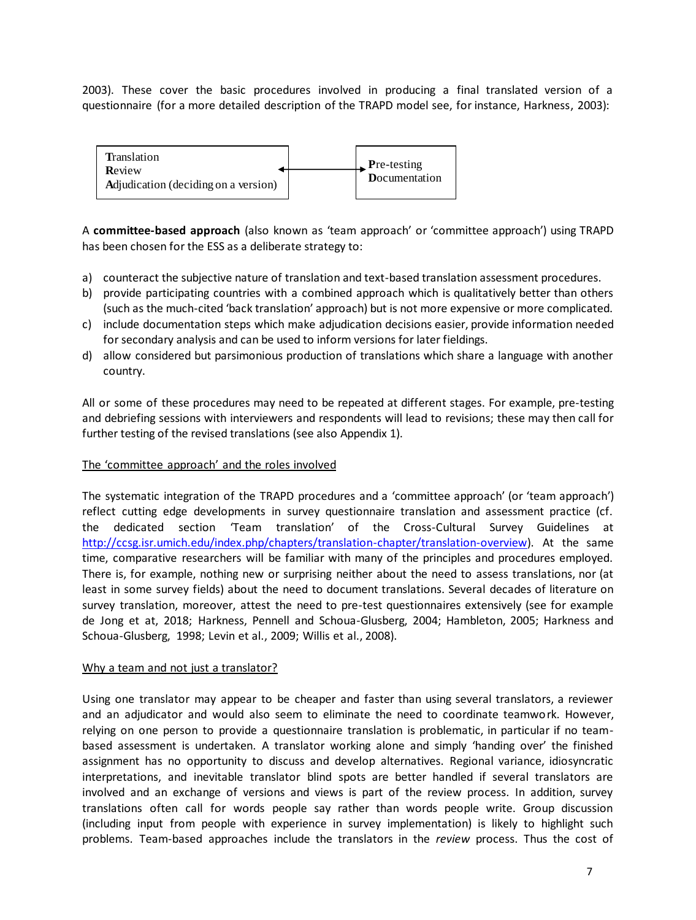2003). These cover the basic procedures involved in producing a final translated version of a questionnaire (for a more detailed description of the TRAPD model see, for instance, Harkness, 2003):

| **T**ranslation<br>**R**eview<br>**A**djudication (deciding on a version) | ↔ | **P**re-testing<br>**D**ocumentation |
|---|---|---|

A **committee-based approach** (also known as 'team approach' or 'committee approach') using TRAPD has been chosen for the ESS as a deliberate strategy to:

a) counteract the subjective nature of translation and text-based translation assessment procedures.
b) provide participating countries with a combined approach which is qualitatively better than others (such as the much-cited 'back translation' approach) but is not more expensive or more complicated.
c) include documentation steps which make adjudication decisions easier, provide information needed for secondary analysis and can be used to inform versions for later fieldings.
d) allow considered but parsimonious production of translations which share a language with another country.

All or some of these procedures may need to be repeated at different stages. For example, pre-testing and debriefing sessions with interviewers and respondents will lead to revisions; these may then call for further testing of the revised translations (see also Appendix 1).

<u>The 'committee approach' and the roles involved</u>

The systematic integration of the TRAPD procedures and a 'committee approach' (or 'team approach') reflect cutting edge developments in survey questionnaire translation and assessment practice (cf. the dedicated section 'Team translation' of the Cross-Cultural Survey Guidelines at http://ccsg.isr.umich.edu/index.php/chapters/translation-chapter/translation-overview). At the same time, comparative researchers will be familiar with many of the principles and procedures employed. There is, for example, nothing new or surprising neither about the need to assess translations, nor (at least in some survey fields) about the need to document translations. Several decades of literature on survey translation, moreover, attest the need to pre-test questionnaires extensively (see for example de Jong et at, 2018; Harkness, Pennell and Schoua-Glusberg, 2004; Hambleton, 2005; Harkness and Schoua-Glusberg, 1998; Levin et al., 2009; Willis et al., 2008).

<u>Why a team and not just a translator?</u>

Using one translator may appear to be cheaper and faster than using several translators, a reviewer and an adjudicator and would also seem to eliminate the need to coordinate teamwork. However, relying on one person to provide a questionnaire translation is problematic, in particular if no team-based assessment is undertaken. A translator working alone and simply 'handing over' the finished assignment has no opportunity to discuss and develop alternatives. Regional variance, idiosyncratic interpretations, and inevitable translator blind spots are better handled if several translators are involved and an exchange of versions and views is part of the review process. In addition, survey translations often call for words people say rather than words people write. Group discussion (including input from people with experience in survey implementation) is likely to highlight such problems. Team-based approaches include the translators in the *review* process. Thus the cost of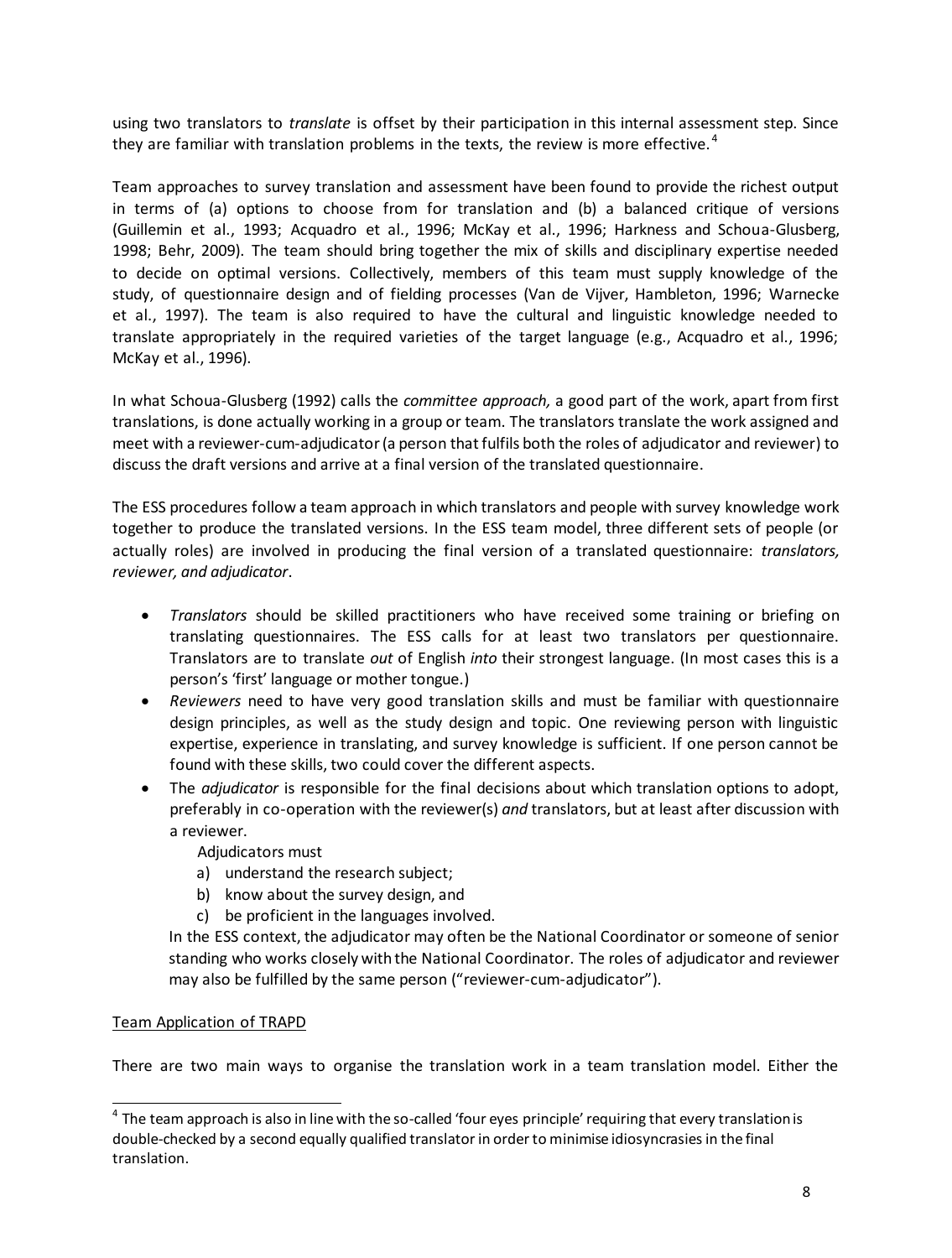using two translators to *translate* is offset by their participation in this internal assessment step. Since they are familiar with translation problems in the texts, the review is more effective.[4]

Team approaches to survey translation and assessment have been found to provide the richest output in terms of (a) options to choose from for translation and (b) a balanced critique of versions (Guillemin et al., 1993; Acquadro et al., 1996; McKay et al., 1996; Harkness and Schoua-Glusberg, 1998; Behr, 2009). The team should bring together the mix of skills and disciplinary expertise needed to decide on optimal versions. Collectively, members of this team must supply knowledge of the study, of questionnaire design and of fielding processes (Van de Vijver, Hambleton, 1996; Warnecke et al., 1997). The team is also required to have the cultural and linguistic knowledge needed to translate appropriately in the required varieties of the target language (e.g., Acquadro et al., 1996; McKay et al., 1996).

In what Schoua-Glusberg (1992) calls the *committee approach,* a good part of the work, apart from first translations, is done actually working in a group or team. The translators translate the work assigned and meet with a reviewer-cum-adjudicator (a person that fulfils both the roles of adjudicator and reviewer) to discuss the draft versions and arrive at a final version of the translated questionnaire.

The ESS procedures follow a team approach in which translators and people with survey knowledge work together to produce the translated versions. In the ESS team model, three different sets of people (or actually roles) are involved in producing the final version of a translated questionnaire: *translators, reviewer, and adjudicator*.

- *Translators* should be skilled practitioners who have received some training or briefing on translating questionnaires. The ESS calls for at least two translators per questionnaire. Translators are to translate *out* of English *into* their strongest language. (In most cases this is a person's 'first' language or mother tongue.)
- *Reviewers* need to have very good translation skills and must be familiar with questionnaire design principles, as well as the study design and topic. One reviewing person with linguistic expertise, experience in translating, and survey knowledge is sufficient. If one person cannot be found with these skills, two could cover the different aspects.
- The *adjudicator* is responsible for the final decisions about which translation options to adopt, preferably in co-operation with the reviewer(s) *and* translators, but at least after discussion with a reviewer.

  Adjudicators must

  a) understand the research subject;
  b) know about the survey design, and
  c) be proficient in the languages involved.

  In the ESS context, the adjudicator may often be the National Coordinator or someone of senior standing who works closely with the National Coordinator. The roles of adjudicator and reviewer may also be fulfilled by the same person ("reviewer-cum-adjudicator").

<u>Team Application of TRAPD</u>

There are two main ways to organise the translation work in a team translation model. Either the

[4] The team approach is also in line with the so-called 'four eyes principle' requiring that every translation is double-checked by a second equally qualified translator in order to minimise idiosyncrasies in the final translation.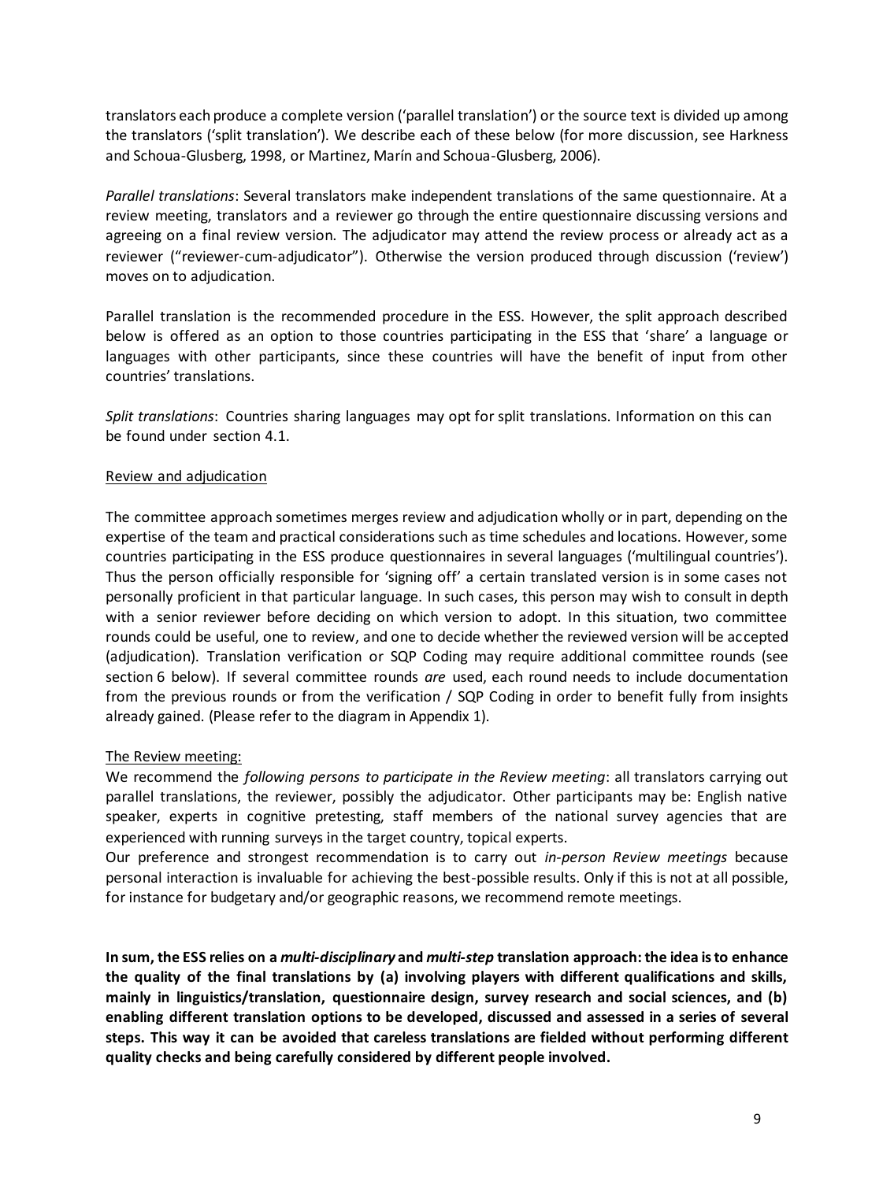translators each produce a complete version ('parallel translation') or the source text is divided up among the translators ('split translation'). We describe each of these below (for more discussion, see Harkness and Schoua-Glusberg, 1998, or Martinez, Marín and Schoua-Glusberg, 2006).

*Parallel translations*: Several translators make independent translations of the same questionnaire. At a review meeting, translators and a reviewer go through the entire questionnaire discussing versions and agreeing on a final review version. The adjudicator may attend the review process or already act as a reviewer ("reviewer-cum-adjudicator"). Otherwise the version produced through discussion ('review') moves on to adjudication.

Parallel translation is the recommended procedure in the ESS. However, the split approach described below is offered as an option to those countries participating in the ESS that 'share' a language or languages with other participants, since these countries will have the benefit of input from other countries' translations.

*Split translations*: Countries sharing languages may opt for split translations. Information on this can be found under section 4.1.

<u>Review and adjudication</u>

The committee approach sometimes merges review and adjudication wholly or in part, depending on the expertise of the team and practical considerations such as time schedules and locations. However, some countries participating in the ESS produce questionnaires in several languages ('multilingual countries'). Thus the person officially responsible for 'signing off' a certain translated version is in some cases not personally proficient in that particular language. In such cases, this person may wish to consult in depth with a senior reviewer before deciding on which version to adopt. In this situation, two committee rounds could be useful, one to review, and one to decide whether the reviewed version will be accepted (adjudication). Translation verification or SQP Coding may require additional committee rounds (see section 6 below). If several committee rounds *are* used, each round needs to include documentation from the previous rounds or from the verification / SQP Coding in order to benefit fully from insights already gained. (Please refer to the diagram in Appendix 1).

<u>The Review meeting:</u>

We recommend the *following persons to participate in the Review meeting*: all translators carrying out parallel translations, the reviewer, possibly the adjudicator. Other participants may be: English native speaker, experts in cognitive pretesting, staff members of the national survey agencies that are experienced with running surveys in the target country, topical experts.

Our preference and strongest recommendation is to carry out *in-person Review meetings* because personal interaction is invaluable for achieving the best-possible results. Only if this is not at all possible, for instance for budgetary and/or geographic reasons, we recommend remote meetings.

**In sum, the ESS relies on a *multi-disciplinary* and *multi-step* translation approach: the idea is to enhance the quality of the final translations by (a) involving players with different qualifications and skills, mainly in linguistics/translation, questionnaire design, survey research and social sciences, and (b) enabling different translation options to be developed, discussed and assessed in a series of several steps. This way it can be avoided that careless translations are fielded without performing different quality checks and being carefully considered by different people involved.**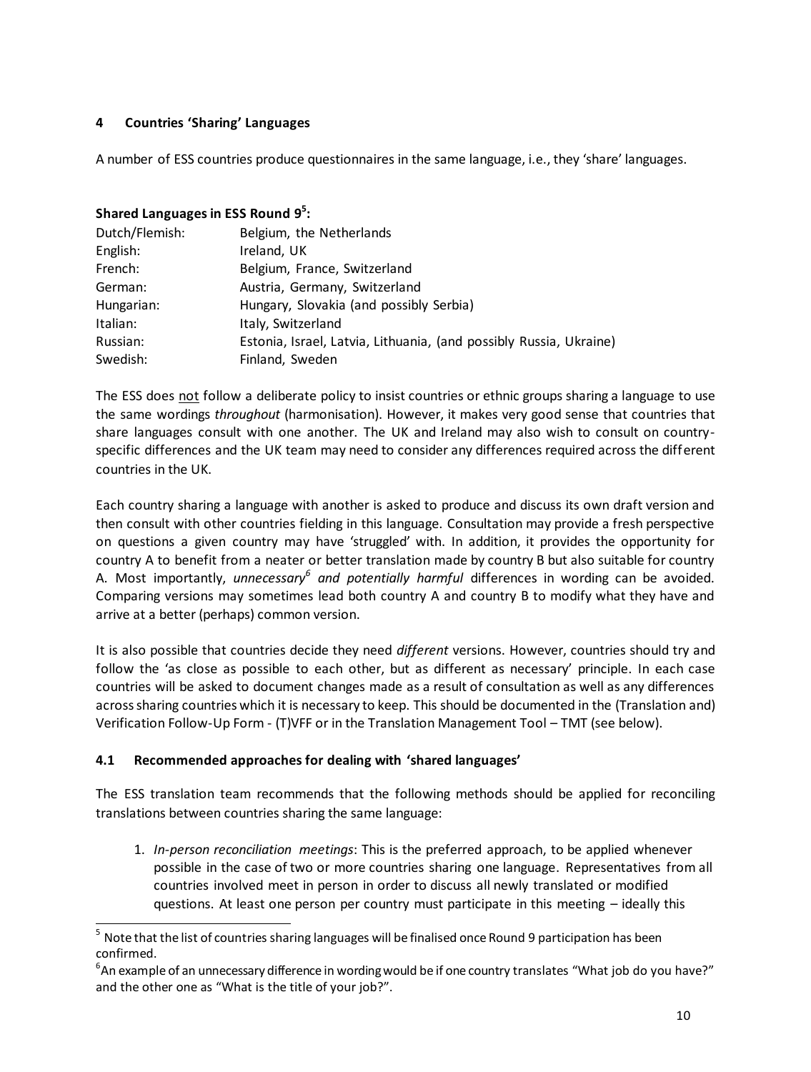## 4 Countries 'Sharing' Languages

A number of ESS countries produce questionnaires in the same language, i.e., they 'share' languages.

**Shared Languages in ESS Round 9[5]:**

| | |
|---|---|
| Dutch/Flemish: | Belgium, the Netherlands |
| English: | Ireland, UK |
| French: | Belgium, France, Switzerland |
| German: | Austria, Germany, Switzerland |
| Hungarian: | Hungary, Slovakia (and possibly Serbia) |
| Italian: | Italy, Switzerland |
| Russian: | Estonia, Israel, Latvia, Lithuania, (and possibly Russia, Ukraine) |
| Swedish: | Finland, Sweden |

The ESS does <u>not</u> follow a deliberate policy to insist countries or ethnic groups sharing a language to use the same wordings *throughout* (harmonisation). However, it makes very good sense that countries that share languages consult with one another. The UK and Ireland may also wish to consult on country-specific differences and the UK team may need to consider any differences required across the different countries in the UK.

Each country sharing a language with another is asked to produce and discuss its own draft version and then consult with other countries fielding in this language. Consultation may provide a fresh perspective on questions a given country may have 'struggled' with. In addition, it provides the opportunity for country A to benefit from a neater or better translation made by country B but also suitable for country A. Most importantly, *unnecessary*[6] *and potentially harmful* differences in wording can be avoided. Comparing versions may sometimes lead both country A and country B to modify what they have and arrive at a better (perhaps) common version.

It is also possible that countries decide they need *different* versions. However, countries should try and follow the 'as close as possible to each other, but as different as necessary' principle. In each case countries will be asked to document changes made as a result of consultation as well as any differences across sharing countries which it is necessary to keep. This should be documented in the (Translation and) Verification Follow-Up Form - (T)VFF or in the Translation Management Tool – TMT (see below).

### 4.1 Recommended approaches for dealing with 'shared languages'

The ESS translation team recommends that the following methods should be applied for reconciling translations between countries sharing the same language:

1. *In-person reconciliation meetings*: This is the preferred approach, to be applied whenever possible in the case of two or more countries sharing one language. Representatives from all countries involved meet in person in order to discuss all newly translated or modified questions. At least one person per country must participate in this meeting – ideally this

---

[5] Note that the list of countries sharing languages will be finalised once Round 9 participation has been confirmed.

[6] An example of an unnecessary difference in wording would be if one country translates "What job do you have?" and the other one as "What is the title of your job?".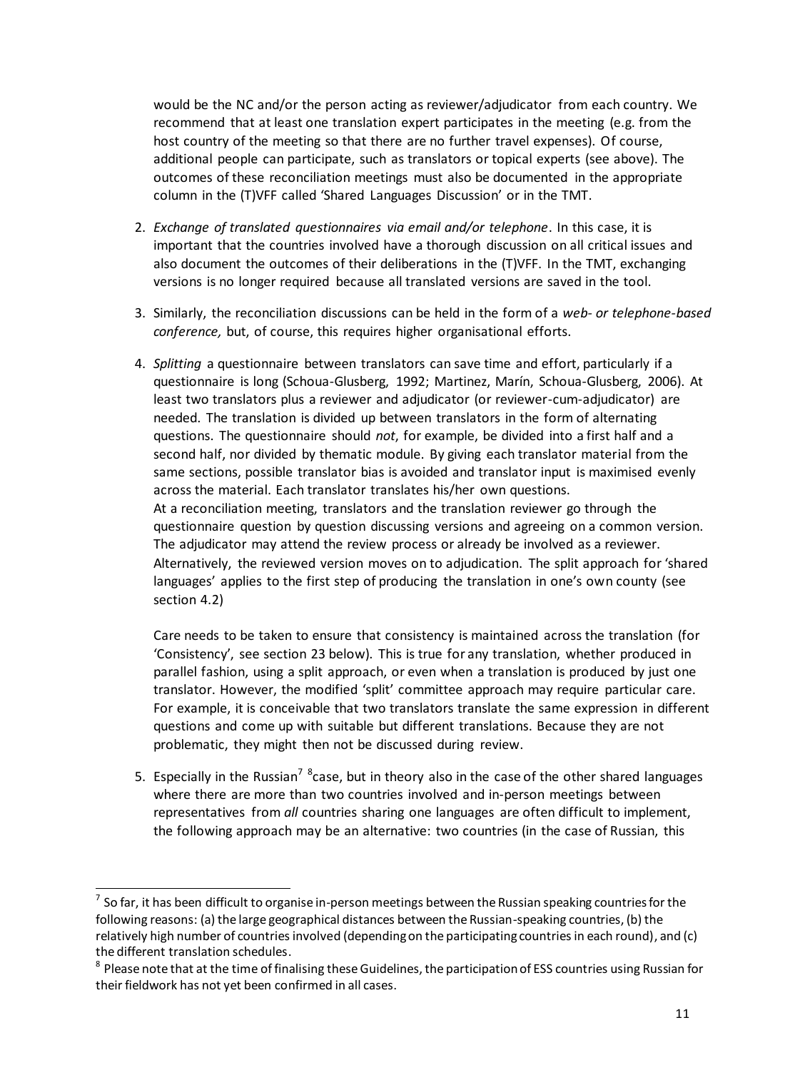would be the NC and/or the person acting as reviewer/adjudicator from each country. We recommend that at least one translation expert participates in the meeting (e.g. from the host country of the meeting so that there are no further travel expenses). Of course, additional people can participate, such as translators or topical experts (see above). The outcomes of these reconciliation meetings must also be documented in the appropriate column in the (T)VFF called 'Shared Languages Discussion' or in the TMT.

2. *Exchange of translated questionnaires via email and/or telephone*. In this case, it is important that the countries involved have a thorough discussion on all critical issues and also document the outcomes of their deliberations in the (T)VFF. In the TMT, exchanging versions is no longer required because all translated versions are saved in the tool.

3. Similarly, the reconciliation discussions can be held in the form of a *web- or telephone-based conference,* but, of course, this requires higher organisational efforts.

4. *Splitting* a questionnaire between translators can save time and effort, particularly if a questionnaire is long (Schoua-Glusberg, 1992; Martinez, Marín, Schoua-Glusberg, 2006). At least two translators plus a reviewer and adjudicator (or reviewer-cum-adjudicator) are needed. The translation is divided up between translators in the form of alternating questions. The questionnaire should *not*, for example, be divided into a first half and a second half, nor divided by thematic module. By giving each translator material from the same sections, possible translator bias is avoided and translator input is maximised evenly across the material. Each translator translates his/her own questions.
   At a reconciliation meeting, translators and the translation reviewer go through the questionnaire question by question discussing versions and agreeing on a common version. The adjudicator may attend the review process or already be involved as a reviewer. Alternatively, the reviewed version moves on to adjudication. The split approach for 'shared languages' applies to the first step of producing the translation in one's own county (see section 4.2)

   Care needs to be taken to ensure that consistency is maintained across the translation (for 'Consistency', see section 23 below). This is true for any translation, whether produced in parallel fashion, using a split approach, or even when a translation is produced by just one translator. However, the modified 'split' committee approach may require particular care. For example, it is conceivable that two translators translate the same expression in different questions and come up with suitable but different translations. Because they are not problematic, they might then not be discussed during review.

5. Especially in the Russian[7] [8]case, but in theory also in the case of the other shared languages where there are more than two countries involved and in-person meetings between representatives from *all* countries sharing one languages are often difficult to implement, the following approach may be an alternative: two countries (in the case of Russian, this

---

[7] So far, it has been difficult to organise in-person meetings between the Russian speaking countries for the following reasons: (a) the large geographical distances between the Russian-speaking countries, (b) the relatively high number of countries involved (depending on the participating countries in each round), and (c) the different translation schedules.

[8] Please note that at the time of finalising these Guidelines, the participation of ESS countries using Russian for their fieldwork has not yet been confirmed in all cases.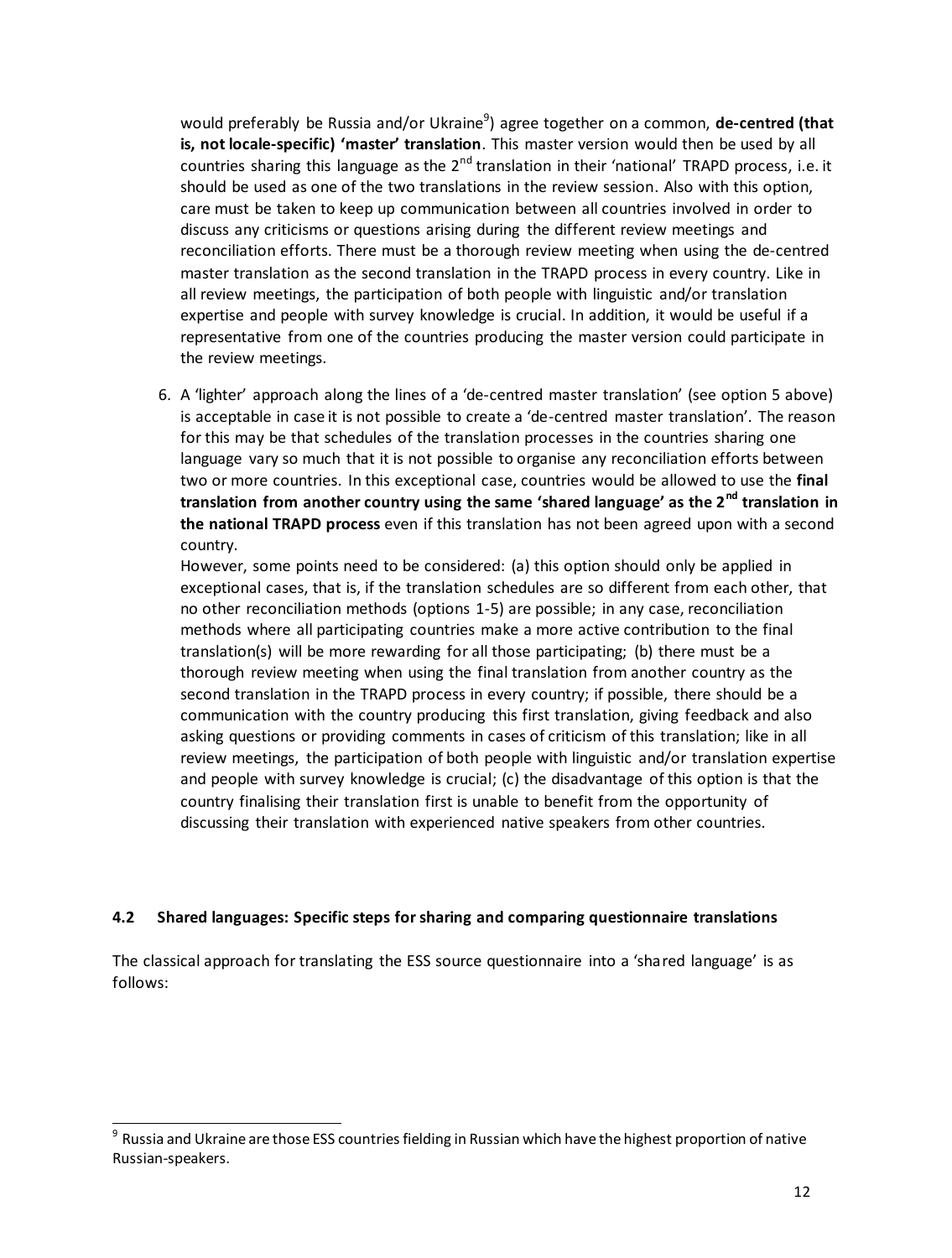would preferably be Russia and/or Ukraine[9]) agree together on a common, **de-centred (that is, not locale-specific) 'master' translation**. This master version would then be used by all countries sharing this language as the 2nd translation in their 'national' TRAPD process, i.e. it should be used as one of the two translations in the review session. Also with this option, care must be taken to keep up communication between all countries involved in order to discuss any criticisms or questions arising during the different review meetings and reconciliation efforts. There must be a thorough review meeting when using the de-centred master translation as the second translation in the TRAPD process in every country. Like in all review meetings, the participation of both people with linguistic and/or translation expertise and people with survey knowledge is crucial. In addition, it would be useful if a representative from one of the countries producing the master version could participate in the review meetings.

6. A 'lighter' approach along the lines of a 'de-centred master translation' (see option 5 above) is acceptable in case it is not possible to create a 'de-centred master translation'. The reason for this may be that schedules of the translation processes in the countries sharing one language vary so much that it is not possible to organise any reconciliation efforts between two or more countries. In this exceptional case, countries would be allowed to use the **final translation from another country using the same 'shared language' as the 2nd translation in the national TRAPD process** even if this translation has not been agreed upon with a second country.
   However, some points need to be considered: (a) this option should only be applied in exceptional cases, that is, if the translation schedules are so different from each other, that no other reconciliation methods (options 1-5) are possible; in any case, reconciliation methods where all participating countries make a more active contribution to the final translation(s) will be more rewarding for all those participating; (b) there must be a thorough review meeting when using the final translation from another country as the second translation in the TRAPD process in every country; if possible, there should be a communication with the country producing this first translation, giving feedback and also asking questions or providing comments in cases of criticism of this translation; like in all review meetings, the participation of both people with linguistic and/or translation expertise and people with survey knowledge is crucial; (c) the disadvantage of this option is that the country finalising their translation first is unable to benefit from the opportunity of discussing their translation with experienced native speakers from other countries.

### 4.2 Shared languages: Specific steps for sharing and comparing questionnaire translations

The classical approach for translating the ESS source questionnaire into a 'shared language' is as follows:

[9] Russia and Ukraine are those ESS countries fielding in Russian which have the highest proportion of native Russian-speakers.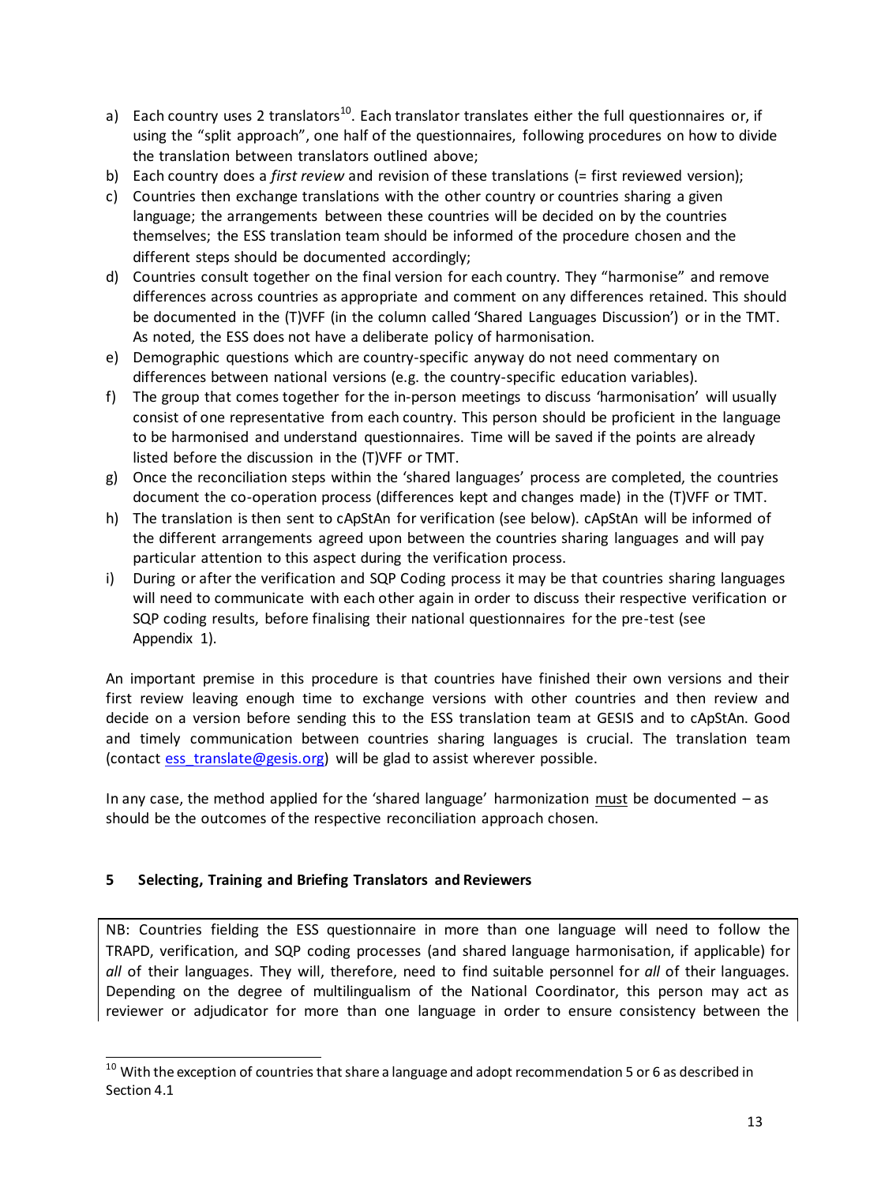a) Each country uses 2 translators[10]. Each translator translates either the full questionnaires or, if using the "split approach", one half of the questionnaires, following procedures on how to divide the translation between translators outlined above;
b) Each country does a *first review* and revision of these translations (= first reviewed version);
c) Countries then exchange translations with the other country or countries sharing a given language; the arrangements between these countries will be decided on by the countries themselves; the ESS translation team should be informed of the procedure chosen and the different steps should be documented accordingly;
d) Countries consult together on the final version for each country. They "harmonise" and remove differences across countries as appropriate and comment on any differences retained. This should be documented in the (T)VFF (in the column called 'Shared Languages Discussion') or in the TMT. As noted, the ESS does not have a deliberate policy of harmonisation.
e) Demographic questions which are country-specific anyway do not need commentary on differences between national versions (e.g. the country-specific education variables).
f) The group that comes together for the in-person meetings to discuss 'harmonisation' will usually consist of one representative from each country. This person should be proficient in the language to be harmonised and understand questionnaires. Time will be saved if the points are already listed before the discussion in the (T)VFF or TMT.
g) Once the reconciliation steps within the 'shared languages' process are completed, the countries document the co-operation process (differences kept and changes made) in the (T)VFF or TMT.
h) The translation is then sent to cApStAn for verification (see below). cApStAn will be informed of the different arrangements agreed upon between the countries sharing languages and will pay particular attention to this aspect during the verification process.
i) During or after the verification and SQP Coding process it may be that countries sharing languages will need to communicate with each other again in order to discuss their respective verification or SQP coding results, before finalising their national questionnaires for the pre-test (see Appendix 1).

An important premise in this procedure is that countries have finished their own versions and their first review leaving enough time to exchange versions with other countries and then review and decide on a version before sending this to the ESS translation team at GESIS and to cApStAn. Good and timely communication between countries sharing languages is crucial. The translation team (contact ess_translate@gesis.org) will be glad to assist wherever possible.

In any case, the method applied for the 'shared language' harmonization must be documented – as should be the outcomes of the respective reconciliation approach chosen.

## 5 Selecting, Training and Briefing Translators and Reviewers

NB: Countries fielding the ESS questionnaire in more than one language will need to follow the TRAPD, verification, and SQP coding processes (and shared language harmonisation, if applicable) for *all* of their languages. They will, therefore, need to find suitable personnel for *all* of their languages. Depending on the degree of multilingualism of the National Coordinator, this person may act as reviewer or adjudicator for more than one language in order to ensure consistency between the

[10] With the exception of countries that share a language and adopt recommendation 5 or 6 as described in Section 4.1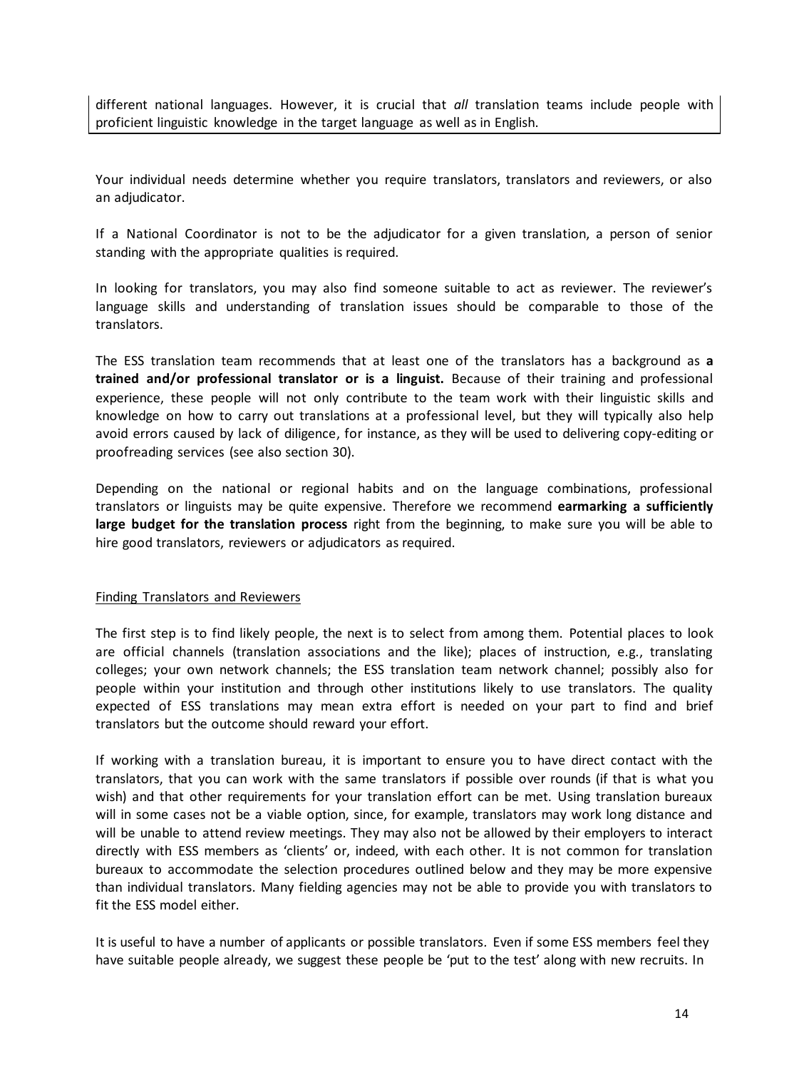different national languages. However, it is crucial that *all* translation teams include people with proficient linguistic knowledge in the target language as well as in English.

Your individual needs determine whether you require translators, translators and reviewers, or also an adjudicator.

If a National Coordinator is not to be the adjudicator for a given translation, a person of senior standing with the appropriate qualities is required.

In looking for translators, you may also find someone suitable to act as reviewer. The reviewer's language skills and understanding of translation issues should be comparable to those of the translators.

The ESS translation team recommends that at least one of the translators has a background as **a trained and/or professional translator or is a linguist.** Because of their training and professional experience, these people will not only contribute to the team work with their linguistic skills and knowledge on how to carry out translations at a professional level, but they will typically also help avoid errors caused by lack of diligence, for instance, as they will be used to delivering copy-editing or proofreading services (see also section 30).

Depending on the national or regional habits and on the language combinations, professional translators or linguists may be quite expensive. Therefore we recommend **earmarking a sufficiently large budget for the translation process** right from the beginning, to make sure you will be able to hire good translators, reviewers or adjudicators as required.

Finding Translators and Reviewers

The first step is to find likely people, the next is to select from among them. Potential places to look are official channels (translation associations and the like); places of instruction, e.g., translating colleges; your own network channels; the ESS translation team network channel; possibly also for people within your institution and through other institutions likely to use translators. The quality expected of ESS translations may mean extra effort is needed on your part to find and brief translators but the outcome should reward your effort.

If working with a translation bureau, it is important to ensure you to have direct contact with the translators, that you can work with the same translators if possible over rounds (if that is what you wish) and that other requirements for your translation effort can be met. Using translation bureaux will in some cases not be a viable option, since, for example, translators may work long distance and will be unable to attend review meetings. They may also not be allowed by their employers to interact directly with ESS members as 'clients' or, indeed, with each other. It is not common for translation bureaux to accommodate the selection procedures outlined below and they may be more expensive than individual translators. Many fielding agencies may not be able to provide you with translators to fit the ESS model either.

It is useful to have a number of applicants or possible translators. Even if some ESS members feel they have suitable people already, we suggest these people be 'put to the test' along with new recruits. In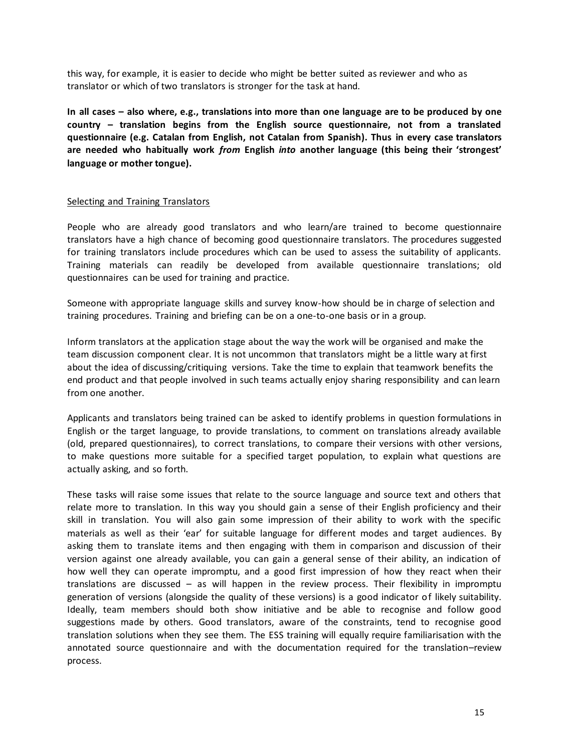this way, for example, it is easier to decide who might be better suited as reviewer and who as translator or which of two translators is stronger for the task at hand.

**In all cases – also where, e.g., translations into more than one language are to be produced by one country – translation begins from the English source questionnaire, not from a translated questionnaire (e.g. Catalan from English, not Catalan from Spanish). Thus in every case translators are needed who habitually work *from* English *into* another language (this being their 'strongest' language or mother tongue).**

<u>Selecting and Training Translators</u>

People who are already good translators and who learn/are trained to become questionnaire translators have a high chance of becoming good questionnaire translators. The procedures suggested for training translators include procedures which can be used to assess the suitability of applicants. Training materials can readily be developed from available questionnaire translations; old questionnaires can be used for training and practice.

Someone with appropriate language skills and survey know-how should be in charge of selection and training procedures. Training and briefing can be on a one-to-one basis or in a group.

Inform translators at the application stage about the way the work will be organised and make the team discussion component clear. It is not uncommon that translators might be a little wary at first about the idea of discussing/critiquing versions. Take the time to explain that teamwork benefits the end product and that people involved in such teams actually enjoy sharing responsibility and can learn from one another.

Applicants and translators being trained can be asked to identify problems in question formulations in English or the target language, to provide translations, to comment on translations already available (old, prepared questionnaires), to correct translations, to compare their versions with other versions, to make questions more suitable for a specified target population, to explain what questions are actually asking, and so forth.

These tasks will raise some issues that relate to the source language and source text and others that relate more to translation. In this way you should gain a sense of their English proficiency and their skill in translation. You will also gain some impression of their ability to work with the specific materials as well as their 'ear' for suitable language for different modes and target audiences. By asking them to translate items and then engaging with them in comparison and discussion of their version against one already available, you can gain a general sense of their ability, an indication of how well they can operate impromptu, and a good first impression of how they react when their translations are discussed – as will happen in the review process. Their flexibility in impromptu generation of versions (alongside the quality of these versions) is a good indicator of likely suitability. Ideally, team members should both show initiative and be able to recognise and follow good suggestions made by others. Good translators, aware of the constraints, tend to recognise good translation solutions when they see them. The ESS training will equally require familiarisation with the annotated source questionnaire and with the documentation required for the translation–review process.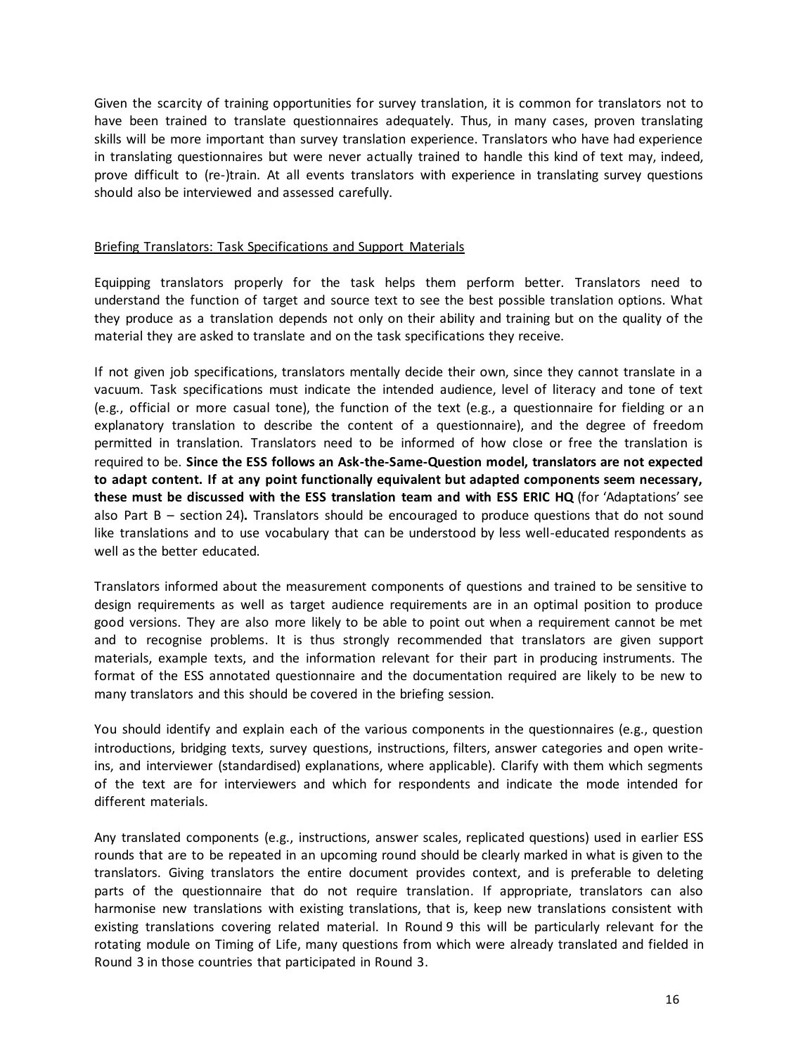Given the scarcity of training opportunities for survey translation, it is common for translators not to have been trained to translate questionnaires adequately. Thus, in many cases, proven translating skills will be more important than survey translation experience. Translators who have had experience in translating questionnaires but were never actually trained to handle this kind of text may, indeed, prove difficult to (re-)train. At all events translators with experience in translating survey questions should also be interviewed and assessed carefully.

<u>Briefing Translators: Task Specifications and Support Materials</u>

Equipping translators properly for the task helps them perform better. Translators need to understand the function of target and source text to see the best possible translation options. What they produce as a translation depends not only on their ability and training but on the quality of the material they are asked to translate and on the task specifications they receive.

If not given job specifications, translators mentally decide their own, since they cannot translate in a vacuum. Task specifications must indicate the intended audience, level of literacy and tone of text (e.g., official or more casual tone), the function of the text (e.g., a questionnaire for fielding or an explanatory translation to describe the content of a questionnaire), and the degree of freedom permitted in translation. Translators need to be informed of how close or free the translation is required to be. **Since the ESS follows an Ask-the-Same-Question model, translators are not expected to adapt content. If at any point functionally equivalent but adapted components seem necessary, these must be discussed with the ESS translation team and with ESS ERIC HQ** (for 'Adaptations' see also Part B – section 24)**.** Translators should be encouraged to produce questions that do not sound like translations and to use vocabulary that can be understood by less well-educated respondents as well as the better educated.

Translators informed about the measurement components of questions and trained to be sensitive to design requirements as well as target audience requirements are in an optimal position to produce good versions. They are also more likely to be able to point out when a requirement cannot be met and to recognise problems. It is thus strongly recommended that translators are given support materials, example texts, and the information relevant for their part in producing instruments. The format of the ESS annotated questionnaire and the documentation required are likely to be new to many translators and this should be covered in the briefing session.

You should identify and explain each of the various components in the questionnaires (e.g., question introductions, bridging texts, survey questions, instructions, filters, answer categories and open write-ins, and interviewer (standardised) explanations, where applicable). Clarify with them which segments of the text are for interviewers and which for respondents and indicate the mode intended for different materials.

Any translated components (e.g., instructions, answer scales, replicated questions) used in earlier ESS rounds that are to be repeated in an upcoming round should be clearly marked in what is given to the translators. Giving translators the entire document provides context, and is preferable to deleting parts of the questionnaire that do not require translation. If appropriate, translators can also harmonise new translations with existing translations, that is, keep new translations consistent with existing translations covering related material. In Round 9 this will be particularly relevant for the rotating module on Timing of Life, many questions from which were already translated and fielded in Round 3 in those countries that participated in Round 3.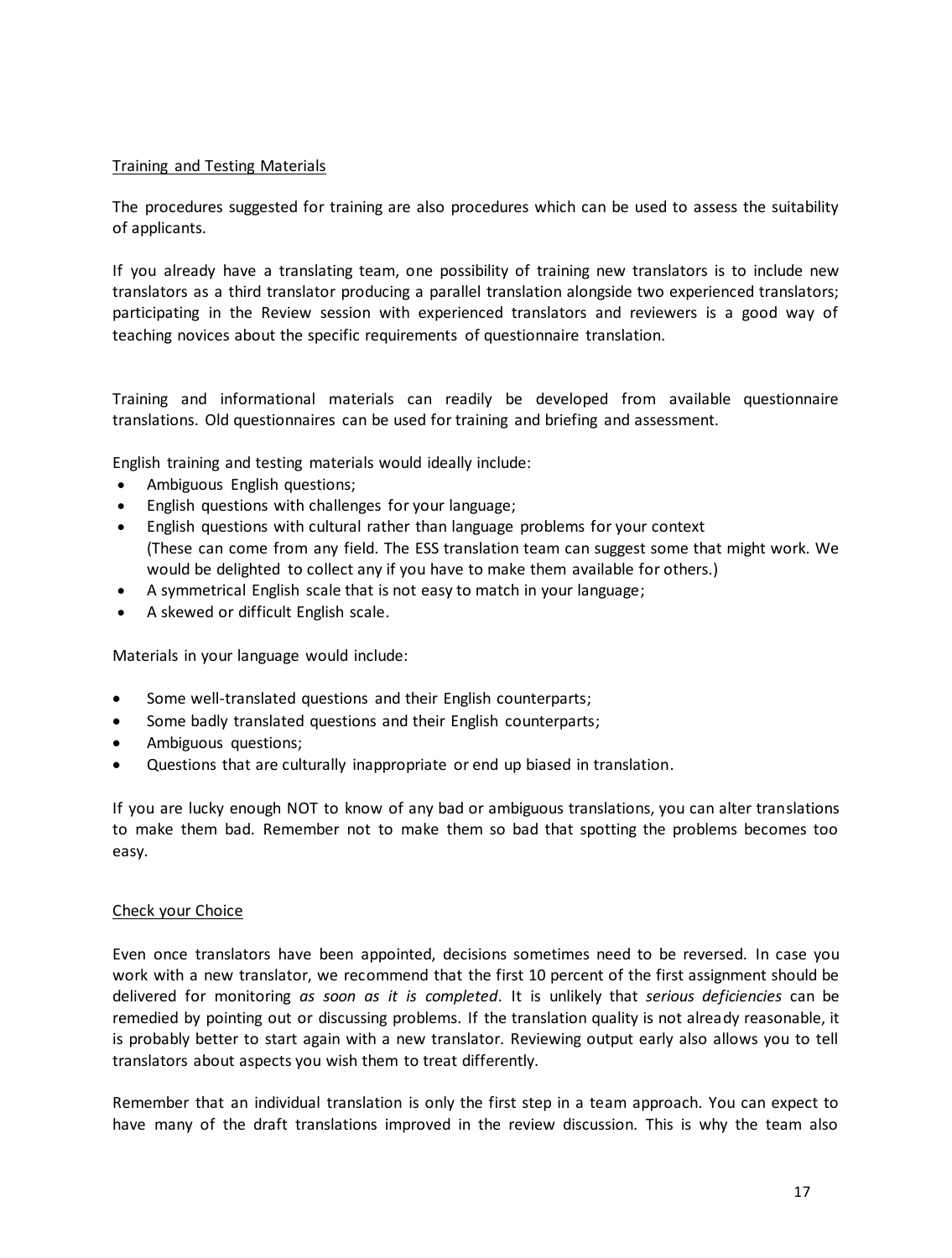Training and Testing Materials

The procedures suggested for training are also procedures which can be used to assess the suitability of applicants.

If you already have a translating team, one possibility of training new translators is to include new translators as a third translator producing a parallel translation alongside two experienced translators; participating in the Review session with experienced translators and reviewers is a good way of teaching novices about the specific requirements of questionnaire translation.

Training and informational materials can readily be developed from available questionnaire translations. Old questionnaires can be used for training and briefing and assessment.

English training and testing materials would ideally include:

- Ambiguous English questions;
- English questions with challenges for your language;
- English questions with cultural rather than language problems for your context (These can come from any field. The ESS translation team can suggest some that might work. We would be delighted to collect any if you have to make them available for others.)
- A symmetrical English scale that is not easy to match in your language;
- A skewed or difficult English scale.

Materials in your language would include:

- Some well-translated questions and their English counterparts;
- Some badly translated questions and their English counterparts;
- Ambiguous questions;
- Questions that are culturally inappropriate or end up biased in translation.

If you are lucky enough NOT to know of any bad or ambiguous translations, you can alter translations to make them bad. Remember not to make them so bad that spotting the problems becomes too easy.

Check your Choice

Even once translators have been appointed, decisions sometimes need to be reversed. In case you work with a new translator, we recommend that the first 10 percent of the first assignment should be delivered for monitoring *as soon as it is completed*. It is unlikely that *serious deficiencies* can be remedied by pointing out or discussing problems. If the translation quality is not already reasonable, it is probably better to start again with a new translator. Reviewing output early also allows you to tell translators about aspects you wish them to treat differently.

Remember that an individual translation is only the first step in a team approach. You can expect to have many of the draft translations improved in the review discussion. This is why the team also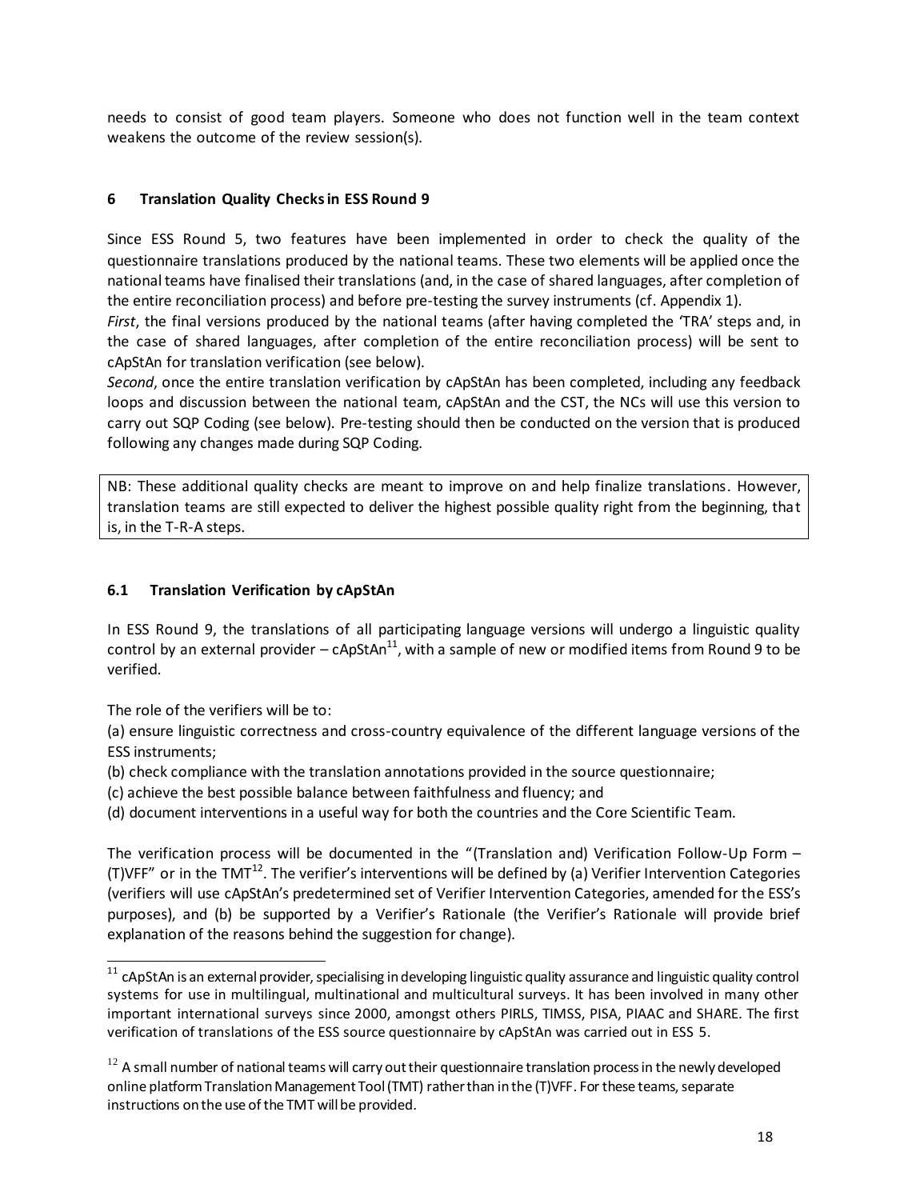needs to consist of good team players. Someone who does not function well in the team context weakens the outcome of the review session(s).

## 6 Translation Quality Checks in ESS Round 9

Since ESS Round 5, two features have been implemented in order to check the quality of the questionnaire translations produced by the national teams. These two elements will be applied once the national teams have finalised their translations (and, in the case of shared languages, after completion of the entire reconciliation process) and before pre-testing the survey instruments (cf. Appendix 1).

*First*, the final versions produced by the national teams (after having completed the 'TRA' steps and, in the case of shared languages, after completion of the entire reconciliation process) will be sent to cApStAn for translation verification (see below).

*Second*, once the entire translation verification by cApStAn has been completed, including any feedback loops and discussion between the national team, cApStAn and the CST, the NCs will use this version to carry out SQP Coding (see below). Pre-testing should then be conducted on the version that is produced following any changes made during SQP Coding.

> NB: These additional quality checks are meant to improve on and help finalize translations. However, translation teams are still expected to deliver the highest possible quality right from the beginning, that is, in the T-R-A steps.

### 6.1 Translation Verification by cApStAn

In ESS Round 9, the translations of all participating language versions will undergo a linguistic quality control by an external provider – cApStAn[11], with a sample of new or modified items from Round 9 to be verified.

The role of the verifiers will be to:

(a) ensure linguistic correctness and cross-country equivalence of the different language versions of the ESS instruments;
(b) check compliance with the translation annotations provided in the source questionnaire;
(c) achieve the best possible balance between faithfulness and fluency; and
(d) document interventions in a useful way for both the countries and the Core Scientific Team.

The verification process will be documented in the "(Translation and) Verification Follow-Up Form – (T)VFF" or in the TMT[12]. The verifier's interventions will be defined by (a) Verifier Intervention Categories (verifiers will use cApStAn's predetermined set of Verifier Intervention Categories, amended for the ESS's purposes), and (b) be supported by a Verifier's Rationale (the Verifier's Rationale will provide brief explanation of the reasons behind the suggestion for change).

---

[11] cApStAn is an external provider, specialising in developing linguistic quality assurance and linguistic quality control systems for use in multilingual, multinational and multicultural surveys. It has been involved in many other important international surveys since 2000, amongst others PIRLS, TIMSS, PISA, PIAAC and SHARE. The first verification of translations of the ESS source questionnaire by cApStAn was carried out in ESS 5.

[12] A small number of national teams will carry out their questionnaire translation process in the newly developed online platform Translation Management Tool (TMT) rather than in the (T)VFF. For these teams, separate instructions on the use of the TMT will be provided.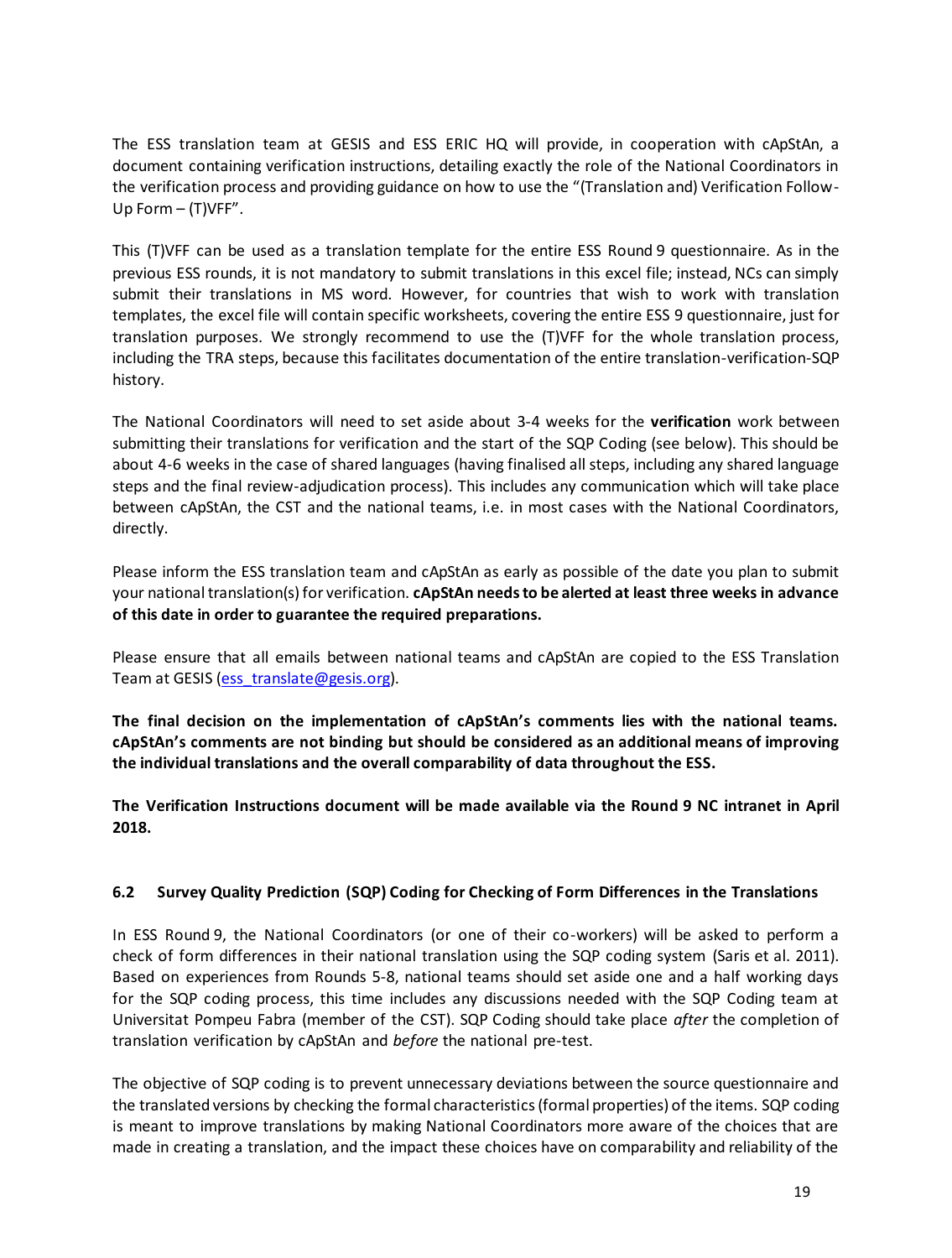The ESS translation team at GESIS and ESS ERIC HQ will provide, in cooperation with cApStAn, a document containing verification instructions, detailing exactly the role of the National Coordinators in the verification process and providing guidance on how to use the "(Translation and) Verification Follow-Up Form – (T)VFF".

This (T)VFF can be used as a translation template for the entire ESS Round 9 questionnaire. As in the previous ESS rounds, it is not mandatory to submit translations in this excel file; instead, NCs can simply submit their translations in MS word. However, for countries that wish to work with translation templates, the excel file will contain specific worksheets, covering the entire ESS 9 questionnaire, just for translation purposes. We strongly recommend to use the (T)VFF for the whole translation process, including the TRA steps, because this facilitates documentation of the entire translation-verification-SQP history.

The National Coordinators will need to set aside about 3-4 weeks for the **verification** work between submitting their translations for verification and the start of the SQP Coding (see below). This should be about 4-6 weeks in the case of shared languages (having finalised all steps, including any shared language steps and the final review-adjudication process). This includes any communication which will take place between cApStAn, the CST and the national teams, i.e. in most cases with the National Coordinators, directly.

Please inform the ESS translation team and cApStAn as early as possible of the date you plan to submit your national translation(s) for verification. **cApStAn needs to be alerted at least three weeks in advance of this date in order to guarantee the required preparations.**

Please ensure that all emails between national teams and cApStAn are copied to the ESS Translation Team at GESIS (ess_translate@gesis.org).

**The final decision on the implementation of cApStAn's comments lies with the national teams. cApStAn's comments are not binding but should be considered as an additional means of improving the individual translations and the overall comparability of data throughout the ESS.**

**The Verification Instructions document will be made available via the Round 9 NC intranet in April 2018.**

### 6.2 Survey Quality Prediction (SQP) Coding for Checking of Form Differences in the Translations

In ESS Round 9, the National Coordinators (or one of their co-workers) will be asked to perform a check of form differences in their national translation using the SQP coding system (Saris et al. 2011). Based on experiences from Rounds 5-8, national teams should set aside one and a half working days for the SQP coding process, this time includes any discussions needed with the SQP Coding team at Universitat Pompeu Fabra (member of the CST). SQP Coding should take place *after* the completion of translation verification by cApStAn and *before* the national pre-test.

The objective of SQP coding is to prevent unnecessary deviations between the source questionnaire and the translated versions by checking the formal characteristics (formal properties) of the items. SQP coding is meant to improve translations by making National Coordinators more aware of the choices that are made in creating a translation, and the impact these choices have on comparability and reliability of the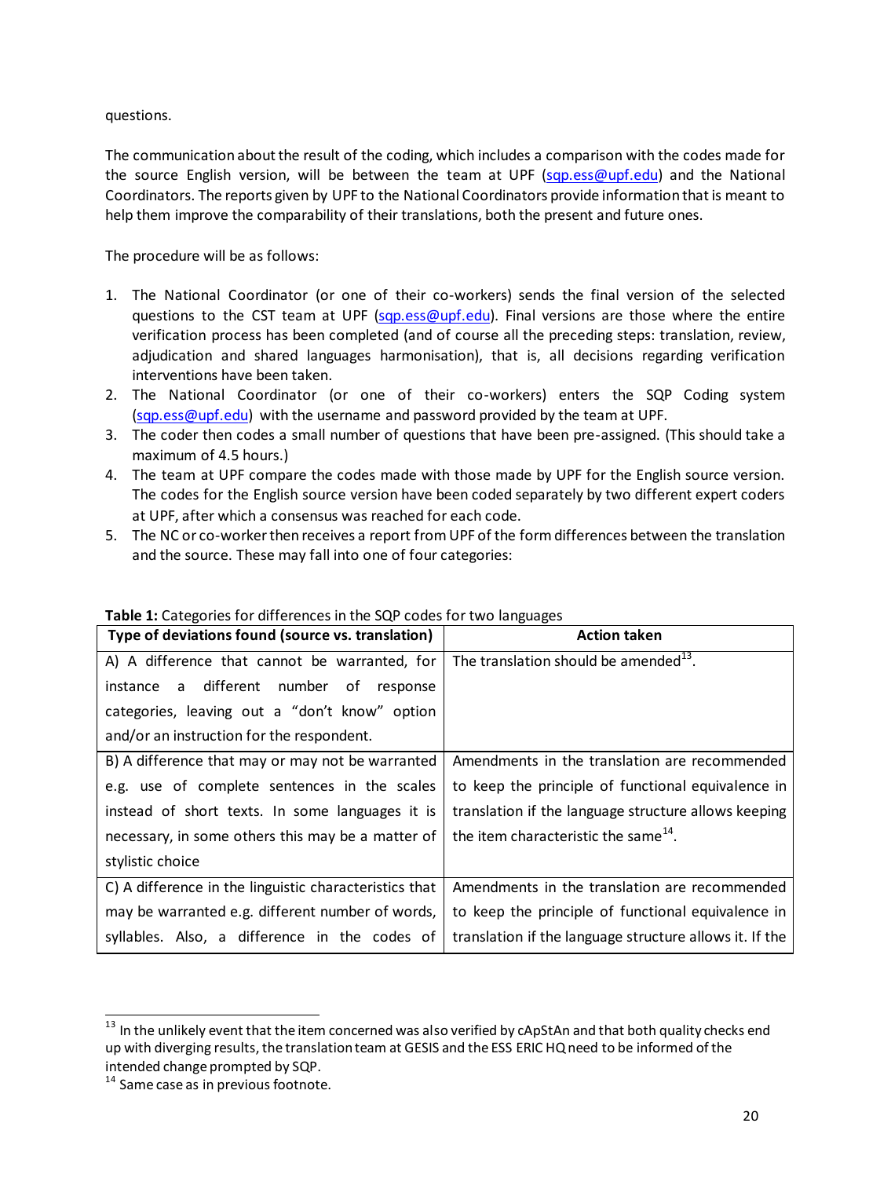questions.

The communication about the result of the coding, which includes a comparison with the codes made for the source English version, will be between the team at UPF (sqp.ess@upf.edu) and the National Coordinators. The reports given by UPF to the National Coordinators provide information that is meant to help them improve the comparability of their translations, both the present and future ones.

The procedure will be as follows:

1. The National Coordinator (or one of their co-workers) sends the final version of the selected questions to the CST team at UPF (sqp.ess@upf.edu). Final versions are those where the entire verification process has been completed (and of course all the preceding steps: translation, review, adjudication and shared languages harmonisation), that is, all decisions regarding verification interventions have been taken.
2. The National Coordinator (or one of their co-workers) enters the SQP Coding system (sqp.ess@upf.edu) with the username and password provided by the team at UPF.
3. The coder then codes a small number of questions that have been pre-assigned. (This should take a maximum of 4.5 hours.)
4. The team at UPF compare the codes made with those made by UPF for the English source version. The codes for the English source version have been coded separately by two different expert coders at UPF, after which a consensus was reached for each code.
5. The NC or co-worker then receives a report from UPF of the form differences between the translation and the source. These may fall into one of four categories:

**Table 1:** Categories for differences in the SQP codes for two languages

| Type of deviations found (source vs. translation) | Action taken |
|---|---|
| A) A difference that cannot be warranted, for instance a different number of response categories, leaving out a "don't know" option and/or an instruction for the respondent. | The translation should be amended[13]. |
| B) A difference that may or may not be warranted e.g. use of complete sentences in the scales instead of short texts. In some languages it is necessary, in some others this may be a matter of stylistic choice | Amendments in the translation are recommended to keep the principle of functional equivalence in translation if the language structure allows keeping the item characteristic the same[14]. |
| C) A difference in the linguistic characteristics that may be warranted e.g. different number of words, syllables. Also, a difference in the codes of | Amendments in the translation are recommended to keep the principle of functional equivalence in translation if the language structure allows it. If the |

[13] In the unlikely event that the item concerned was also verified by cApStAn and that both quality checks end up with diverging results, the translation team at GESIS and the ESS ERIC HQ need to be informed of the intended change prompted by SQP.

[14] Same case as in previous footnote.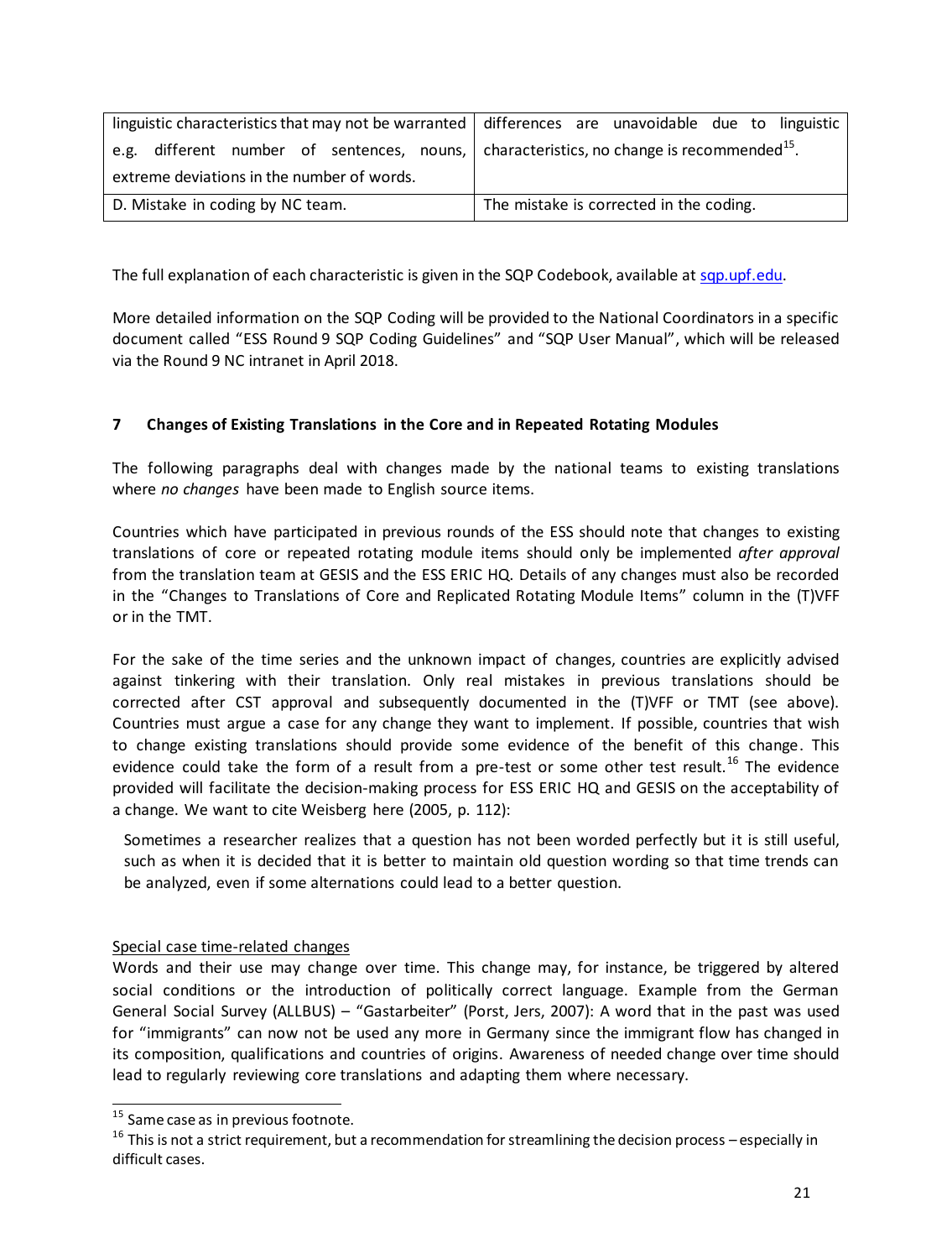| | |
|---|---|
| linguistic characteristics that may not be warranted e.g. different number of sentences, nouns, extreme deviations in the number of words. | differences are unavoidable due to linguistic characteristics, no change is recommended[15]. |
| D. Mistake in coding by NC team. | The mistake is corrected in the coding. |

The full explanation of each characteristic is given in the SQP Codebook, available at sqp.upf.edu.

More detailed information on the SQP Coding will be provided to the National Coordinators in a specific document called "ESS Round 9 SQP Coding Guidelines" and "SQP User Manual", which will be released via the Round 9 NC intranet in April 2018.

## 7 Changes of Existing Translations in the Core and in Repeated Rotating Modules

The following paragraphs deal with changes made by the national teams to existing translations where *no changes* have been made to English source items.

Countries which have participated in previous rounds of the ESS should note that changes to existing translations of core or repeated rotating module items should only be implemented *after approval* from the translation team at GESIS and the ESS ERIC HQ. Details of any changes must also be recorded in the "Changes to Translations of Core and Replicated Rotating Module Items" column in the (T)VFF or in the TMT.

For the sake of the time series and the unknown impact of changes, countries are explicitly advised against tinkering with their translation. Only real mistakes in previous translations should be corrected after CST approval and subsequently documented in the (T)VFF or TMT (see above). Countries must argue a case for any change they want to implement. If possible, countries that wish to change existing translations should provide some evidence of the benefit of this change. This evidence could take the form of a result from a pre-test or some other test result.[16] The evidence provided will facilitate the decision-making process for ESS ERIC HQ and GESIS on the acceptability of a change. We want to cite Weisberg here (2005, p. 112):

> Sometimes a researcher realizes that a question has not been worded perfectly but it is still useful, such as when it is decided that it is better to maintain old question wording so that time trends can be analyzed, even if some alternations could lead to a better question.

Special case time-related changes

Words and their use may change over time. This change may, for instance, be triggered by altered social conditions or the introduction of politically correct language. Example from the German General Social Survey (ALLBUS) – "Gastarbeiter" (Porst, Jers, 2007): A word that in the past was used for "immigrants" can now not be used any more in Germany since the immigrant flow has changed in its composition, qualifications and countries of origins. Awareness of needed change over time should lead to regularly reviewing core translations and adapting them where necessary.

---

[15] Same case as in previous footnote.

[16] This is not a strict requirement, but a recommendation for streamlining the decision process – especially in difficult cases.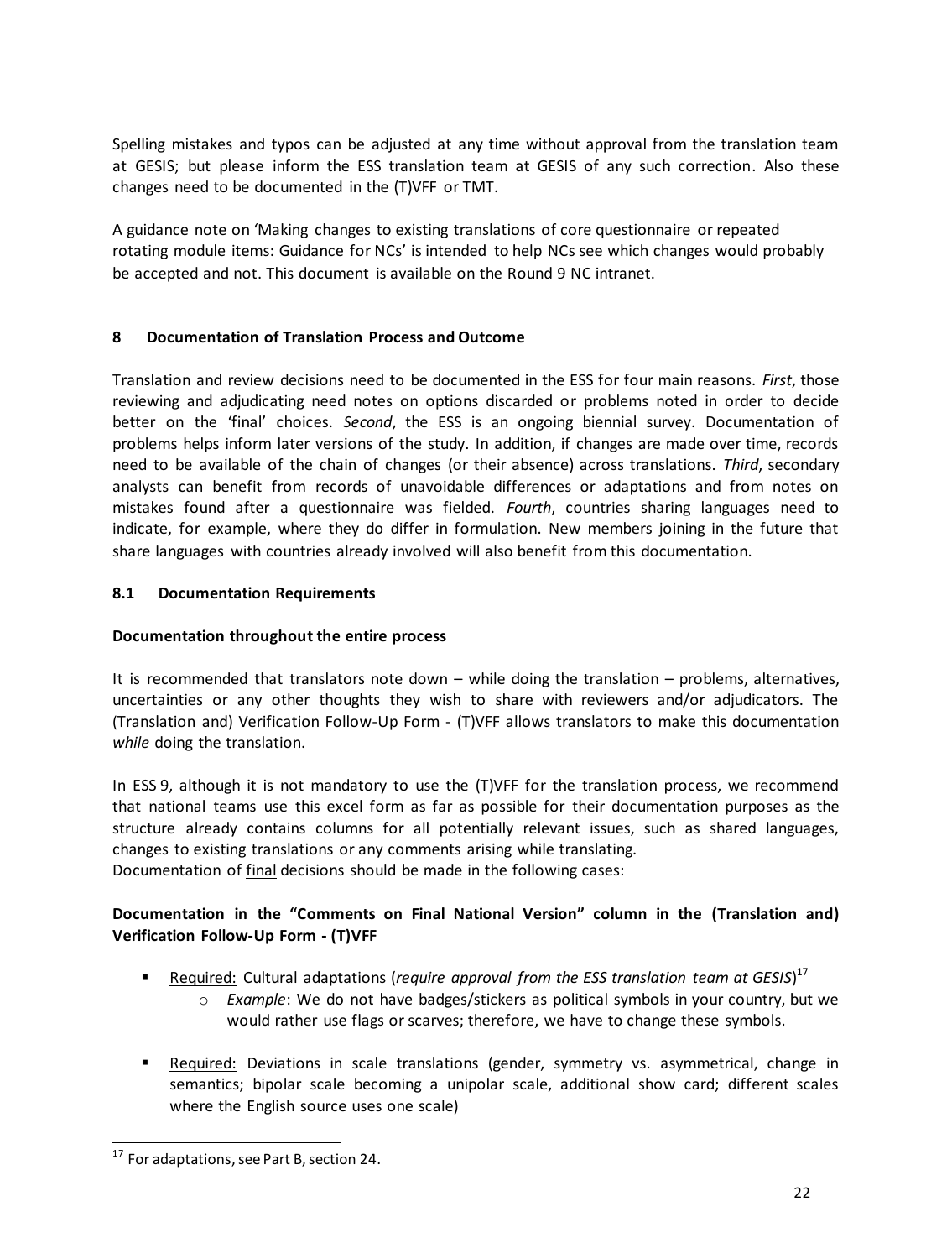Spelling mistakes and typos can be adjusted at any time without approval from the translation team at GESIS; but please inform the ESS translation team at GESIS of any such correction. Also these changes need to be documented in the (T)VFF or TMT.

A guidance note on 'Making changes to existing translations of core questionnaire or repeated rotating module items: Guidance for NCs' is intended to help NCs see which changes would probably be accepted and not. This document is available on the Round 9 NC intranet.

## 8 Documentation of Translation Process and Outcome

Translation and review decisions need to be documented in the ESS for four main reasons. *First*, those reviewing and adjudicating need notes on options discarded or problems noted in order to decide better on the 'final' choices. *Second*, the ESS is an ongoing biennial survey. Documentation of problems helps inform later versions of the study. In addition, if changes are made over time, records need to be available of the chain of changes (or their absence) across translations. *Third*, secondary analysts can benefit from records of unavoidable differences or adaptations and from notes on mistakes found after a questionnaire was fielded. *Fourth*, countries sharing languages need to indicate, for example, where they do differ in formulation. New members joining in the future that share languages with countries already involved will also benefit from this documentation.

### 8.1 Documentation Requirements

**Documentation throughout the entire process**

It is recommended that translators note down – while doing the translation – problems, alternatives, uncertainties or any other thoughts they wish to share with reviewers and/or adjudicators. The (Translation and) Verification Follow-Up Form - (T)VFF allows translators to make this documentation *while* doing the translation.

In ESS 9, although it is not mandatory to use the (T)VFF for the translation process, we recommend that national teams use this excel form as far as possible for their documentation purposes as the structure already contains columns for all potentially relevant issues, such as shared languages, changes to existing translations or any comments arising while translating.
Documentation of final decisions should be made in the following cases:

**Documentation in the "Comments on Final National Version" column in the (Translation and) Verification Follow-Up Form - (T)VFF**

- Required: Cultural adaptations (*require approval from the ESS translation team at GESIS*)[17]
  - *Example*: We do not have badges/stickers as political symbols in your country, but we would rather use flags or scarves; therefore, we have to change these symbols.
- Required: Deviations in scale translations (gender, symmetry vs. asymmetrical, change in semantics; bipolar scale becoming a unipolar scale, additional show card; different scales where the English source uses one scale)

[17] For adaptations, see Part B, section 24.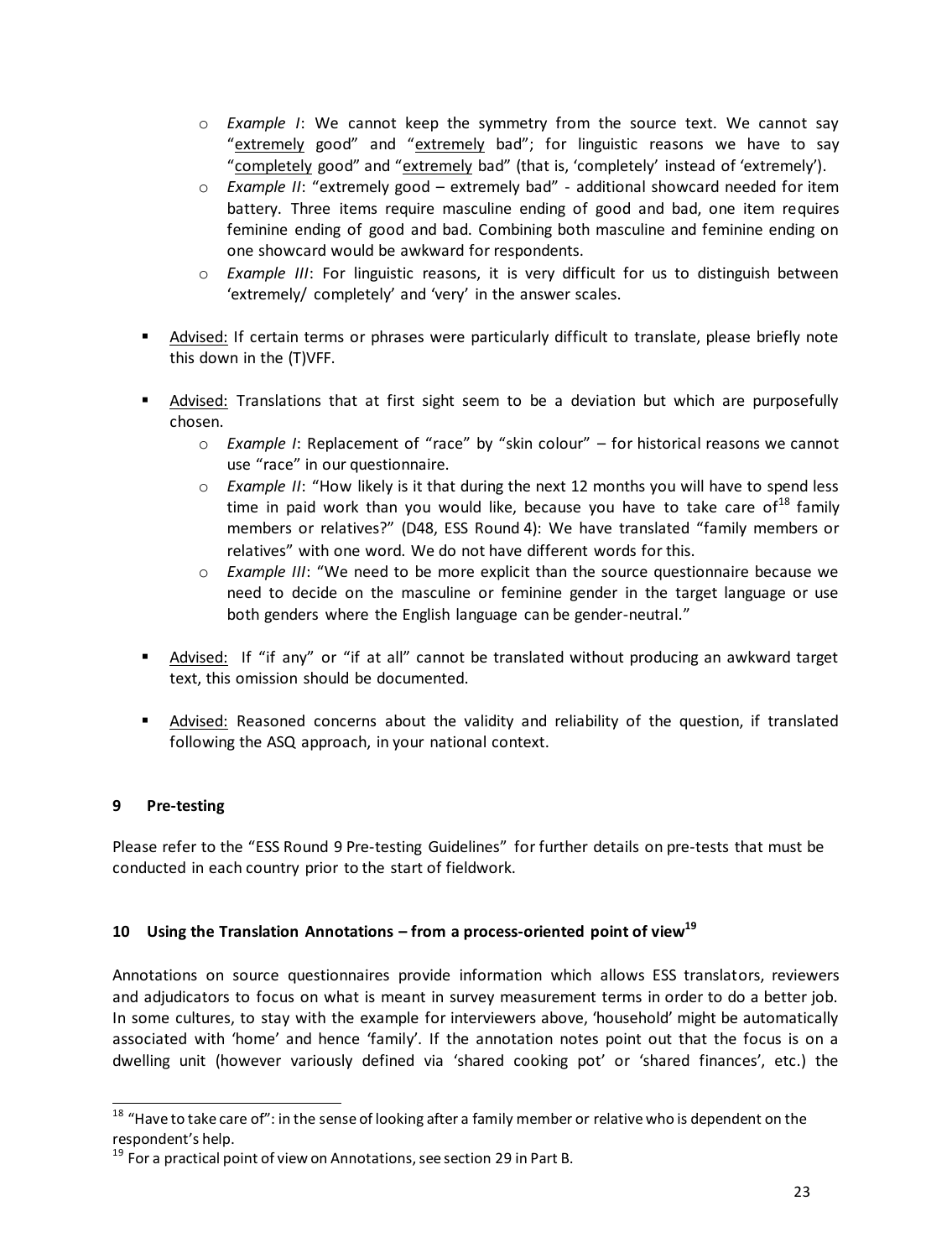- *Example I*: We cannot keep the symmetry from the source text. We cannot say "<u>extremely</u> good" and "<u>extremely</u> bad"; for linguistic reasons we have to say "<u>completely</u> good" and "<u>extremely</u> bad" (that is, 'completely' instead of 'extremely').
   - *Example II*: "extremely good – extremely bad" - additional showcard needed for item battery. Three items require masculine ending of good and bad, one item requires feminine ending of good and bad. Combining both masculine and feminine ending on one showcard would be awkward for respondents.
   - *Example III*: For linguistic reasons, it is very difficult for us to distinguish between 'extremely/ completely' and 'very' in the answer scales.

- <u>Advised:</u> If certain terms or phrases were particularly difficult to translate, please briefly note this down in the (T)VFF.

- <u>Advised:</u> Translations that at first sight seem to be a deviation but which are purposefully chosen.
   - *Example I*: Replacement of "race" by "skin colour" – for historical reasons we cannot use "race" in our questionnaire.
   - *Example II*: "How likely is it that during the next 12 months you will have to spend less time in paid work than you would like, because you have to take care of[18] family members or relatives?" (D48, ESS Round 4): We have translated "family members or relatives" with one word. We do not have different words for this.
   - *Example III*: "We need to be more explicit than the source questionnaire because we need to decide on the masculine or feminine gender in the target language or use both genders where the English language can be gender-neutral."

- <u>Advised:</u> If "if any" or "if at all" cannot be translated without producing an awkward target text, this omission should be documented.

- <u>Advised:</u> Reasoned concerns about the validity and reliability of the question, if translated following the ASQ approach, in your national context.

## 9 Pre-testing

Please refer to the "ESS Round 9 Pre-testing Guidelines" for further details on pre-tests that must be conducted in each country prior to the start of fieldwork.

## 10 Using the Translation Annotations – from a process-oriented point of view[19]

Annotations on source questionnaires provide information which allows ESS translators, reviewers and adjudicators to focus on what is meant in survey measurement terms in order to do a better job. In some cultures, to stay with the example for interviewers above, 'household' might be automatically associated with 'home' and hence 'family'. If the annotation notes point out that the focus is on a dwelling unit (however variously defined via 'shared cooking pot' or 'shared finances', etc.) the

---

[18] "Have to take care of": in the sense of looking after a family member or relative who is dependent on the respondent's help.

[19] For a practical point of view on Annotations, see section 29 in Part B.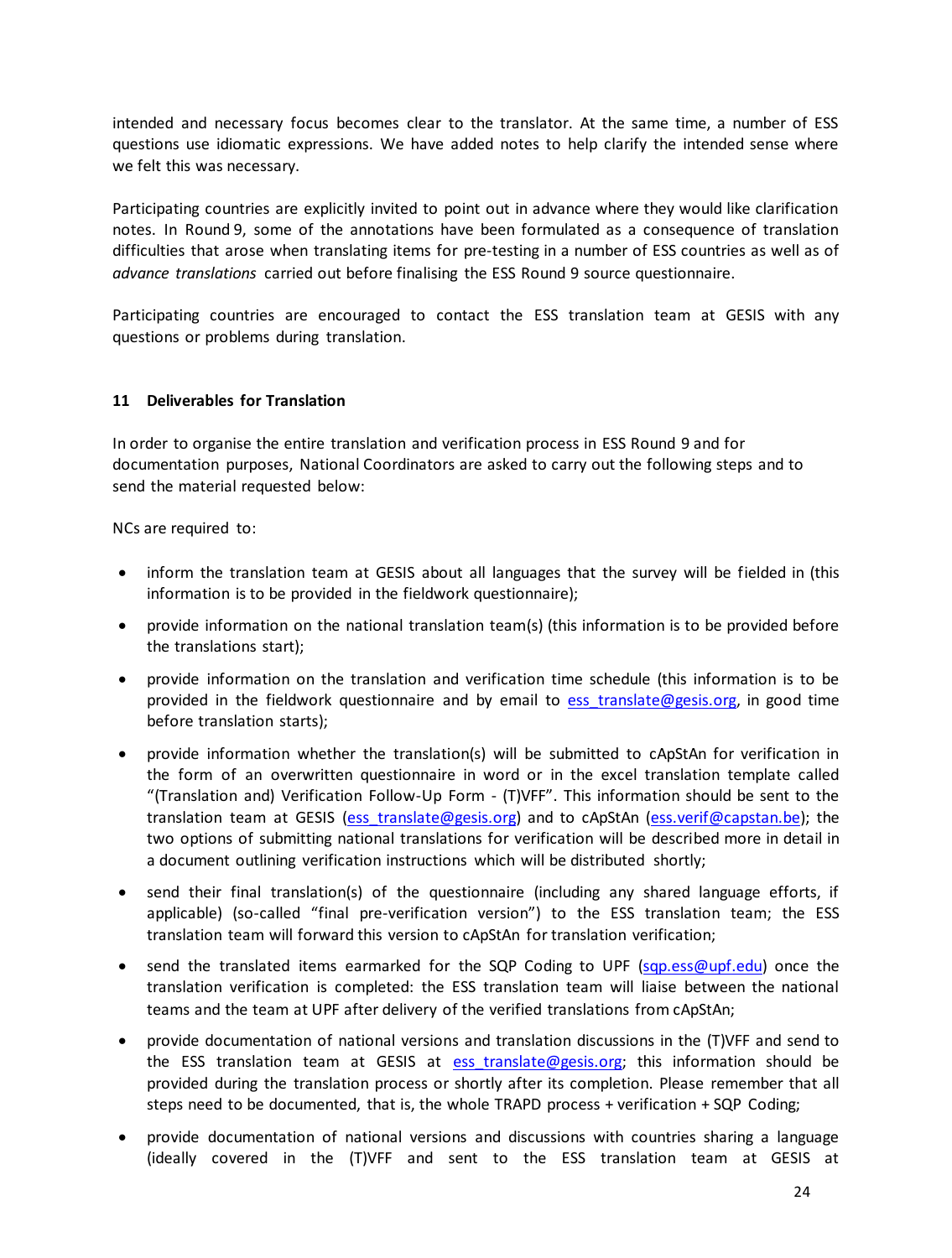intended and necessary focus becomes clear to the translator. At the same time, a number of ESS questions use idiomatic expressions. We have added notes to help clarify the intended sense where we felt this was necessary.

Participating countries are explicitly invited to point out in advance where they would like clarification notes. In Round 9, some of the annotations have been formulated as a consequence of translation difficulties that arose when translating items for pre-testing in a number of ESS countries as well as of *advance translations* carried out before finalising the ESS Round 9 source questionnaire.

Participating countries are encouraged to contact the ESS translation team at GESIS with any questions or problems during translation.

## 11 Deliverables for Translation

In order to organise the entire translation and verification process in ESS Round 9 and for documentation purposes, National Coordinators are asked to carry out the following steps and to send the material requested below:

NCs are required to:

- inform the translation team at GESIS about all languages that the survey will be fielded in (this information is to be provided in the fieldwork questionnaire);
- provide information on the national translation team(s) (this information is to be provided before the translations start);
- provide information on the translation and verification time schedule (this information is to be provided in the fieldwork questionnaire and by email to ess_translate@gesis.org, in good time before translation starts);
- provide information whether the translation(s) will be submitted to cApStAn for verification in the form of an overwritten questionnaire in word or in the excel translation template called "(Translation and) Verification Follow-Up Form - (T)VFF". This information should be sent to the translation team at GESIS (ess_translate@gesis.org) and to cApStAn (ess.verif@capstan.be); the two options of submitting national translations for verification will be described more in detail in a document outlining verification instructions which will be distributed shortly;
- send their final translation(s) of the questionnaire (including any shared language efforts, if applicable) (so-called "final pre-verification version") to the ESS translation team; the ESS translation team will forward this version to cApStAn for translation verification;
- send the translated items earmarked for the SQP Coding to UPF (sqp.ess@upf.edu) once the translation verification is completed: the ESS translation team will liaise between the national teams and the team at UPF after delivery of the verified translations from cApStAn;
- provide documentation of national versions and translation discussions in the (T)VFF and send to the ESS translation team at GESIS at ess_translate@gesis.org; this information should be provided during the translation process or shortly after its completion. Please remember that all steps need to be documented, that is, the whole TRAPD process + verification + SQP Coding;
- provide documentation of national versions and discussions with countries sharing a language (ideally covered in the (T)VFF and sent to the ESS translation team at GESIS at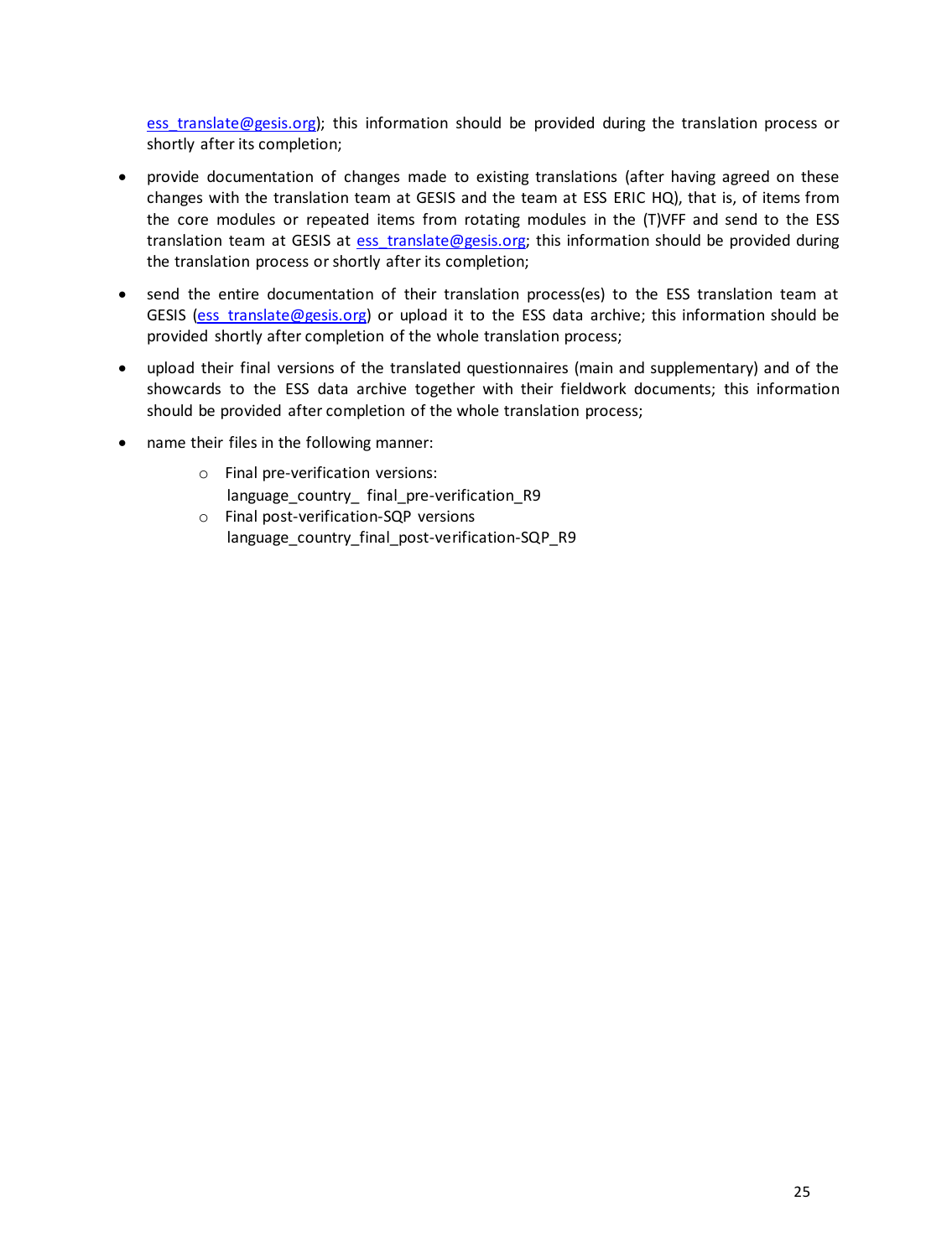ess_translate@gesis.org); this information should be provided during the translation process or shortly after its completion;

- provide documentation of changes made to existing translations (after having agreed on these changes with the translation team at GESIS and the team at ESS ERIC HQ), that is, of items from the core modules or repeated items from rotating modules in the (T)VFF and send to the ESS translation team at GESIS at ess_translate@gesis.org; this information should be provided during the translation process or shortly after its completion;
- send the entire documentation of their translation process(es) to the ESS translation team at GESIS (ess_translate@gesis.org) or upload it to the ESS data archive; this information should be provided shortly after completion of the whole translation process;
- upload their final versions of the translated questionnaires (main and supplementary) and of the showcards to the ESS data archive together with their fieldwork documents; this information should be provided after completion of the whole translation process;
- name their files in the following manner:
  - Final pre-verification versions:
    language_country_ final_pre-verification_R9
  - Final post-verification-SQP versions
    language_country_final_post-verification-SQP_R9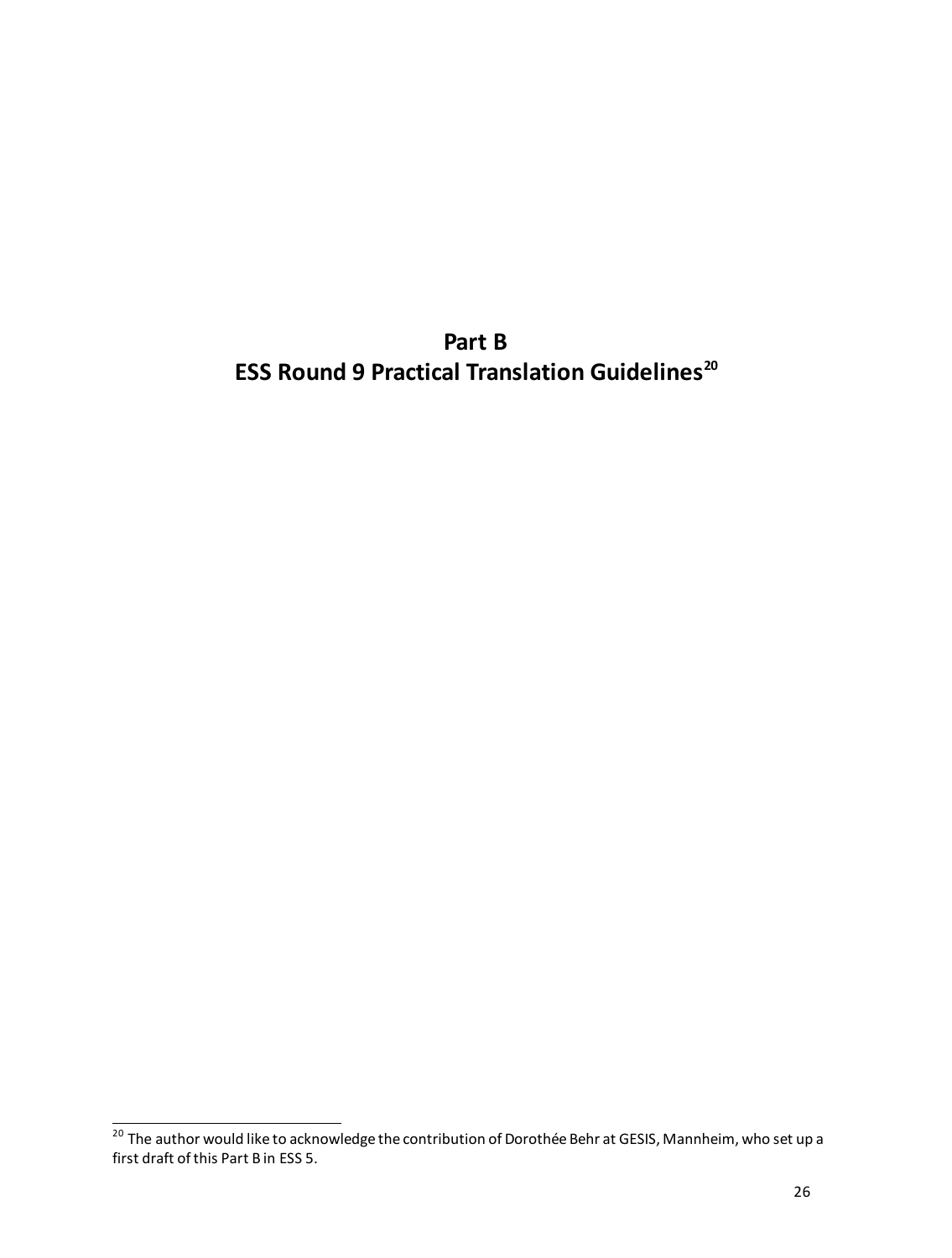# Part B
# ESS Round 9 Practical Translation Guidelines[20]

[20] The author would like to acknowledge the contribution of Dorothée Behr at GESIS, Mannheim, who set up a first draft of this Part B in ESS 5.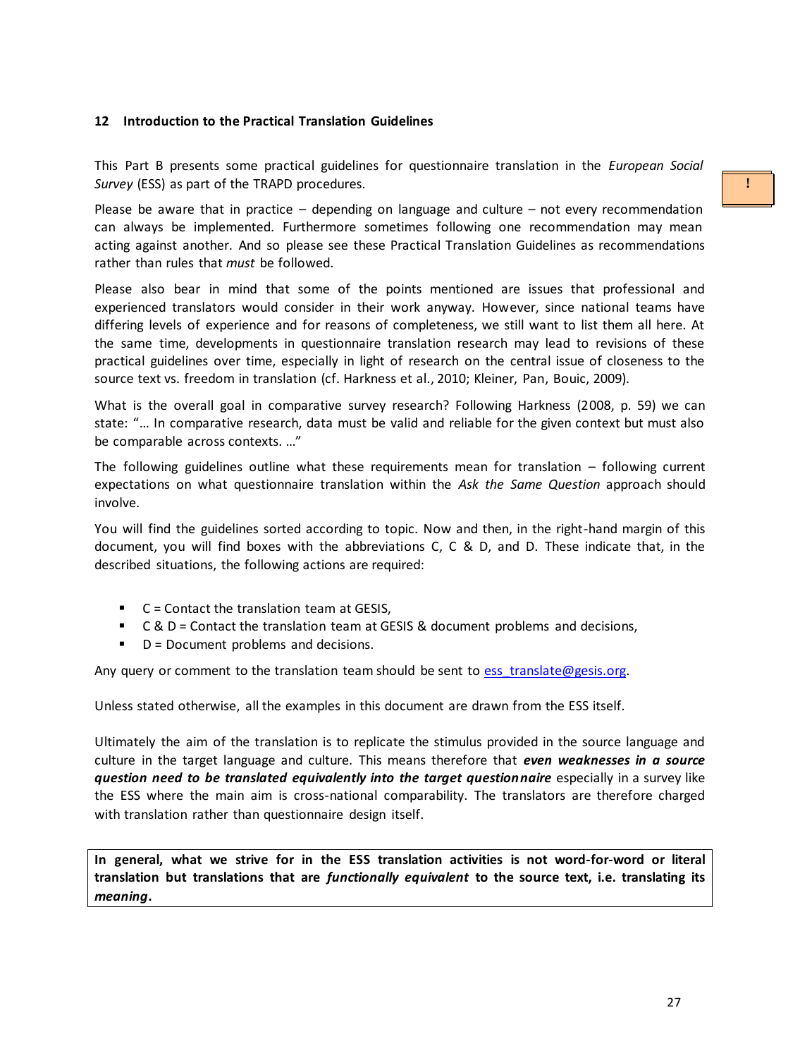## 12 Introduction to the Practical Translation Guidelines

This Part B presents some practical guidelines for questionnaire translation in the *European Social Survey* (ESS) as part of the TRAPD procedures.

!

Please be aware that in practice – depending on language and culture – not every recommendation can always be implemented. Furthermore sometimes following one recommendation may mean acting against another. And so please see these Practical Translation Guidelines as recommendations rather than rules that *must* be followed.

Please also bear in mind that some of the points mentioned are issues that professional and experienced translators would consider in their work anyway. However, since national teams have differing levels of experience and for reasons of completeness, we still want to list them all here. At the same time, developments in questionnaire translation research may lead to revisions of these practical guidelines over time, especially in light of research on the central issue of closeness to the source text vs. freedom in translation (cf. Harkness et al., 2010; Kleiner, Pan, Bouic, 2009).

What is the overall goal in comparative survey research? Following Harkness (2008, p. 59) we can state: "… In comparative research, data must be valid and reliable for the given context but must also be comparable across contexts. …"

The following guidelines outline what these requirements mean for translation – following current expectations on what questionnaire translation within the *Ask the Same Question* approach should involve.

You will find the guidelines sorted according to topic. Now and then, in the right-hand margin of this document, you will find boxes with the abbreviations C, C & D, and D. These indicate that, in the described situations, the following actions are required:

- C = Contact the translation team at GESIS,
- C & D = Contact the translation team at GESIS & document problems and decisions,
- D = Document problems and decisions.

Any query or comment to the translation team should be sent to ess_translate@gesis.org.

Unless stated otherwise, all the examples in this document are drawn from the ESS itself.

Ultimately the aim of the translation is to replicate the stimulus provided in the source language and culture in the target language and culture. This means therefore that ***even weaknesses in a source question need to be translated equivalently into the target questionnaire*** especially in a survey like the ESS where the main aim is cross-national comparability. The translators are therefore charged with translation rather than questionnaire design itself.

**In general, what we strive for in the ESS translation activities is not word-for-word or literal translation but translations that are *functionally equivalent* to the source text, i.e. translating its *meaning*.**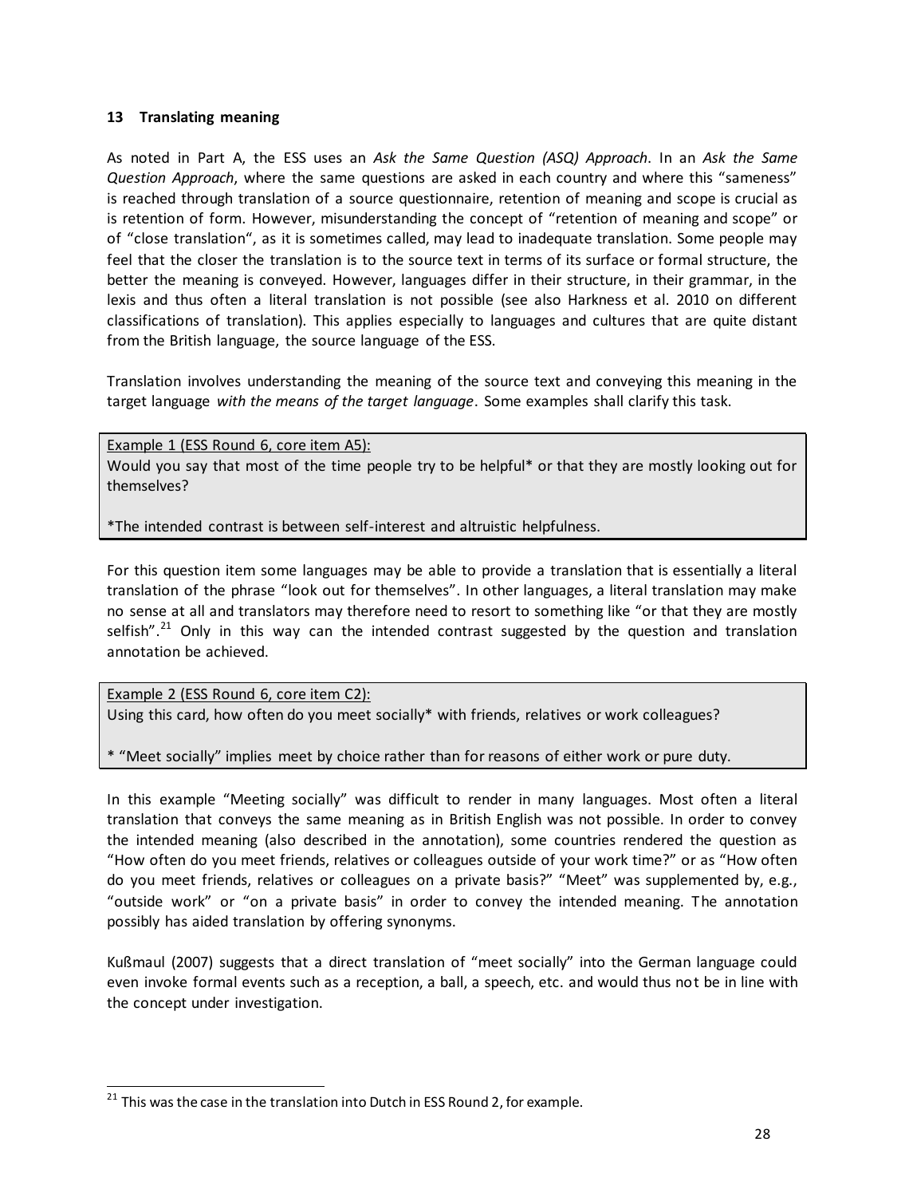## 13 Translating meaning

As noted in Part A, the ESS uses an *Ask the Same Question (ASQ) Approach*. In an *Ask the Same Question Approach*, where the same questions are asked in each country and where this "sameness" is reached through translation of a source questionnaire, retention of meaning and scope is crucial as is retention of form. However, misunderstanding the concept of "retention of meaning and scope" or of "close translation", as it is sometimes called, may lead to inadequate translation. Some people may feel that the closer the translation is to the source text in terms of its surface or formal structure, the better the meaning is conveyed. However, languages differ in their structure, in their grammar, in the lexis and thus often a literal translation is not possible (see also Harkness et al. 2010 on different classifications of translation). This applies especially to languages and cultures that are quite distant from the British language, the source language of the ESS.

Translation involves understanding the meaning of the source text and conveying this meaning in the target language *with the means of the target language*. Some examples shall clarify this task.

> Example 1 (ESS Round 6, core item A5):
> Would you say that most of the time people try to be helpful* or that they are mostly looking out for themselves?
>
> *The intended contrast is between self-interest and altruistic helpfulness.

For this question item some languages may be able to provide a translation that is essentially a literal translation of the phrase "look out for themselves". In other languages, a literal translation may make no sense at all and translators may therefore need to resort to something like "or that they are mostly selfish".[21] Only in this way can the intended contrast suggested by the question and translation annotation be achieved.

> Example 2 (ESS Round 6, core item C2):
> Using this card, how often do you meet socially* with friends, relatives or work colleagues?
>
> * "Meet socially" implies meet by choice rather than for reasons of either work or pure duty.

In this example "Meeting socially" was difficult to render in many languages. Most often a literal translation that conveys the same meaning as in British English was not possible. In order to convey the intended meaning (also described in the annotation), some countries rendered the question as "How often do you meet friends, relatives or colleagues outside of your work time?" or as "How often do you meet friends, relatives or colleagues on a private basis?" "Meet" was supplemented by, e.g., "outside work" or "on a private basis" in order to convey the intended meaning. The annotation possibly has aided translation by offering synonyms.

Kußmaul (2007) suggests that a direct translation of "meet socially" into the German language could even invoke formal events such as a reception, a ball, a speech, etc. and would thus not be in line with the concept under investigation.

---

[21] This was the case in the translation into Dutch in ESS Round 2, for example.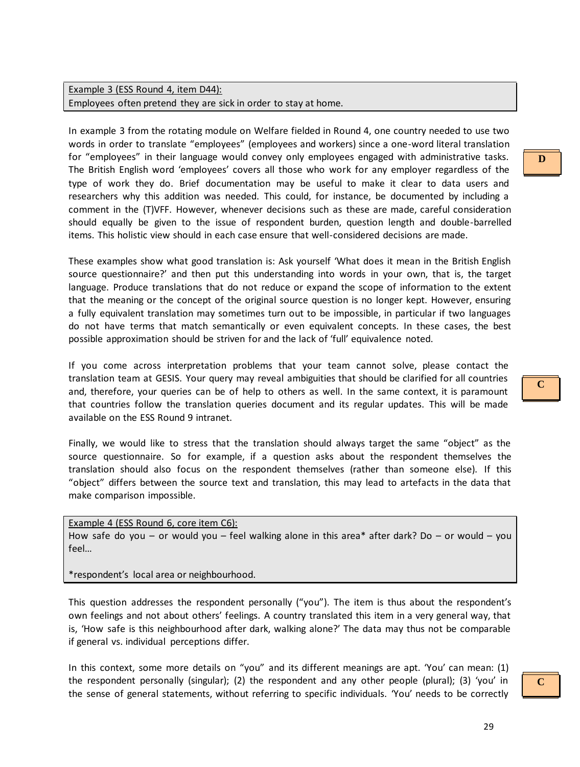> Example 3 (ESS Round 4, item D44):
> Employees often pretend they are sick in order to stay at home.

In example 3 from the rotating module on Welfare fielded in Round 4, one country needed to use two words in order to translate "employees" (employees and workers) since a one-word literal translation for "employees" in their language would convey only employees engaged with administrative tasks. The British English word 'employees' covers all those who work for any employer regardless of the type of work they do. Brief documentation may be useful to make it clear to data users and researchers why this addition was needed. This could, for instance, be documented by including a comment in the (T)VFF. However, whenever decisions such as these are made, careful consideration should equally be given to the issue of respondent burden, question length and double-barrelled items. This holistic view should in each case ensure that well-considered decisions are made.

**D**

These examples show what good translation is: Ask yourself 'What does it mean in the British English source questionnaire?' and then put this understanding into words in your own, that is, the target language. Produce translations that do not reduce or expand the scope of information to the extent that the meaning or the concept of the original source question is no longer kept. However, ensuring a fully equivalent translation may sometimes turn out to be impossible, in particular if two languages do not have terms that match semantically or even equivalent concepts. In these cases, the best possible approximation should be striven for and the lack of 'full' equivalence noted.

If you come across interpretation problems that your team cannot solve, please contact the translation team at GESIS. Your query may reveal ambiguities that should be clarified for all countries and, therefore, your queries can be of help to others as well. In the same context, it is paramount that countries follow the translation queries document and its regular updates. This will be made available on the ESS Round 9 intranet.

**C**

Finally, we would like to stress that the translation should always target the same "object" as the source questionnaire. So for example, if a question asks about the respondent themselves the translation should also focus on the respondent themselves (rather than someone else). If this "object" differs between the source text and translation, this may lead to artefacts in the data that make comparison impossible.

> Example 4 (ESS Round 6, core item C6):
> How safe do you – or would you – feel walking alone in this area* after dark? Do – or would – you feel…
>
> *respondent's local area or neighbourhood.

This question addresses the respondent personally ("you"). The item is thus about the respondent's own feelings and not about others' feelings. A country translated this item in a very general way, that is, 'How safe is this neighbourhood after dark, walking alone?' The data may thus not be comparable if general vs. individual perceptions differ.

In this context, some more details on "you" and its different meanings are apt. 'You' can mean: (1) the respondent personally (singular); (2) the respondent and any other people (plural); (3) 'you' in the sense of general statements, without referring to specific individuals. 'You' needs to be correctly

**C**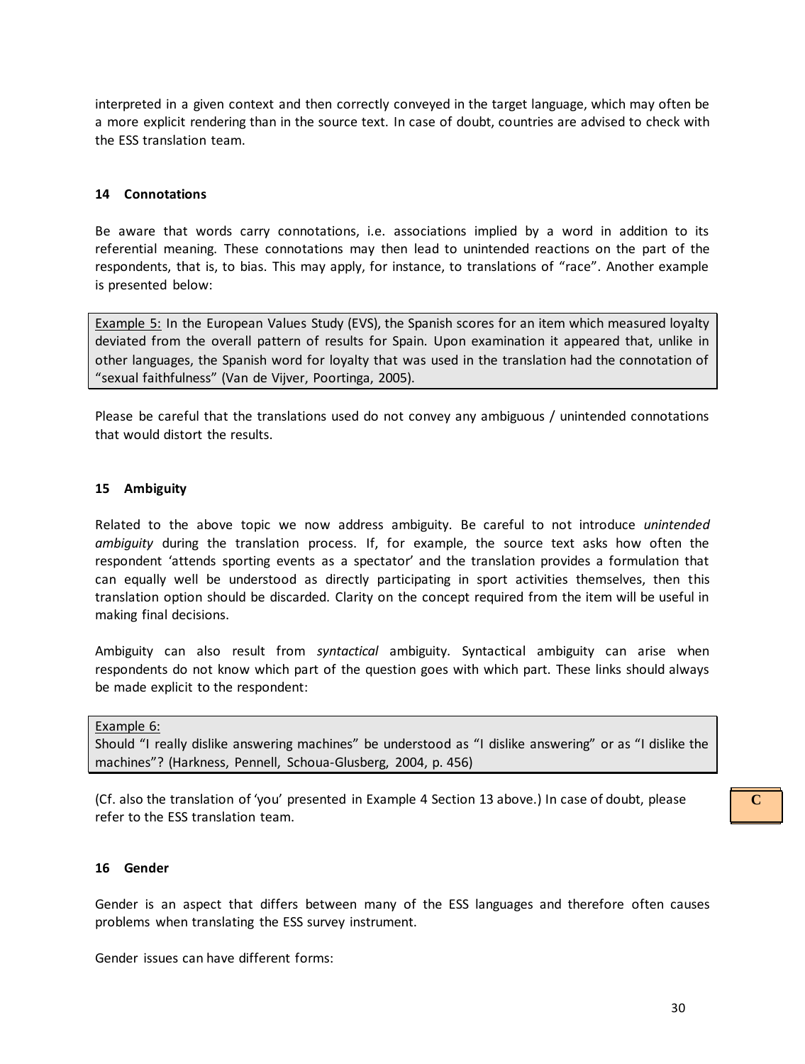interpreted in a given context and then correctly conveyed in the target language, which may often be a more explicit rendering than in the source text. In case of doubt, countries are advised to check with the ESS translation team.

### 14 Connotations

Be aware that words carry connotations, i.e. associations implied by a word in addition to its referential meaning. These connotations may then lead to unintended reactions on the part of the respondents, that is, to bias. This may apply, for instance, to translations of "race". Another example is presented below:

> Example 5: In the European Values Study (EVS), the Spanish scores for an item which measured loyalty deviated from the overall pattern of results for Spain. Upon examination it appeared that, unlike in other languages, the Spanish word for loyalty that was used in the translation had the connotation of "sexual faithfulness" (Van de Vijver, Poortinga, 2005).

Please be careful that the translations used do not convey any ambiguous / unintended connotations that would distort the results.

### 15 Ambiguity

Related to the above topic we now address ambiguity. Be careful to not introduce *unintended ambiguity* during the translation process. If, for example, the source text asks how often the respondent 'attends sporting events as a spectator' and the translation provides a formulation that can equally well be understood as directly participating in sport activities themselves, then this translation option should be discarded. Clarity on the concept required from the item will be useful in making final decisions.

Ambiguity can also result from *syntactical* ambiguity. Syntactical ambiguity can arise when respondents do not know which part of the question goes with which part. These links should always be made explicit to the respondent:

> Example 6:
> Should "I really dislike answering machines" be understood as "I dislike answering" or as "I dislike the machines"? (Harkness, Pennell, Schoua-Glusberg, 2004, p. 456)

(Cf. also the translation of 'you' presented in Example 4 Section 13 above.) In case of doubt, please refer to the ESS translation team.

C

### 16 Gender

Gender is an aspect that differs between many of the ESS languages and therefore often causes problems when translating the ESS survey instrument.

Gender issues can have different forms: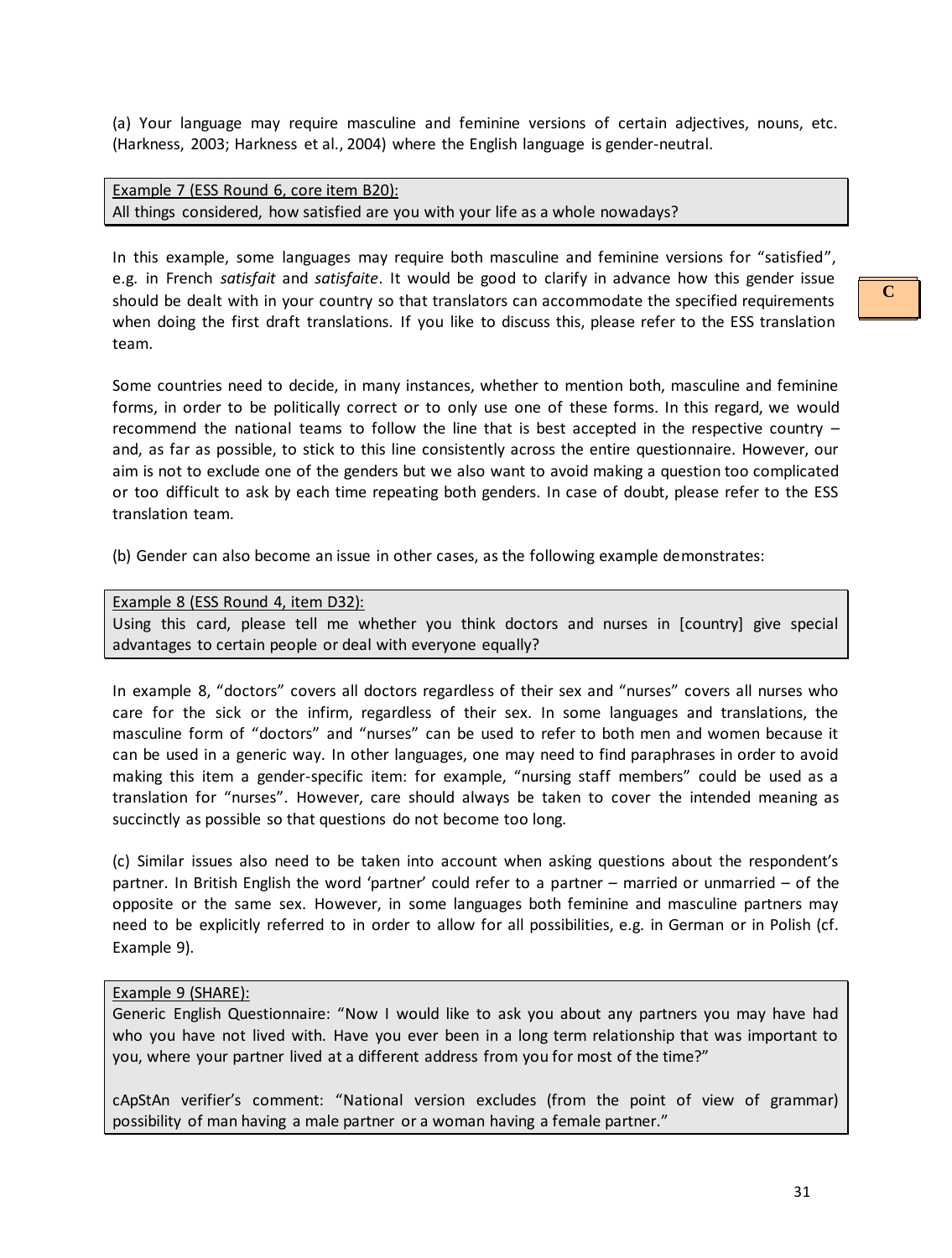(a) Your language may require masculine and feminine versions of certain adjectives, nouns, etc. (Harkness, 2003; Harkness et al., 2004) where the English language is gender-neutral.

> Example 7 (ESS Round 6, core item B20):
> All things considered, how satisfied are you with your life as a whole nowadays?

In this example, some languages may require both masculine and feminine versions for "satisfied", e.g. in French *satisfait* and *satisfaite*. It would be good to clarify in advance how this gender issue should be dealt with in your country so that translators can accommodate the specified requirements when doing the first draft translations. If you like to discuss this, please refer to the ESS translation team.

**C**

Some countries need to decide, in many instances, whether to mention both, masculine and feminine forms, in order to be politically correct or to only use one of these forms. In this regard, we would recommend the national teams to follow the line that is best accepted in the respective country – and, as far as possible, to stick to this line consistently across the entire questionnaire. However, our aim is not to exclude one of the genders but we also want to avoid making a question too complicated or too difficult to ask by each time repeating both genders. In case of doubt, please refer to the ESS translation team.

(b) Gender can also become an issue in other cases, as the following example demonstrates:

> Example 8 (ESS Round 4, item D32):
> Using this card, please tell me whether you think doctors and nurses in [country] give special advantages to certain people or deal with everyone equally?

In example 8, "doctors" covers all doctors regardless of their sex and "nurses" covers all nurses who care for the sick or the infirm, regardless of their sex. In some languages and translations, the masculine form of "doctors" and "nurses" can be used to refer to both men and women because it can be used in a generic way. In other languages, one may need to find paraphrases in order to avoid making this item a gender-specific item: for example, "nursing staff members" could be used as a translation for "nurses". However, care should always be taken to cover the intended meaning as succinctly as possible so that questions do not become too long.

(c) Similar issues also need to be taken into account when asking questions about the respondent's partner. In British English the word 'partner' could refer to a partner – married or unmarried – of the opposite or the same sex. However, in some languages both feminine and masculine partners may need to be explicitly referred to in order to allow for all possibilities, e.g. in German or in Polish (cf. Example 9).

> Example 9 (SHARE):
> Generic English Questionnaire: "Now I would like to ask you about any partners you may have had who you have not lived with. Have you ever been in a long term relationship that was important to you, where your partner lived at a different address from you for most of the time?"
>
> cApStAn verifier's comment: "National version excludes (from the point of view of grammar) possibility of man having a male partner or a woman having a female partner."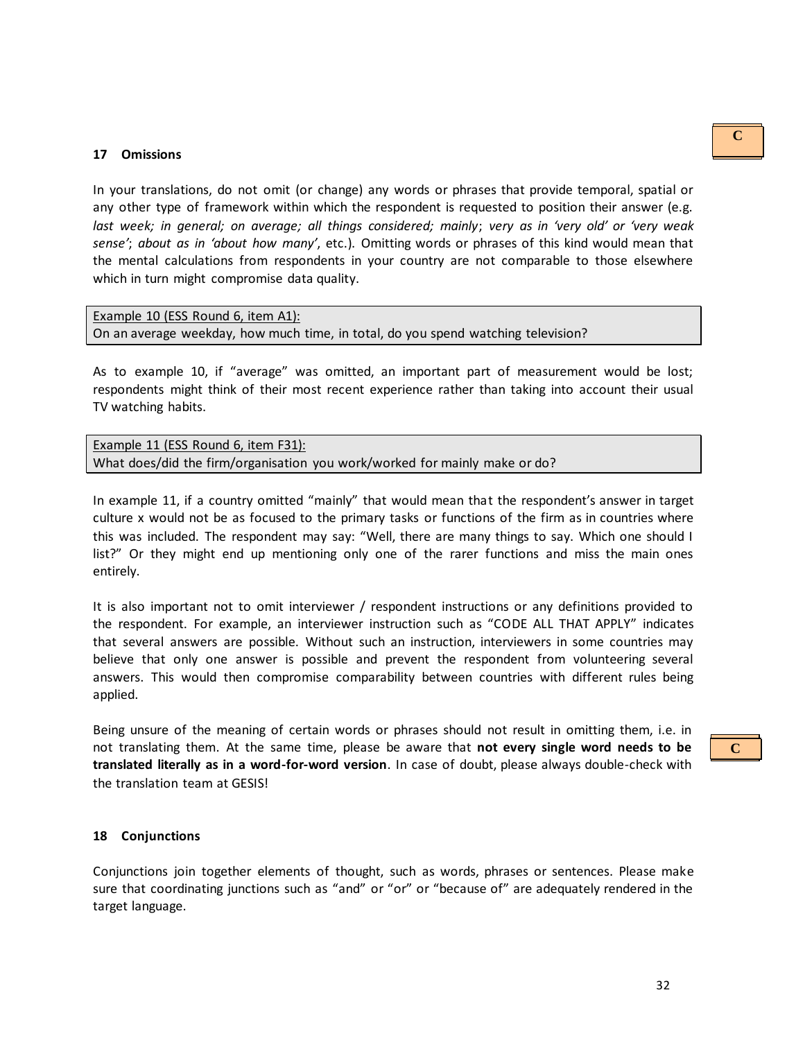## 17 Omissions

In your translations, do not omit (or change) any words or phrases that provide temporal, spatial or any other type of framework within which the respondent is requested to position their answer (e.g. *last week; in general; on average; all things considered; mainly*; *very as in 'very old' or 'very weak sense'*; *about as in 'about how many'*, etc.). Omitting words or phrases of this kind would mean that the mental calculations from respondents in your country are not comparable to those elsewhere which in turn might compromise data quality.

> Example 10 (ESS Round 6, item A1):
> On an average weekday, how much time, in total, do you spend watching television?

As to example 10, if "average" was omitted, an important part of measurement would be lost; respondents might think of their most recent experience rather than taking into account their usual TV watching habits.

> Example 11 (ESS Round 6, item F31):
> What does/did the firm/organisation you work/worked for mainly make or do?

In example 11, if a country omitted "mainly" that would mean that the respondent's answer in target culture x would not be as focused to the primary tasks or functions of the firm as in countries where this was included. The respondent may say: "Well, there are many things to say. Which one should I list?" Or they might end up mentioning only one of the rarer functions and miss the main ones entirely.

It is also important not to omit interviewer / respondent instructions or any definitions provided to the respondent. For example, an interviewer instruction such as "CODE ALL THAT APPLY" indicates that several answers are possible. Without such an instruction, interviewers in some countries may believe that only one answer is possible and prevent the respondent from volunteering several answers. This would then compromise comparability between countries with different rules being applied.

Being unsure of the meaning of certain words or phrases should not result in omitting them, i.e. in not translating them. At the same time, please be aware that **not every single word needs to be translated literally as in a word-for-word version**. In case of doubt, please always double-check with the translation team at GESIS!

## 18 Conjunctions

Conjunctions join together elements of thought, such as words, phrases or sentences. Please make sure that coordinating junctions such as "and" or "or" or "because of" are adequately rendered in the target language.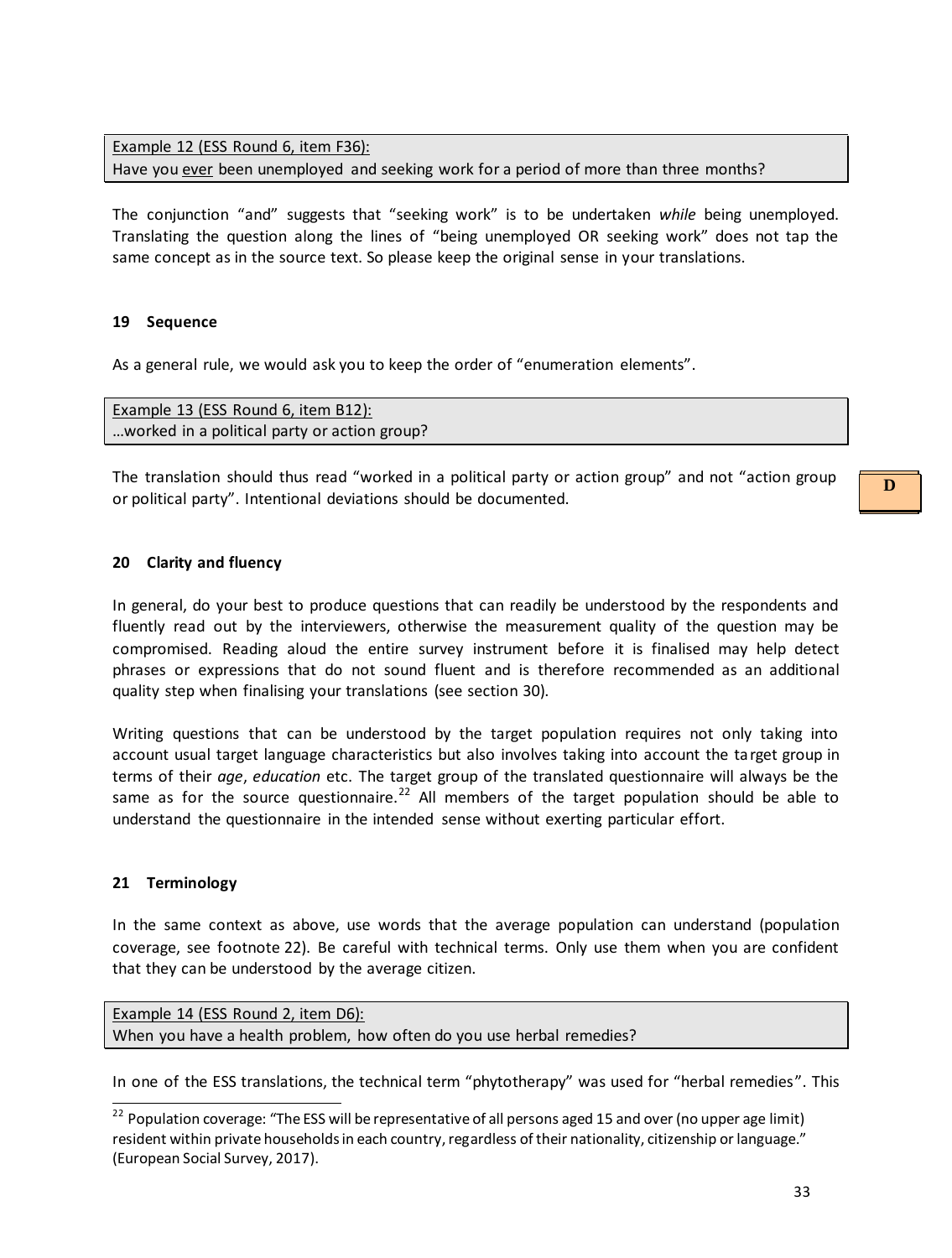Example 12 (ESS Round 6, item F36):
Have you ever been unemployed and seeking work for a period of more than three months?

The conjunction "and" suggests that "seeking work" is to be undertaken *while* being unemployed. Translating the question along the lines of "being unemployed OR seeking work" does not tap the same concept as in the source text. So please keep the original sense in your translations.

## 19 Sequence

As a general rule, we would ask you to keep the order of "enumeration elements".

Example 13 (ESS Round 6, item B12):
…worked in a political party or action group?

The translation should thus read "worked in a political party or action group" and not "action group or political party". Intentional deviations should be documented.

D

## 20 Clarity and fluency

In general, do your best to produce questions that can readily be understood by the respondents and fluently read out by the interviewers, otherwise the measurement quality of the question may be compromised. Reading aloud the entire survey instrument before it is finalised may help detect phrases or expressions that do not sound fluent and is therefore recommended as an additional quality step when finalising your translations (see section 30).

Writing questions that can be understood by the target population requires not only taking into account usual target language characteristics but also involves taking into account the target group in terms of their *age*, *education* etc. The target group of the translated questionnaire will always be the same as for the source questionnaire.[22] All members of the target population should be able to understand the questionnaire in the intended sense without exerting particular effort.

## 21 Terminology

In the same context as above, use words that the average population can understand (population coverage, see footnote 22). Be careful with technical terms. Only use them when you are confident that they can be understood by the average citizen.

Example 14 (ESS Round 2, item D6):
When you have a health problem, how often do you use herbal remedies?

In one of the ESS translations, the technical term "phytotherapy" was used for "herbal remedies". This

[22] Population coverage: "The ESS will be representative of all persons aged 15 and over (no upper age limit) resident within private households in each country, regardless of their nationality, citizenship or language." (European Social Survey, 2017).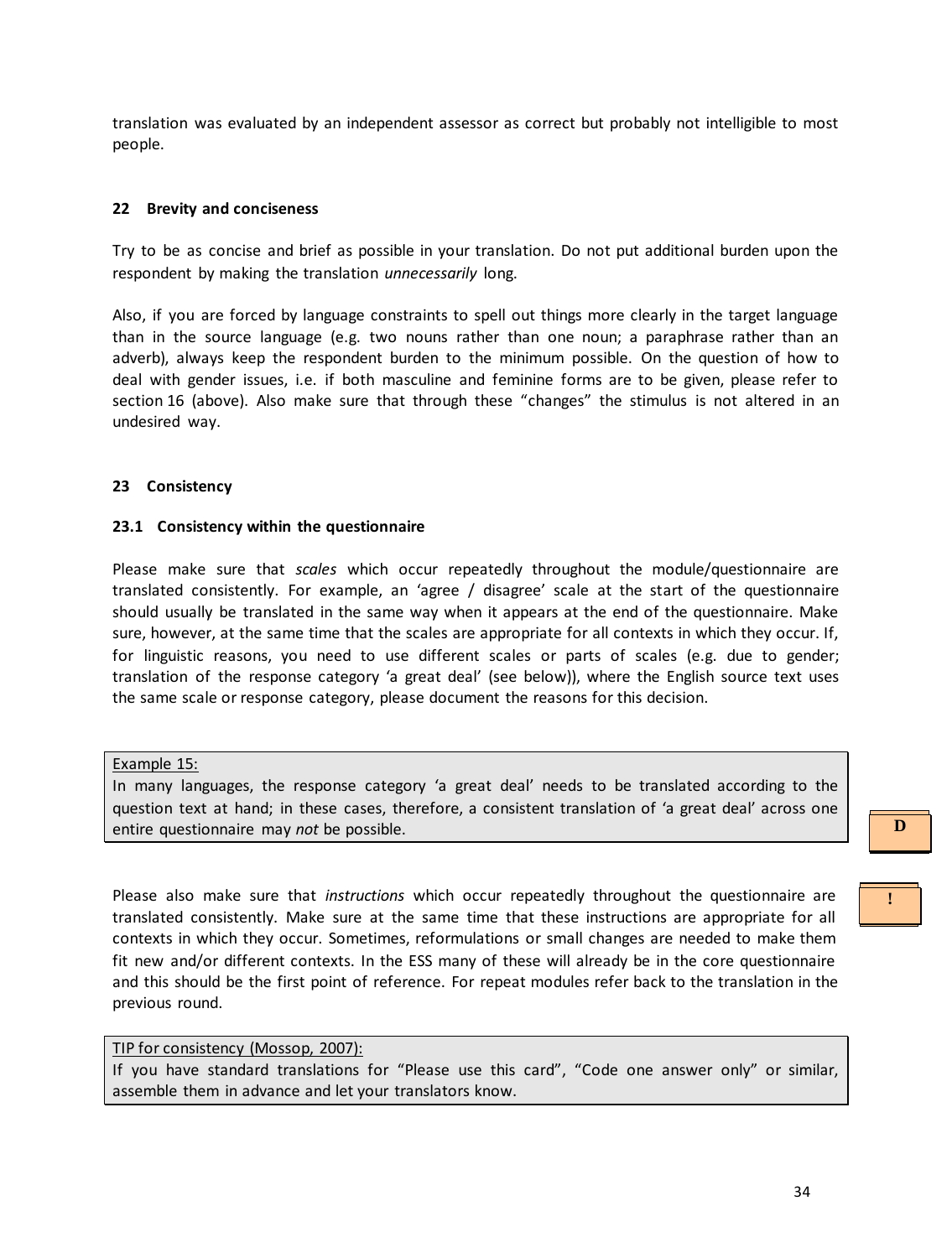translation was evaluated by an independent assessor as correct but probably not intelligible to most people.

### 22 Brevity and conciseness

Try to be as concise and brief as possible in your translation. Do not put additional burden upon the respondent by making the translation *unnecessarily* long.

Also, if you are forced by language constraints to spell out things more clearly in the target language than in the source language (e.g. two nouns rather than one noun; a paraphrase rather than an adverb), always keep the respondent burden to the minimum possible. On the question of how to deal with gender issues, i.e. if both masculine and feminine forms are to be given, please refer to section 16 (above). Also make sure that through these "changes" the stimulus is not altered in an undesired way.

### 23 Consistency

#### 23.1 Consistency within the questionnaire

Please make sure that *scales* which occur repeatedly throughout the module/questionnaire are translated consistently. For example, an 'agree / disagree' scale at the start of the questionnaire should usually be translated in the same way when it appears at the end of the questionnaire. Make sure, however, at the same time that the scales are appropriate for all contexts in which they occur. If, for linguistic reasons, you need to use different scales or parts of scales (e.g. due to gender; translation of the response category 'a great deal' (see below)), where the English source text uses the same scale or response category, please document the reasons for this decision.

> Example 15:
> In many languages, the response category 'a great deal' needs to be translated according to the question text at hand; in these cases, therefore, a consistent translation of 'a great deal' across one entire questionnaire may *not* be possible.

D

!

Please also make sure that *instructions* which occur repeatedly throughout the questionnaire are translated consistently. Make sure at the same time that these instructions are appropriate for all contexts in which they occur. Sometimes, reformulations or small changes are needed to make them fit new and/or different contexts. In the ESS many of these will already be in the core questionnaire and this should be the first point of reference. For repeat modules refer back to the translation in the previous round.

> TIP for consistency (Mossop, 2007):
> If you have standard translations for "Please use this card", "Code one answer only" or similar, assemble them in advance and let your translators know.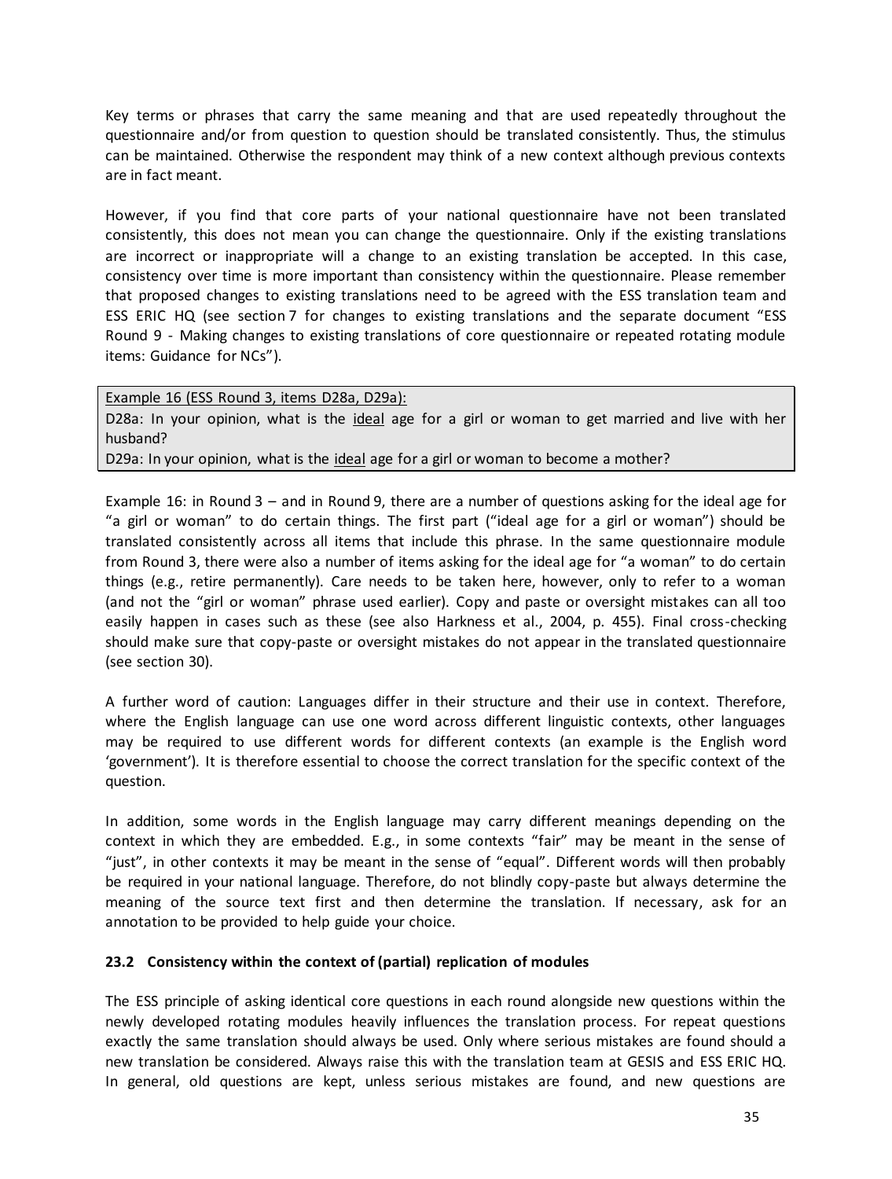Key terms or phrases that carry the same meaning and that are used repeatedly throughout the questionnaire and/or from question to question should be translated consistently. Thus, the stimulus can be maintained. Otherwise the respondent may think of a new context although previous contexts are in fact meant.

However, if you find that core parts of your national questionnaire have not been translated consistently, this does not mean you can change the questionnaire. Only if the existing translations are incorrect or inappropriate will a change to an existing translation be accepted. In this case, consistency over time is more important than consistency within the questionnaire. Please remember that proposed changes to existing translations need to be agreed with the ESS translation team and ESS ERIC HQ (see section 7 for changes to existing translations and the separate document "ESS Round 9 - Making changes to existing translations of core questionnaire or repeated rotating module items: Guidance for NCs").

> <u>Example 16 (ESS Round 3, items D28a, D29a):</u>
> D28a: In your opinion, what is the <u>ideal</u> age for a girl or woman to get married and live with her husband?
> D29a: In your opinion, what is the <u>ideal</u> age for a girl or woman to become a mother?

Example 16: in Round 3 – and in Round 9, there are a number of questions asking for the ideal age for "a girl or woman" to do certain things. The first part ("ideal age for a girl or woman") should be translated consistently across all items that include this phrase. In the same questionnaire module from Round 3, there were also a number of items asking for the ideal age for "a woman" to do certain things (e.g., retire permanently). Care needs to be taken here, however, only to refer to a woman (and not the "girl or woman" phrase used earlier). Copy and paste or oversight mistakes can all too easily happen in cases such as these (see also Harkness et al., 2004, p. 455). Final cross-checking should make sure that copy-paste or oversight mistakes do not appear in the translated questionnaire (see section 30).

A further word of caution: Languages differ in their structure and their use in context. Therefore, where the English language can use one word across different linguistic contexts, other languages may be required to use different words for different contexts (an example is the English word 'government'). It is therefore essential to choose the correct translation for the specific context of the question.

In addition, some words in the English language may carry different meanings depending on the context in which they are embedded. E.g., in some contexts "fair" may be meant in the sense of "just", in other contexts it may be meant in the sense of "equal". Different words will then probably be required in your national language. Therefore, do not blindly copy-paste but always determine the meaning of the source text first and then determine the translation. If necessary, ask for an annotation to be provided to help guide your choice.

### 23.2 Consistency within the context of (partial) replication of modules

The ESS principle of asking identical core questions in each round alongside new questions within the newly developed rotating modules heavily influences the translation process. For repeat questions exactly the same translation should always be used. Only where serious mistakes are found should a new translation be considered. Always raise this with the translation team at GESIS and ESS ERIC HQ. In general, old questions are kept, unless serious mistakes are found, and new questions are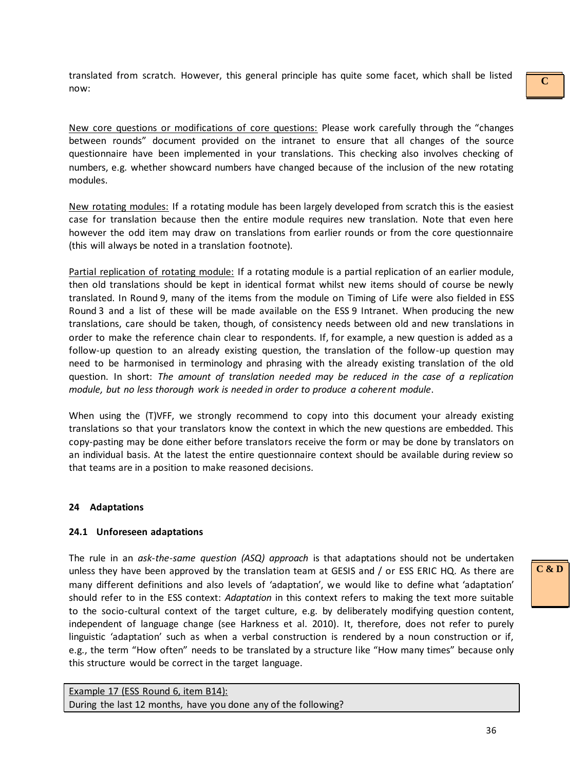translated from scratch. However, this general principle has quite some facet, which shall be listed now:

C

New core questions or modifications of core questions: Please work carefully through the "changes between rounds" document provided on the intranet to ensure that all changes of the source questionnaire have been implemented in your translations. This checking also involves checking of numbers, e.g. whether showcard numbers have changed because of the inclusion of the new rotating modules.

New rotating modules: If a rotating module has been largely developed from scratch this is the easiest case for translation because then the entire module requires new translation. Note that even here however the odd item may draw on translations from earlier rounds or from the core questionnaire (this will always be noted in a translation footnote).

Partial replication of rotating module: If a rotating module is a partial replication of an earlier module, then old translations should be kept in identical format whilst new items should of course be newly translated. In Round 9, many of the items from the module on Timing of Life were also fielded in ESS Round 3 and a list of these will be made available on the ESS 9 Intranet. When producing the new translations, care should be taken, though, of consistency needs between old and new translations in order to make the reference chain clear to respondents. If, for example, a new question is added as a follow-up question to an already existing question, the translation of the follow-up question may need to be harmonised in terminology and phrasing with the already existing translation of the old question. In short: *The amount of translation needed may be reduced in the case of a replication module, but no less thorough work is needed in order to produce a coherent module*.

When using the (T)VFF, we strongly recommend to copy into this document your already existing translations so that your translators know the context in which the new questions are embedded. This copy-pasting may be done either before translators receive the form or may be done by translators on an individual basis. At the latest the entire questionnaire context should be available during review so that teams are in a position to make reasoned decisions.

## 24 Adaptations

### 24.1 Unforeseen adaptations

C & D

The rule in an *ask-the-same question (ASQ) approach* is that adaptations should not be undertaken unless they have been approved by the translation team at GESIS and / or ESS ERIC HQ. As there are many different definitions and also levels of 'adaptation', we would like to define what 'adaptation' should refer to in the ESS context: *Adaptation* in this context refers to making the text more suitable to the socio-cultural context of the target culture, e.g. by deliberately modifying question content, independent of language change (see Harkness et al. 2010). It, therefore, does not refer to purely linguistic 'adaptation' such as when a verbal construction is rendered by a noun construction or if, e.g., the term "How often" needs to be translated by a structure like "How many times" because only this structure would be correct in the target language.

| Example 17 (ESS Round 6, item B14): |
|---|
| During the last 12 months, have you done any of the following? |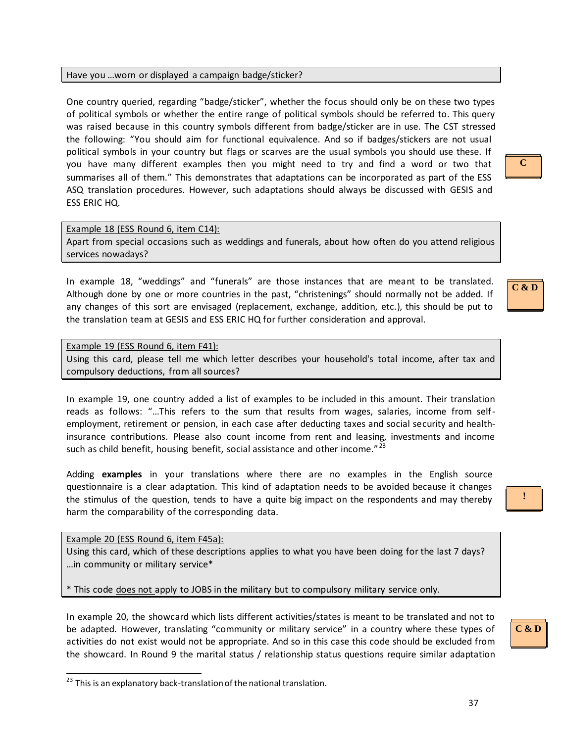Have you …worn or displayed a campaign badge/sticker?

One country queried, regarding "badge/sticker", whether the focus should only be on these two types of political symbols or whether the entire range of political symbols should be referred to. This query was raised because in this country symbols different from badge/sticker are in use. The CST stressed the following: "You should aim for functional equivalence. And so if badges/stickers are not usual political symbols in your country but flags or scarves are the usual symbols you should use these. If you have many different examples then you might need to try and find a word or two that summarises all of them." This demonstrates that adaptations can be incorporated as part of the ESS ASQ translation procedures. However, such adaptations should always be discussed with GESIS and ESS ERIC HQ.

**C**

Example 18 (ESS Round 6, item C14):
Apart from special occasions such as weddings and funerals, about how often do you attend religious services nowadays?

In example 18, "weddings" and "funerals" are those instances that are meant to be translated. Although done by one or more countries in the past, "christenings" should normally not be added. If any changes of this sort are envisaged (replacement, exchange, addition, etc.), this should be put to the translation team at GESIS and ESS ERIC HQ for further consideration and approval.

**C & D**

Example 19 (ESS Round 6, item F41):
Using this card, please tell me which letter describes your household's total income, after tax and compulsory deductions, from all sources?

In example 19, one country added a list of examples to be included in this amount. Their translation reads as follows: "…This refers to the sum that results from wages, salaries, income from self-employment, retirement or pension, in each case after deducting taxes and social security and health-insurance contributions. Please also count income from rent and leasing, investments and income such as child benefit, housing benefit, social assistance and other income."[23]

Adding **examples** in your translations where there are no examples in the English source questionnaire is a clear adaptation. This kind of adaptation needs to be avoided because it changes the stimulus of the question, tends to have a quite big impact on the respondents and may thereby harm the comparability of the corresponding data.

**!**

Example 20 (ESS Round 6, item F45a):
Using this card, which of these descriptions applies to what you have been doing for the last 7 days?
…in community or military service*

* This code does not apply to JOBS in the military but to compulsory military service only.

In example 20, the showcard which lists different activities/states is meant to be translated and not to be adapted. However, translating "community or military service" in a country where these types of activities do not exist would not be appropriate. And so in this case this code should be excluded from the showcard. In Round 9 the marital status / relationship status questions require similar adaptation

**C & D**

[23] This is an explanatory back-translation of the national translation.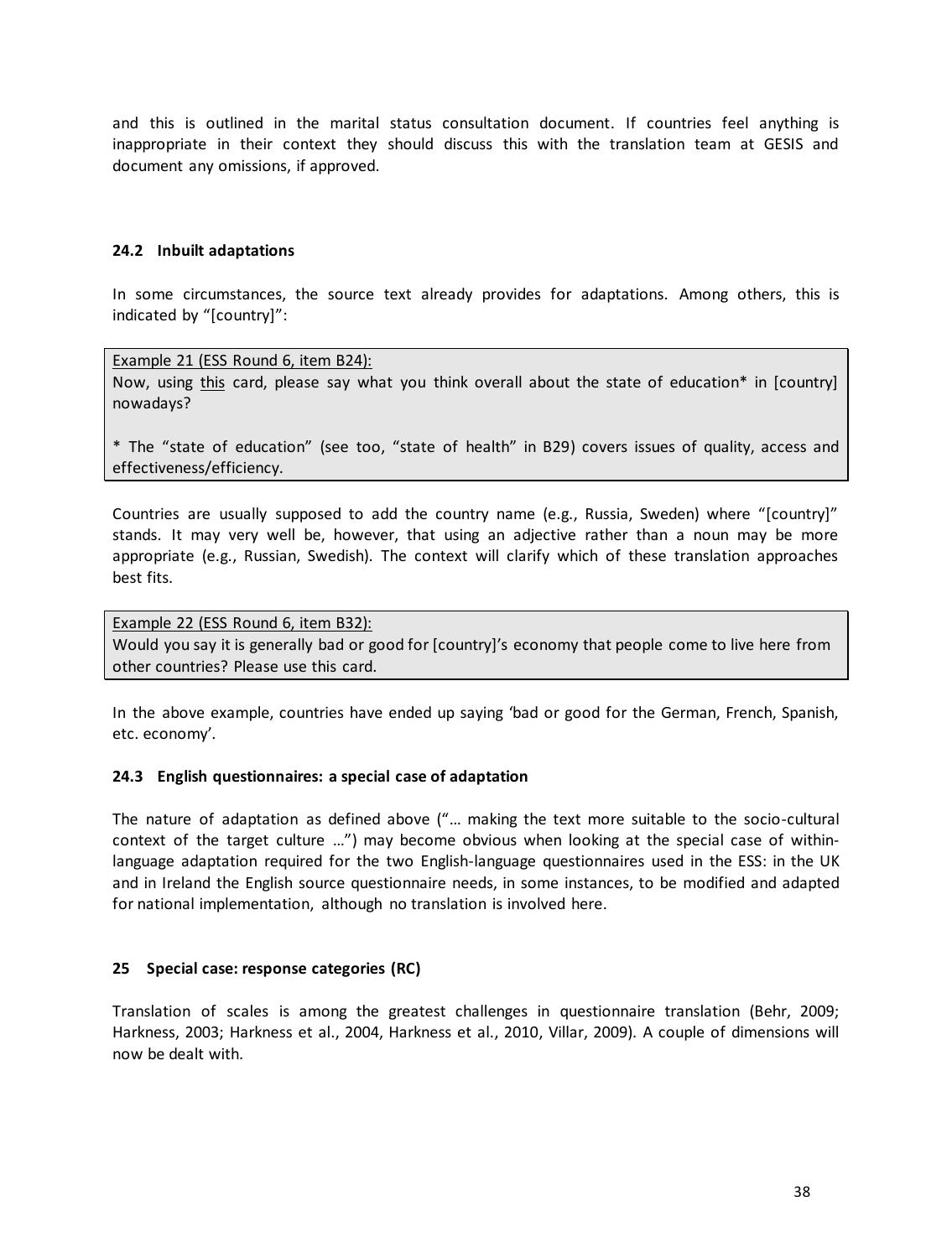and this is outlined in the marital status consultation document. If countries feel anything is inappropriate in their context they should discuss this with the translation team at GESIS and document any omissions, if approved.

### 24.2 Inbuilt adaptations

In some circumstances, the source text already provides for adaptations. Among others, this is indicated by "[country]":

> Example 21 (ESS Round 6, item B24):
> Now, using <u>this</u> card, please say what you think overall about the state of education* in [country] nowadays?
>
> * The "state of education" (see too, "state of health" in B29) covers issues of quality, access and effectiveness/efficiency.

Countries are usually supposed to add the country name (e.g., Russia, Sweden) where "[country]" stands. It may very well be, however, that using an adjective rather than a noun may be more appropriate (e.g., Russian, Swedish). The context will clarify which of these translation approaches best fits.

> Example 22 (ESS Round 6, item B32):
> Would you say it is generally bad or good for [country]'s economy that people come to live here from other countries? Please use this card.

In the above example, countries have ended up saying 'bad or good for the German, French, Spanish, etc. economy'.

### 24.3 English questionnaires: a special case of adaptation

The nature of adaptation as defined above ("… making the text more suitable to the socio-cultural context of the target culture …") may become obvious when looking at the special case of within-language adaptation required for the two English-language questionnaires used in the ESS: in the UK and in Ireland the English source questionnaire needs, in some instances, to be modified and adapted for national implementation, although no translation is involved here.

## 25 Special case: response categories (RC)

Translation of scales is among the greatest challenges in questionnaire translation (Behr, 2009; Harkness, 2003; Harkness et al., 2004, Harkness et al., 2010, Villar, 2009). A couple of dimensions will now be dealt with.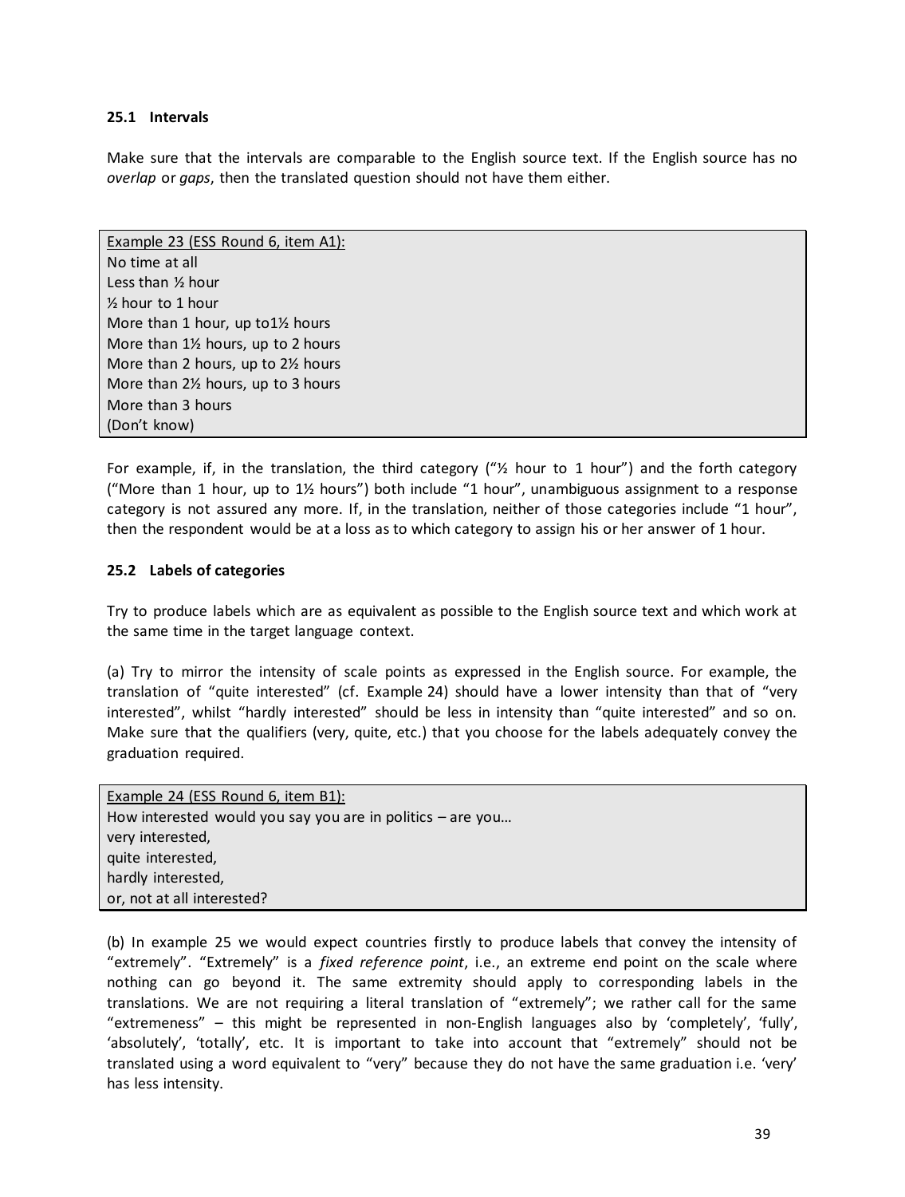### 25.1 Intervals

Make sure that the intervals are comparable to the English source text. If the English source has no *overlap* or *gaps*, then the translated question should not have them either.

> <u>Example 23 (ESS Round 6, item A1):</u>
> No time at all
> Less than ½ hour
> ½ hour to 1 hour
> More than 1 hour, up to1½ hours
> More than 1½ hours, up to 2 hours
> More than 2 hours, up to 2½ hours
> More than 2½ hours, up to 3 hours
> More than 3 hours
> (Don't know)

For example, if, in the translation, the third category ("½ hour to 1 hour") and the forth category ("More than 1 hour, up to 1½ hours") both include "1 hour", unambiguous assignment to a response category is not assured any more. If, in the translation, neither of those categories include "1 hour", then the respondent would be at a loss as to which category to assign his or her answer of 1 hour.

### 25.2 Labels of categories

Try to produce labels which are as equivalent as possible to the English source text and which work at the same time in the target language context.

(a) Try to mirror the intensity of scale points as expressed in the English source. For example, the translation of "quite interested" (cf. Example 24) should have a lower intensity than that of "very interested", whilst "hardly interested" should be less in intensity than "quite interested" and so on. Make sure that the qualifiers (very, quite, etc.) that you choose for the labels adequately convey the graduation required.

> <u>Example 24 (ESS Round 6, item B1):</u>
> How interested would you say you are in politics – are you…
> very interested,
> quite interested,
> hardly interested,
> or, not at all interested?

(b) In example 25 we would expect countries firstly to produce labels that convey the intensity of "extremely". "Extremely" is a *fixed reference point*, i.e., an extreme end point on the scale where nothing can go beyond it. The same extremity should apply to corresponding labels in the translations. We are not requiring a literal translation of "extremely"; we rather call for the same "extremeness" – this might be represented in non-English languages also by 'completely', 'fully', 'absolutely', 'totally', etc. It is important to take into account that "extremely" should not be translated using a word equivalent to "very" because they do not have the same graduation i.e. 'very' has less intensity.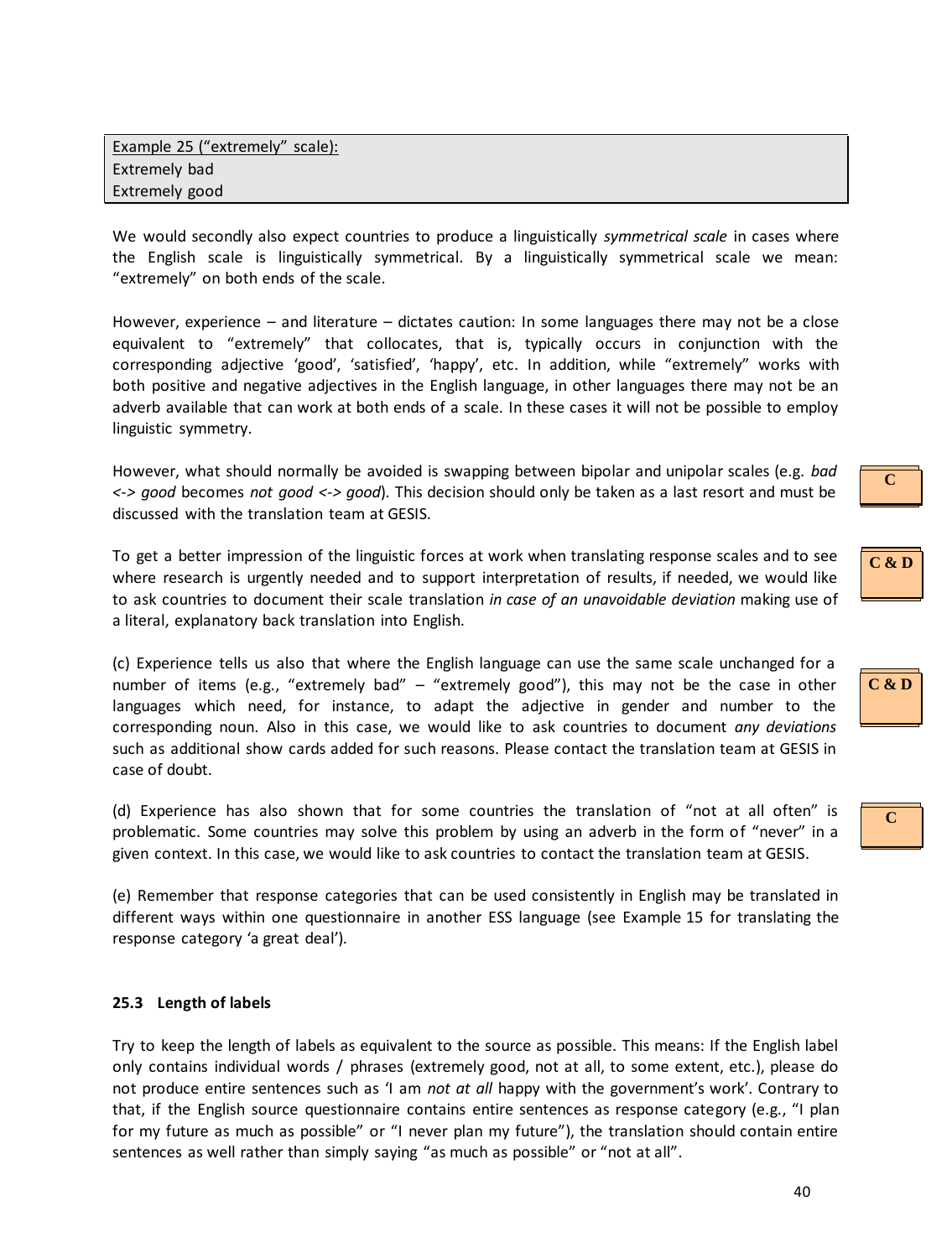| Example 25 ("extremely" scale): |
|---|
| Extremely bad |
| Extremely good |

We would secondly also expect countries to produce a linguistically *symmetrical scale* in cases where the English scale is linguistically symmetrical. By a linguistically symmetrical scale we mean: "extremely" on both ends of the scale.

However, experience – and literature – dictates caution: In some languages there may not be a close equivalent to "extremely" that collocates, that is, typically occurs in conjunction with the corresponding adjective 'good', 'satisfied', 'happy', etc. In addition, while "extremely" works with both positive and negative adjectives in the English language, in other languages there may not be an adverb available that can work at both ends of a scale. In these cases it will not be possible to employ linguistic symmetry.

However, what should normally be avoided is swapping between bipolar and unipolar scales (e.g. *bad* <-> *good* becomes *not good* <-> *good*). This decision should only be taken as a last resort and must be discussed with the translation team at GESIS.

**C**

To get a better impression of the linguistic forces at work when translating response scales and to see where research is urgently needed and to support interpretation of results, if needed, we would like to ask countries to document their scale translation *in case of an unavoidable deviation* making use of a literal, explanatory back translation into English.

**C & D**

(c) Experience tells us also that where the English language can use the same scale unchanged for a number of items (e.g., "extremely bad" – "extremely good"), this may not be the case in other languages which need, for instance, to adapt the adjective in gender and number to the corresponding noun. Also in this case, we would like to ask countries to document *any deviations* such as additional show cards added for such reasons. Please contact the translation team at GESIS in case of doubt.

**C & D**

(d) Experience has also shown that for some countries the translation of "not at all often" is problematic. Some countries may solve this problem by using an adverb in the form of "never" in a given context. In this case, we would like to ask countries to contact the translation team at GESIS.

**C**

(e) Remember that response categories that can be used consistently in English may be translated in different ways within one questionnaire in another ESS language (see Example 15 for translating the response category 'a great deal').

### 25.3 Length of labels

Try to keep the length of labels as equivalent to the source as possible. This means: If the English label only contains individual words / phrases (extremely good, not at all, to some extent, etc.), please do not produce entire sentences such as 'I am *not at all* happy with the government's work'. Contrary to that, if the English source questionnaire contains entire sentences as response category (e.g., "I plan for my future as much as possible" or "I never plan my future"), the translation should contain entire sentences as well rather than simply saying "as much as possible" or "not at all".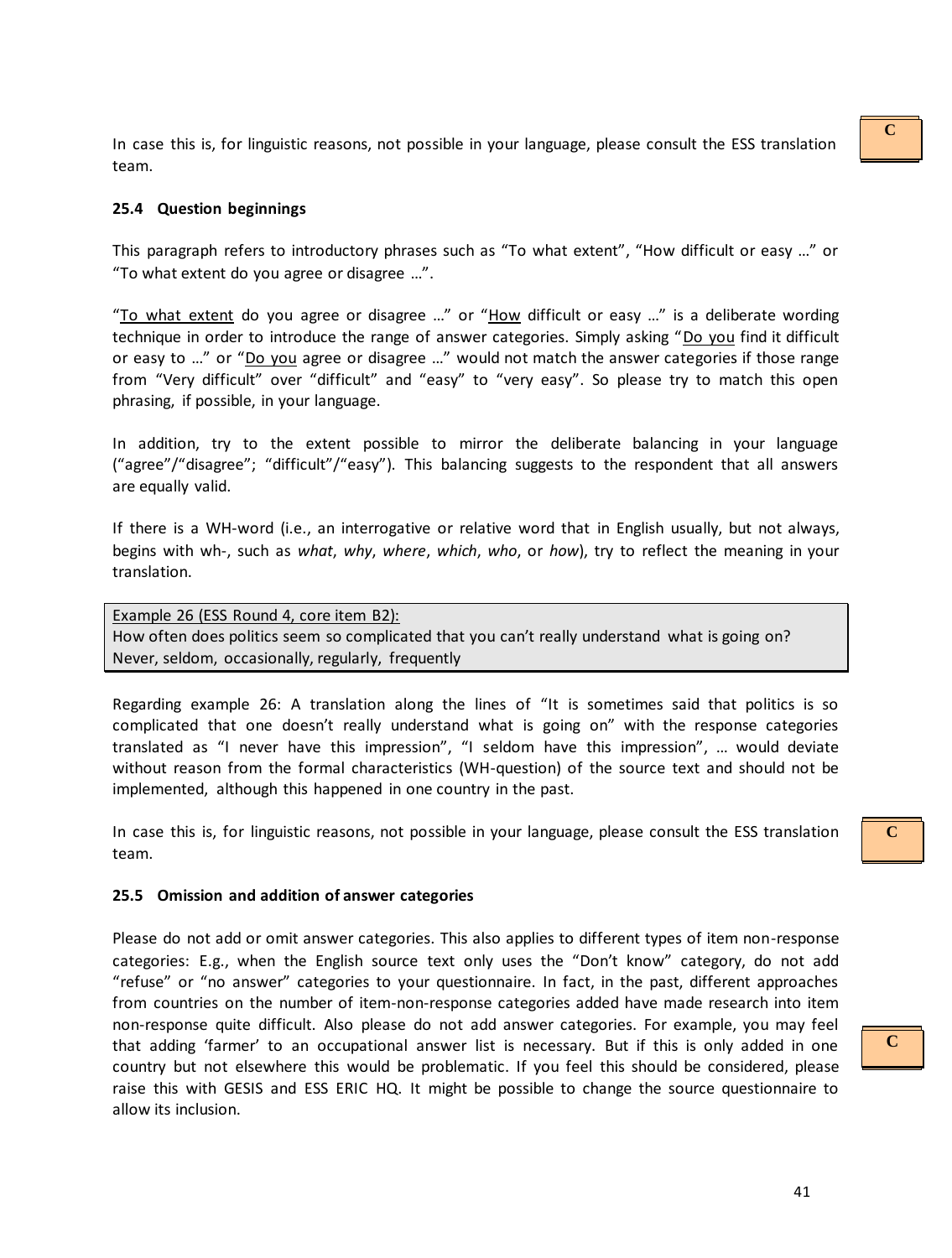In case this is, for linguistic reasons, not possible in your language, please consult the ESS translation team.

C

### 25.4 Question beginnings

This paragraph refers to introductory phrases such as "To what extent", "How difficult or easy …" or "To what extent do you agree or disagree …".

"To what extent do you agree or disagree …" or "How difficult or easy …" is a deliberate wording technique in order to introduce the range of answer categories. Simply asking "Do you find it difficult or easy to …" or "Do you agree or disagree …" would not match the answer categories if those range from "Very difficult" over "difficult" and "easy" to "very easy". So please try to match this open phrasing, if possible, in your language.

In addition, try to the extent possible to mirror the deliberate balancing in your language ("agree"/"disagree"; "difficult"/"easy"). This balancing suggests to the respondent that all answers are equally valid.

If there is a WH-word (i.e., an interrogative or relative word that in English usually, but not always, begins with wh-, such as *what*, *why*, *where*, *which*, *who*, or *how*), try to reflect the meaning in your translation.

> Example 26 (ESS Round 4, core item B2):
> How often does politics seem so complicated that you can't really understand what is going on?
> Never, seldom, occasionally, regularly, frequently

Regarding example 26: A translation along the lines of "It is sometimes said that politics is so complicated that one doesn't really understand what is going on" with the response categories translated as "I never have this impression", "I seldom have this impression", … would deviate without reason from the formal characteristics (WH-question) of the source text and should not be implemented, although this happened in one country in the past.

In case this is, for linguistic reasons, not possible in your language, please consult the ESS translation team.

C

### 25.5 Omission and addition of answer categories

Please do not add or omit answer categories. This also applies to different types of item non-response categories: E.g., when the English source text only uses the "Don't know" category, do not add "refuse" or "no answer" categories to your questionnaire. In fact, in the past, different approaches from countries on the number of item-non-response categories added have made research into item non-response quite difficult. Also please do not add answer categories. For example, you may feel that adding 'farmer' to an occupational answer list is necessary. But if this is only added in one country but not elsewhere this would be problematic. If you feel this should be considered, please raise this with GESIS and ESS ERIC HQ. It might be possible to change the source questionnaire to allow its inclusion.

C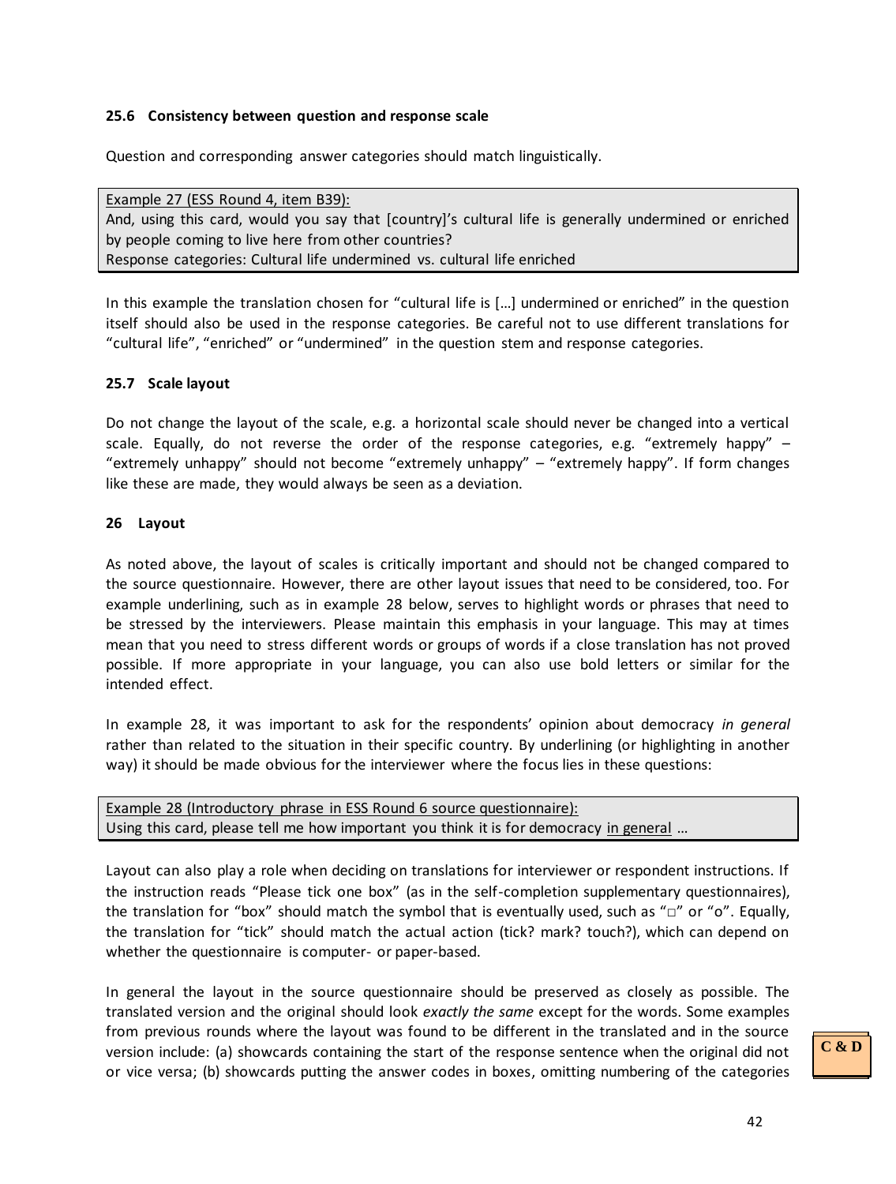### 25.6 Consistency between question and response scale

Question and corresponding answer categories should match linguistically.

> Example 27 (ESS Round 4, item B39):
> And, using this card, would you say that [country]'s cultural life is generally undermined or enriched by people coming to live here from other countries?
> Response categories: Cultural life undermined vs. cultural life enriched

In this example the translation chosen for "cultural life is […] undermined or enriched" in the question itself should also be used in the response categories. Be careful not to use different translations for "cultural life", "enriched" or "undermined" in the question stem and response categories.

### 25.7 Scale layout

Do not change the layout of the scale, e.g. a horizontal scale should never be changed into a vertical scale. Equally, do not reverse the order of the response categories, e.g. "extremely happy" – "extremely unhappy" should not become "extremely unhappy" – "extremely happy". If form changes like these are made, they would always be seen as a deviation.

## 26 Layout

As noted above, the layout of scales is critically important and should not be changed compared to the source questionnaire. However, there are other layout issues that need to be considered, too. For example underlining, such as in example 28 below, serves to highlight words or phrases that need to be stressed by the interviewers. Please maintain this emphasis in your language. This may at times mean that you need to stress different words or groups of words if a close translation has not proved possible. If more appropriate in your language, you can also use bold letters or similar for the intended effect.

In example 28, it was important to ask for the respondents' opinion about democracy *in general* rather than related to the situation in their specific country. By underlining (or highlighting in another way) it should be made obvious for the interviewer where the focus lies in these questions:

> Example 28 (Introductory phrase in ESS Round 6 source questionnaire):
> Using this card, please tell me how important you think it is for democracy in general …

Layout can also play a role when deciding on translations for interviewer or respondent instructions. If the instruction reads "Please tick one box" (as in the self-completion supplementary questionnaires), the translation for "box" should match the symbol that is eventually used, such as "□" or "o". Equally, the translation for "tick" should match the actual action (tick? mark? touch?), which can depend on whether the questionnaire is computer- or paper-based.

In general the layout in the source questionnaire should be preserved as closely as possible. The translated version and the original should look *exactly the same* except for the words. Some examples from previous rounds where the layout was found to be different in the translated and in the source version include: (a) showcards containing the start of the response sentence when the original did not or vice versa; (b) showcards putting the answer codes in boxes, omitting numbering of the categories

**C & D**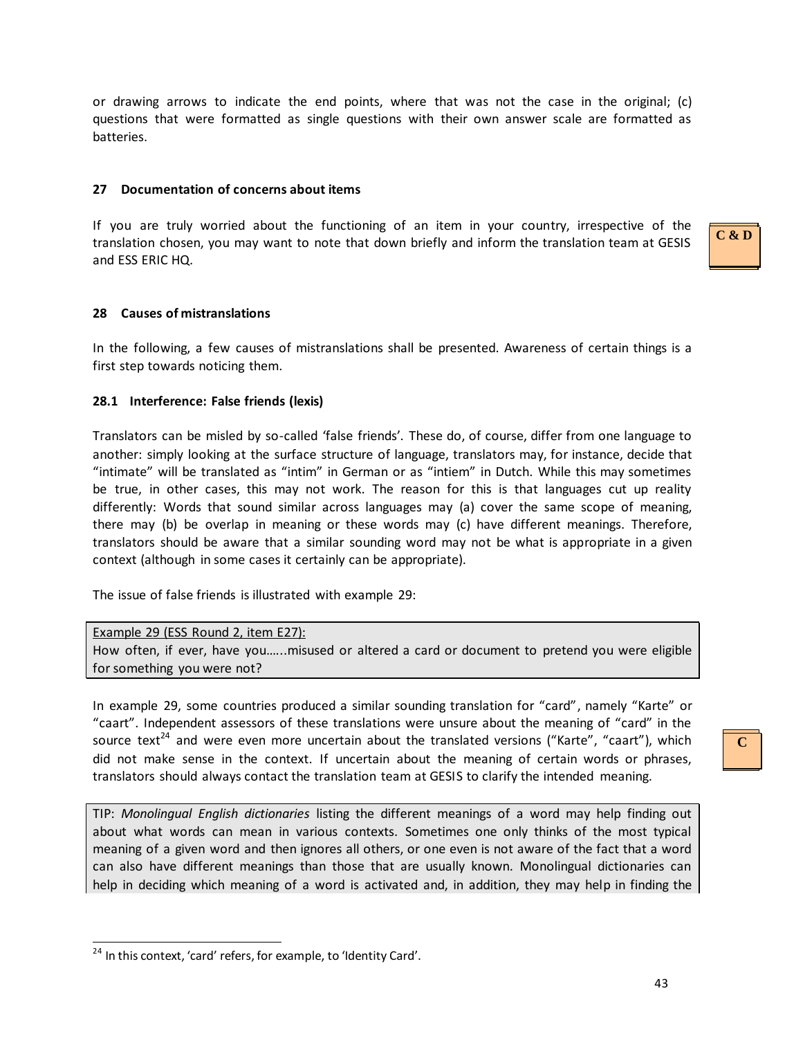or drawing arrows to indicate the end points, where that was not the case in the original; (c) questions that were formatted as single questions with their own answer scale are formatted as batteries.

## 27 Documentation of concerns about items

If you are truly worried about the functioning of an item in your country, irrespective of the translation chosen, you may want to note that down briefly and inform the translation team at GESIS and ESS ERIC HQ.

**C & D**

## 28 Causes of mistranslations

In the following, a few causes of mistranslations shall be presented. Awareness of certain things is a first step towards noticing them.

### 28.1 Interference: False friends (lexis)

Translators can be misled by so-called 'false friends'. These do, of course, differ from one language to another: simply looking at the surface structure of language, translators may, for instance, decide that "intimate" will be translated as "intim" in German or as "intiem" in Dutch. While this may sometimes be true, in other cases, this may not work. The reason for this is that languages cut up reality differently: Words that sound similar across languages may (a) cover the same scope of meaning, there may (b) be overlap in meaning or these words may (c) have different meanings. Therefore, translators should be aware that a similar sounding word may not be what is appropriate in a given context (although in some cases it certainly can be appropriate).

The issue of false friends is illustrated with example 29:

> Example 29 (ESS Round 2, item E27):
> How often, if ever, have you…...misused or altered a card or document to pretend you were eligible for something you were not?

In example 29, some countries produced a similar sounding translation for "card", namely "Karte" or "caart". Independent assessors of these translations were unsure about the meaning of "card" in the source text[24] and were even more uncertain about the translated versions ("Karte", "caart"), which did not make sense in the context. If uncertain about the meaning of certain words or phrases, translators should always contact the translation team at GESIS to clarify the intended meaning.

**C**

> TIP: *Monolingual English dictionaries* listing the different meanings of a word may help finding out about what words can mean in various contexts. Sometimes one only thinks of the most typical meaning of a given word and then ignores all others, or one even is not aware of the fact that a word can also have different meanings than those that are usually known. Monolingual dictionaries can help in deciding which meaning of a word is activated and, in addition, they may help in finding the

[24] In this context, 'card' refers, for example, to 'Identity Card'.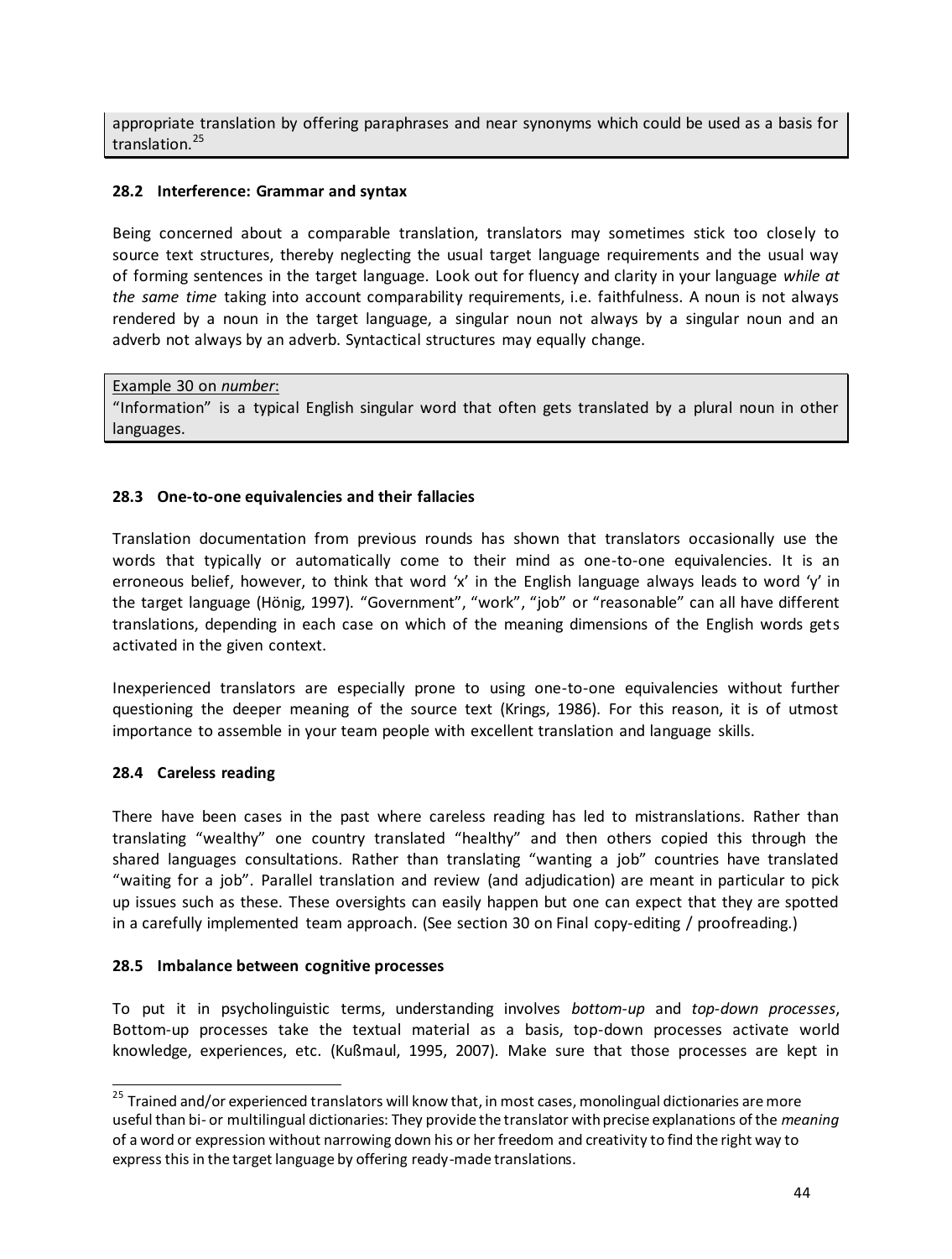appropriate translation by offering paraphrases and near synonyms which could be used as a basis for translation.[25]

### 28.2 Interference: Grammar and syntax

Being concerned about a comparable translation, translators may sometimes stick too closely to source text structures, thereby neglecting the usual target language requirements and the usual way of forming sentences in the target language. Look out for fluency and clarity in your language *while at the same time* taking into account comparability requirements, i.e. faithfulness. A noun is not always rendered by a noun in the target language, a singular noun not always by a singular noun and an adverb not always by an adverb. Syntactical structures may equally change.

> Example 30 on *number*:
> "Information" is a typical English singular word that often gets translated by a plural noun in other languages.

### 28.3 One-to-one equivalencies and their fallacies

Translation documentation from previous rounds has shown that translators occasionally use the words that typically or automatically come to their mind as one-to-one equivalencies. It is an erroneous belief, however, to think that word 'x' in the English language always leads to word 'y' in the target language (Hönig, 1997). "Government", "work", "job" or "reasonable" can all have different translations, depending in each case on which of the meaning dimensions of the English words gets activated in the given context.

Inexperienced translators are especially prone to using one-to-one equivalencies without further questioning the deeper meaning of the source text (Krings, 1986). For this reason, it is of utmost importance to assemble in your team people with excellent translation and language skills.

### 28.4 Careless reading

There have been cases in the past where careless reading has led to mistranslations. Rather than translating "wealthy" one country translated "healthy" and then others copied this through the shared languages consultations. Rather than translating "wanting a job" countries have translated "waiting for a job". Parallel translation and review (and adjudication) are meant in particular to pick up issues such as these. These oversights can easily happen but one can expect that they are spotted in a carefully implemented team approach. (See section 30 on Final copy-editing / proofreading.)

### 28.5 Imbalance between cognitive processes

To put it in psycholinguistic terms, understanding involves *bottom-up* and *top-down processes*, Bottom-up processes take the textual material as a basis, top-down processes activate world knowledge, experiences, etc. (Kußmaul, 1995, 2007). Make sure that those processes are kept in

---

[25] Trained and/or experienced translators will know that, in most cases, monolingual dictionaries are more useful than bi- or multilingual dictionaries: They provide the translator with precise explanations of the *meaning* of a word or expression without narrowing down his or her freedom and creativity to find the right way to express this in the target language by offering ready-made translations.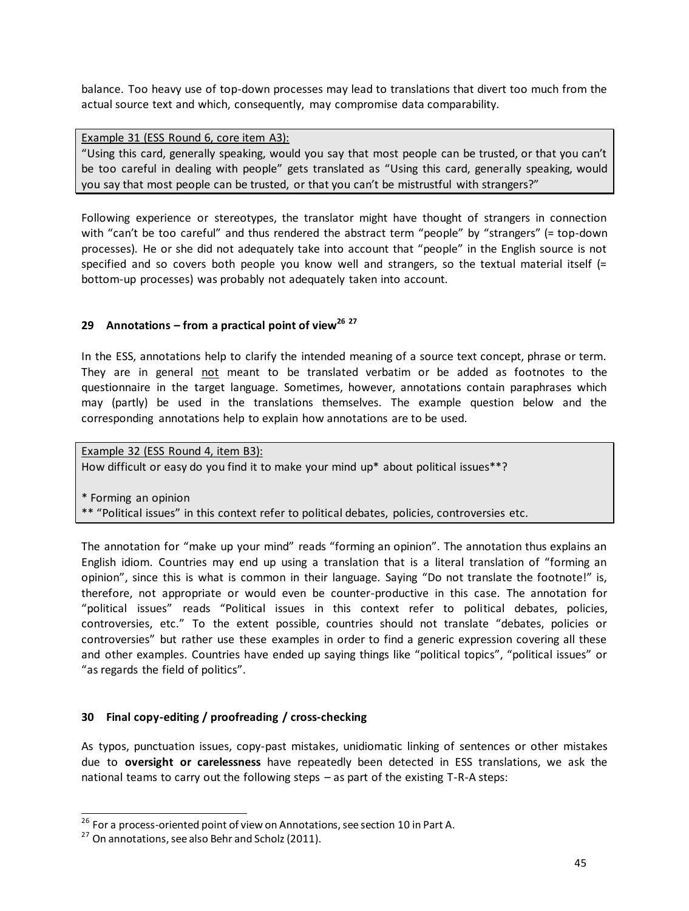balance. Too heavy use of top-down processes may lead to translations that divert too much from the actual source text and which, consequently, may compromise data comparability.

> <u>Example 31 (ESS Round 6, core item A3):</u>
> "Using this card, generally speaking, would you say that most people can be trusted, or that you can't be too careful in dealing with people" gets translated as "Using this card, generally speaking, would you say that most people can be trusted, or that you can't be mistrustful with strangers?"

Following experience or stereotypes, the translator might have thought of strangers in connection with "can't be too careful" and thus rendered the abstract term "people" by "strangers" (= top-down processes). He or she did not adequately take into account that "people" in the English source is not specified and so covers both people you know well and strangers, so the textual material itself (= bottom-up processes) was probably not adequately taken into account.

## 29 Annotations – from a practical point of view[26] [27]

In the ESS, annotations help to clarify the intended meaning of a source text concept, phrase or term. They are in general <u>not</u> meant to be translated verbatim or be added as footnotes to the questionnaire in the target language. Sometimes, however, annotations contain paraphrases which may (partly) be used in the translations themselves. The example question below and the corresponding annotations help to explain how annotations are to be used.

> <u>Example 32 (ESS Round 4, item B3):</u>
> How difficult or easy do you find it to make your mind up* about political issues**?
>
> * Forming an opinion
> ** "Political issues" in this context refer to political debates, policies, controversies etc.

The annotation for "make up your mind" reads "forming an opinion". The annotation thus explains an English idiom. Countries may end up using a translation that is a literal translation of "forming an opinion", since this is what is common in their language. Saying "Do not translate the footnote!" is, therefore, not appropriate or would even be counter-productive in this case. The annotation for "political issues" reads "Political issues in this context refer to political debates, policies, controversies, etc." To the extent possible, countries should not translate "debates, policies or controversies" but rather use these examples in order to find a generic expression covering all these and other examples. Countries have ended up saying things like "political topics", "political issues" or "as regards the field of politics".

## 30 Final copy-editing / proofreading / cross-checking

As typos, punctuation issues, copy-past mistakes, unidiomatic linking of sentences or other mistakes due to **oversight or carelessness** have repeatedly been detected in ESS translations, we ask the national teams to carry out the following steps – as part of the existing T-R-A steps:

---

[26] For a process-oriented point of view on Annotations, see section 10 in Part A.

[27] On annotations, see also Behr and Scholz (2011).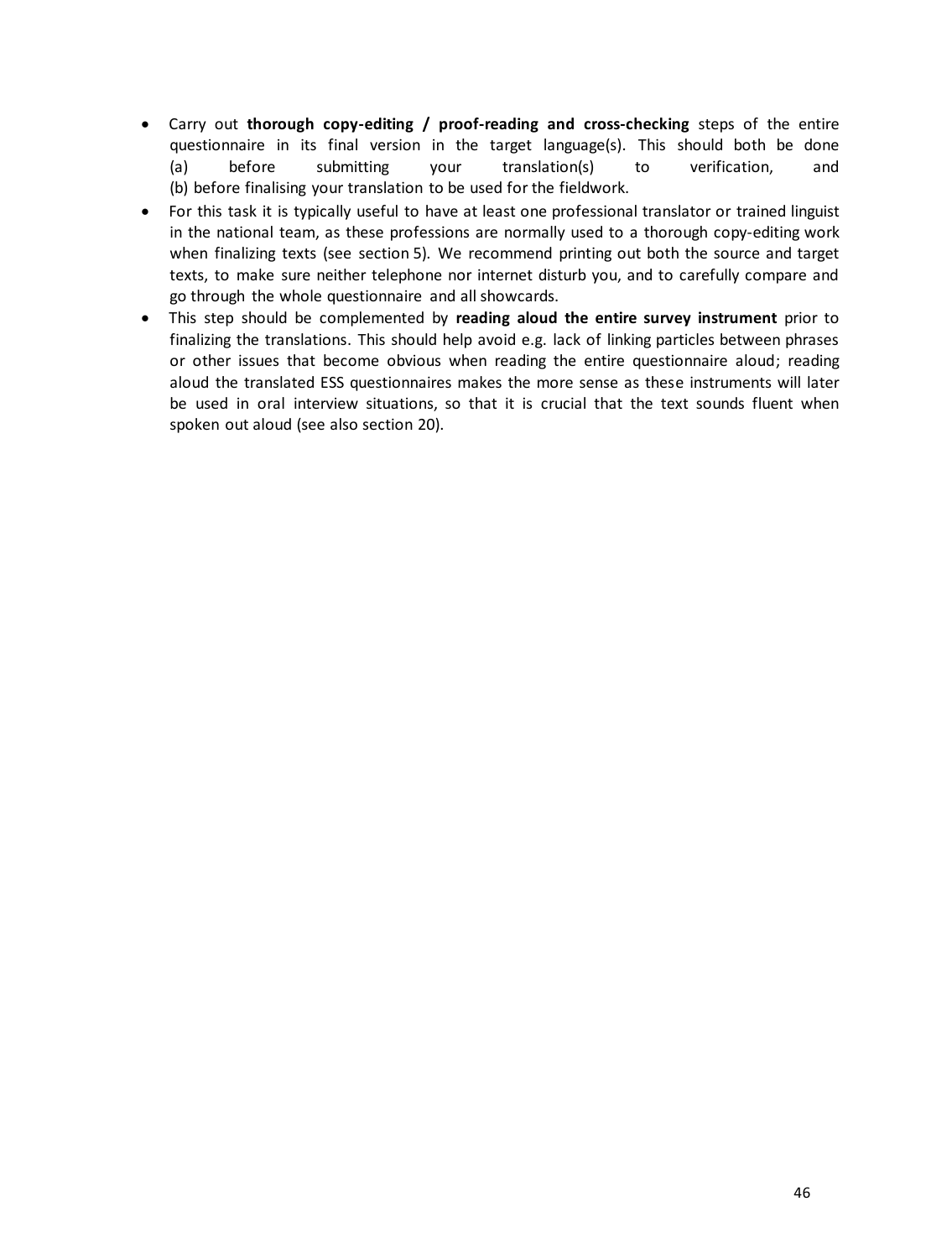- Carry out **thorough copy-editing / proof-reading and cross-checking** steps of the entire questionnaire in its final version in the target language(s). This should both be done (a) before submitting your translation(s) to verification, and (b) before finalising your translation to be used for the fieldwork.
- For this task it is typically useful to have at least one professional translator or trained linguist in the national team, as these professions are normally used to a thorough copy-editing work when finalizing texts (see section 5). We recommend printing out both the source and target texts, to make sure neither telephone nor internet disturb you, and to carefully compare and go through the whole questionnaire and all showcards.
- This step should be complemented by **reading aloud the entire survey instrument** prior to finalizing the translations. This should help avoid e.g. lack of linking particles between phrases or other issues that become obvious when reading the entire questionnaire aloud; reading aloud the translated ESS questionnaires makes the more sense as these instruments will later be used in oral interview situations, so that it is crucial that the text sounds fluent when spoken out aloud (see also section 20).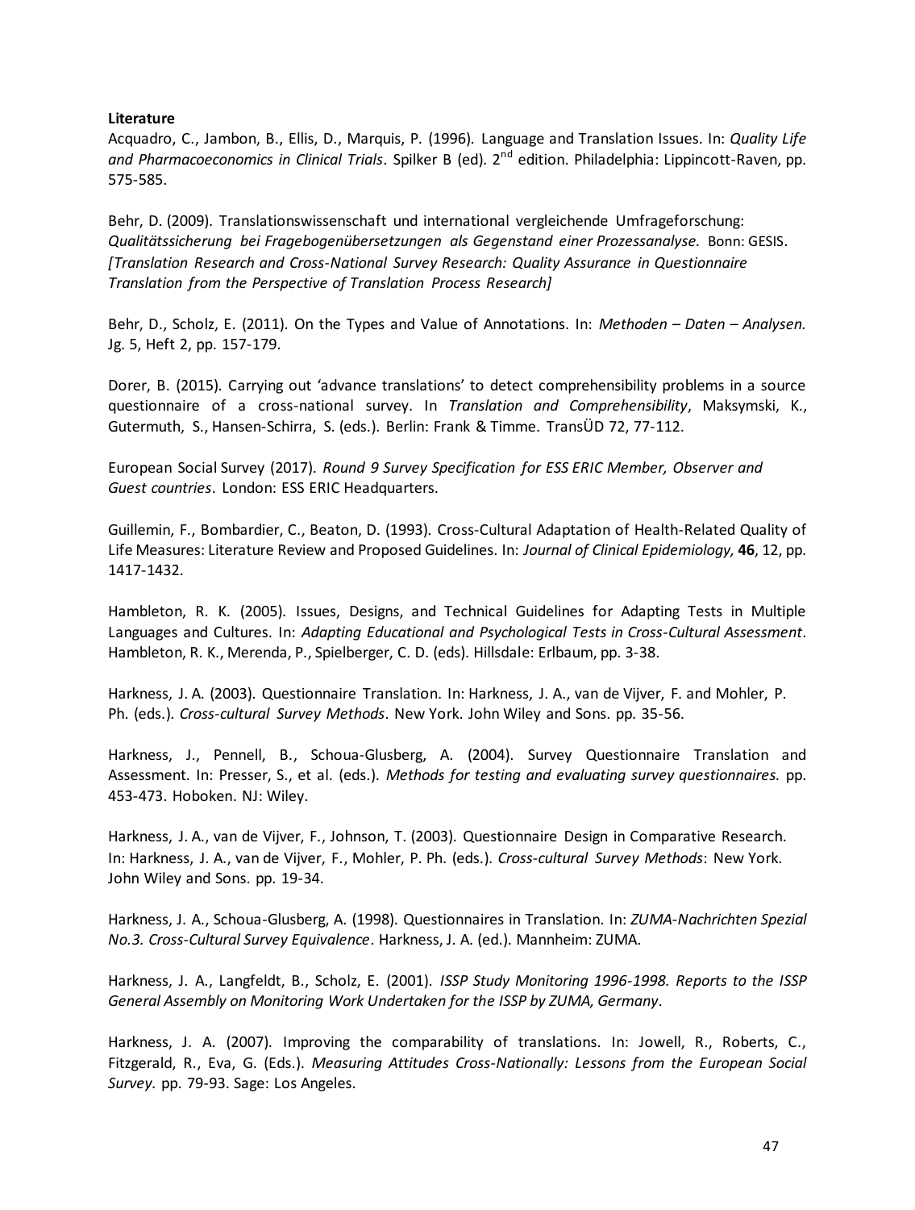**Literature**

Acquadro, C., Jambon, B., Ellis, D., Marquis, P. (1996). Language and Translation Issues. In: *Quality Life and Pharmacoeconomics in Clinical Trials*. Spilker B (ed). 2nd edition. Philadelphia: Lippincott-Raven, pp. 575-585.

Behr, D. (2009). Translationswissenschaft und international vergleichende Umfrageforschung: *Qualitätssicherung bei Fragebogenübersetzungen als Gegenstand einer Prozessanalyse.* Bonn: GESIS. *[Translation Research and Cross-National Survey Research: Quality Assurance in Questionnaire Translation from the Perspective of Translation Process Research]*

Behr, D., Scholz, E. (2011). On the Types and Value of Annotations. In: *Methoden – Daten – Analysen.* Jg. 5, Heft 2, pp. 157-179.

Dorer, B. (2015). Carrying out 'advance translations' to detect comprehensibility problems in a source questionnaire of a cross-national survey. In *Translation and Comprehensibility*, Maksymski, K., Gutermuth, S., Hansen-Schirra, S. (eds.). Berlin: Frank & Timme. TransÜD 72, 77-112.

European Social Survey (2017). *Round 9 Survey Specification for ESS ERIC Member, Observer and Guest countries*. London: ESS ERIC Headquarters.

Guillemin, F., Bombardier, C., Beaton, D. (1993). Cross-Cultural Adaptation of Health-Related Quality of Life Measures: Literature Review and Proposed Guidelines. In: *Journal of Clinical Epidemiology,* **46**, 12, pp. 1417-1432.

Hambleton, R. K. (2005). Issues, Designs, and Technical Guidelines for Adapting Tests in Multiple Languages and Cultures. In: *Adapting Educational and Psychological Tests in Cross-Cultural Assessment*. Hambleton, R. K., Merenda, P., Spielberger, C. D. (eds). Hillsdale: Erlbaum, pp. 3-38.

Harkness, J. A. (2003). Questionnaire Translation. In: Harkness, J. A., van de Vijver, F. and Mohler, P. Ph. (eds.). *Cross-cultural Survey Methods*. New York. John Wiley and Sons. pp. 35-56.

Harkness, J., Pennell, B., Schoua-Glusberg, A. (2004). Survey Questionnaire Translation and Assessment. In: Presser, S., et al. (eds.). *Methods for testing and evaluating survey questionnaires.* pp. 453-473. Hoboken. NJ: Wiley.

Harkness, J. A., van de Vijver, F., Johnson, T. (2003). Questionnaire Design in Comparative Research. In: Harkness, J. A., van de Vijver, F., Mohler, P. Ph. (eds.). *Cross-cultural Survey Methods*: New York. John Wiley and Sons. pp. 19-34.

Harkness, J. A., Schoua-Glusberg, A. (1998). Questionnaires in Translation. In: *ZUMA-Nachrichten Spezial No.3. Cross-Cultural Survey Equivalence*. Harkness, J. A. (ed.). Mannheim: ZUMA.

Harkness, J. A., Langfeldt, B., Scholz, E. (2001). *ISSP Study Monitoring 1996-1998. Reports to the ISSP General Assembly on Monitoring Work Undertaken for the ISSP by ZUMA, Germany*.

Harkness, J. A. (2007). Improving the comparability of translations. In: Jowell, R., Roberts, C., Fitzgerald, R., Eva, G. (Eds.). *Measuring Attitudes Cross-Nationally: Lessons from the European Social Survey.* pp. 79-93. Sage: Los Angeles.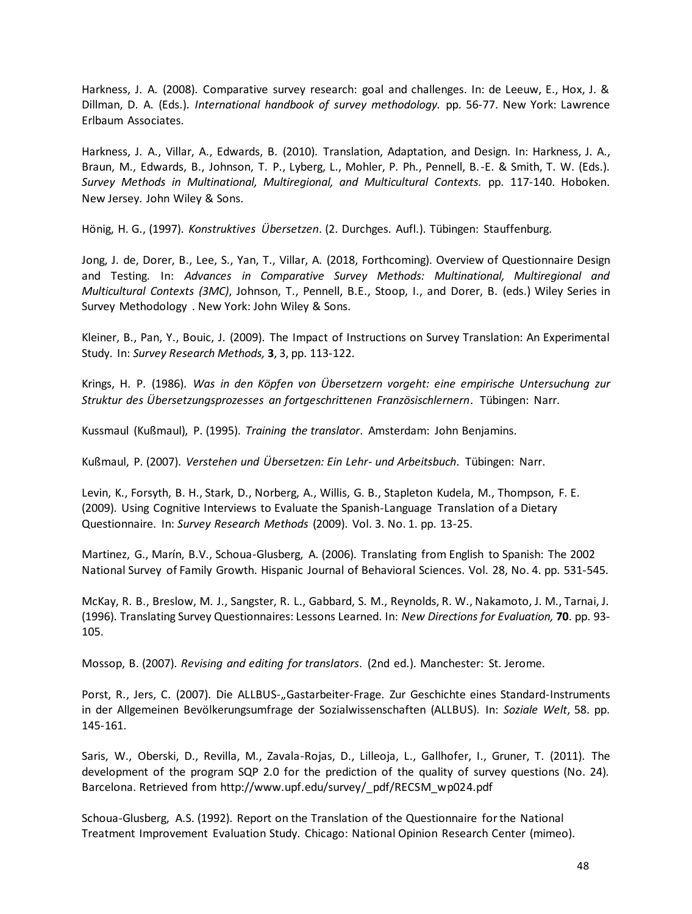Harkness, J. A. (2008). Comparative survey research: goal and challenges. In: de Leeuw, E., Hox, J. & Dillman, D. A. (Eds.). *International handbook of survey methodology.* pp. 56-77. New York: Lawrence Erlbaum Associates.

Harkness, J. A., Villar, A., Edwards, B. (2010). Translation, Adaptation, and Design. In: Harkness, J. A., Braun, M., Edwards, B., Johnson, T. P., Lyberg, L., Mohler, P. Ph., Pennell, B.-E. & Smith, T. W. (Eds.). *Survey Methods in Multinational, Multiregional, and Multicultural Contexts.* pp. 117-140. Hoboken. New Jersey. John Wiley & Sons.

Hönig, H. G., (1997). *Konstruktives Übersetzen*. (2. Durchges. Aufl.). Tübingen: Stauffenburg.

Jong, J. de, Dorer, B., Lee, S., Yan, T., Villar, A. (2018, Forthcoming). Overview of Questionnaire Design and Testing. In: *Advances in Comparative Survey Methods: Multinational, Multiregional and Multicultural Contexts (3MC)*, Johnson, T., Pennell, B.E., Stoop, I., and Dorer, B. (eds.) Wiley Series in Survey Methodology . New York: John Wiley & Sons.

Kleiner, B., Pan, Y., Bouic, J. (2009). The Impact of Instructions on Survey Translation: An Experimental Study. In: *Survey Research Methods,* **3**, 3, pp. 113-122.

Krings, H. P. (1986). *Was in den Köpfen von Übersetzern vorgeht: eine empirische Untersuchung zur Struktur des Übersetzungsprozesses an fortgeschrittenen Französischlernern*. Tübingen: Narr.

Kussmaul (Kußmaul), P. (1995). *Training the translator*. Amsterdam: John Benjamins.

Kußmaul, P. (2007). *Verstehen und Übersetzen: Ein Lehr- und Arbeitsbuch*. Tübingen: Narr.

Levin, K., Forsyth, B. H., Stark, D., Norberg, A., Willis, G. B., Stapleton Kudela, M., Thompson, F. E. (2009). Using Cognitive Interviews to Evaluate the Spanish-Language Translation of a Dietary Questionnaire. In: *Survey Research Methods* (2009). Vol. 3. No. 1. pp. 13-25.

Martinez, G., Marín, B.V., Schoua-Glusberg, A. (2006). Translating from English to Spanish: The 2002 National Survey of Family Growth. Hispanic Journal of Behavioral Sciences. Vol. 28, No. 4. pp. 531-545.

McKay, R. B., Breslow, M. J., Sangster, R. L., Gabbard, S. M., Reynolds, R. W., Nakamoto, J. M., Tarnai, J. (1996). Translating Survey Questionnaires: Lessons Learned. In: *New Directions for Evaluation,* **70**. pp. 93-105.

Mossop, B. (2007). *Revising and editing for translators*. (2nd ed.). Manchester: St. Jerome.

Porst, R., Jers, C. (2007). Die ALLBUS-„Gastarbeiter-Frage. Zur Geschichte eines Standard-Instruments in der Allgemeinen Bevölkerungsumfrage der Sozialwissenschaften (ALLBUS). In: *Soziale Welt*, 58. pp. 145-161.

Saris, W., Oberski, D., Revilla, M., Zavala-Rojas, D., Lilleoja, L., Gallhofer, I., Gruner, T. (2011). The development of the program SQP 2.0 for the prediction of the quality of survey questions (No. 24). Barcelona. Retrieved from http://www.upf.edu/survey/_pdf/RECSM_wp024.pdf

Schoua-Glusberg, A.S. (1992). Report on the Translation of the Questionnaire for the National Treatment Improvement Evaluation Study. Chicago: National Opinion Research Center (mimeo).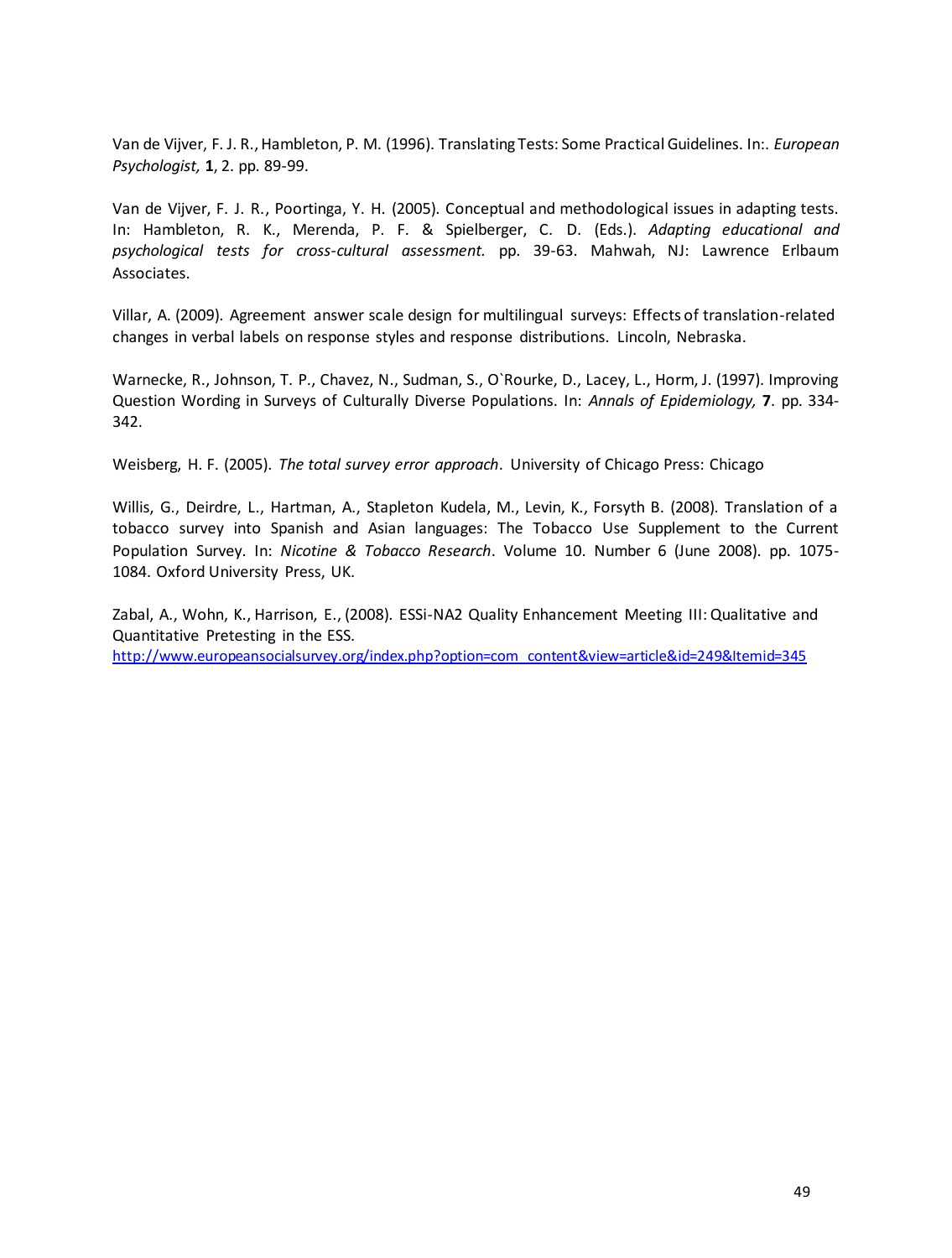Van de Vijver, F. J. R., Hambleton, P. M. (1996). Translating Tests: Some Practical Guidelines. In:. *European Psychologist,* **1**, 2. pp. 89-99.

Van de Vijver, F. J. R., Poortinga, Y. H. (2005). Conceptual and methodological issues in adapting tests. In: Hambleton, R. K., Merenda, P. F. & Spielberger, C. D. (Eds.). *Adapting educational and psychological tests for cross-cultural assessment.* pp. 39-63. Mahwah, NJ: Lawrence Erlbaum Associates.

Villar, A. (2009). Agreement answer scale design for multilingual surveys: Effects of translation-related changes in verbal labels on response styles and response distributions. Lincoln, Nebraska.

Warnecke, R., Johnson, T. P., Chavez, N., Sudman, S., O`Rourke, D., Lacey, L., Horm, J. (1997). Improving Question Wording in Surveys of Culturally Diverse Populations. In: *Annals of Epidemiology,* **7**. pp. 334-342.

Weisberg, H. F. (2005). *The total survey error approach*. University of Chicago Press: Chicago

Willis, G., Deirdre, L., Hartman, A., Stapleton Kudela, M., Levin, K., Forsyth B. (2008). Translation of a tobacco survey into Spanish and Asian languages: The Tobacco Use Supplement to the Current Population Survey. In: *Nicotine & Tobacco Research*. Volume 10. Number 6 (June 2008). pp. 1075-1084. Oxford University Press, UK.

Zabal, A., Wohn, K., Harrison, E., (2008). ESSi-NA2 Quality Enhancement Meeting III: Qualitative and Quantitative Pretesting in the ESS. http://www.europeansocialsurvey.org/index.php?option=com_content&view=article&id=249&Itemid=345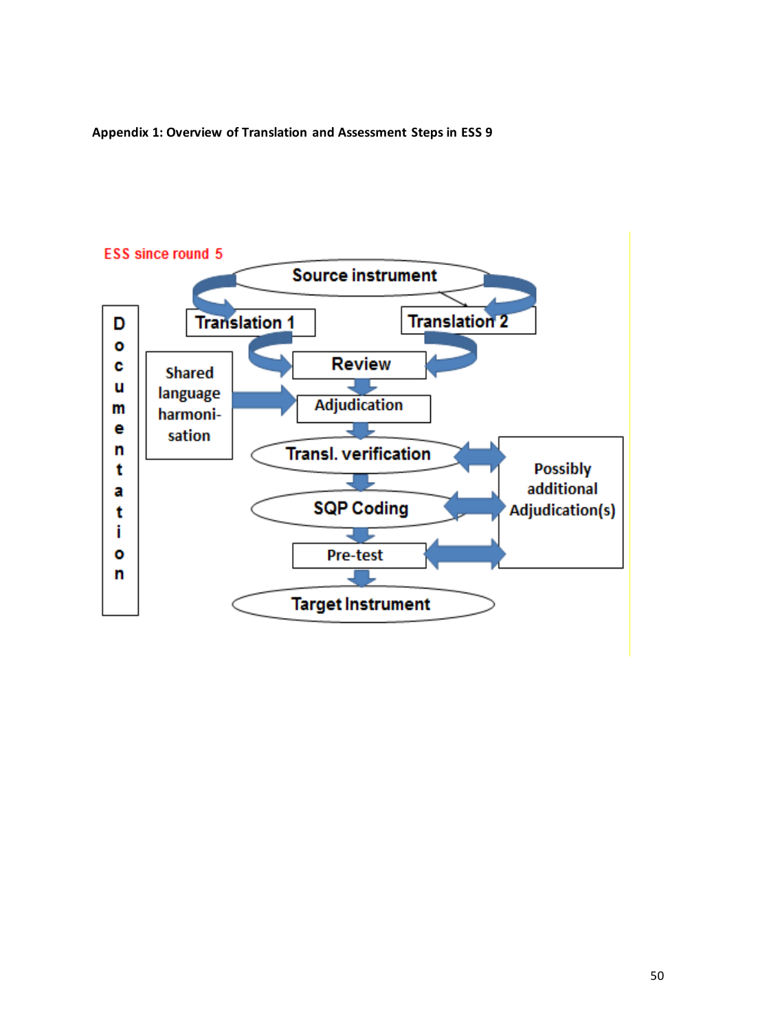**Appendix 1: Overview of Translation and Assessment Steps in ESS 9**

ESS since round 5

Source instrument

Translation 1

Translation 2

Review

Shared language harmoni-sation

Adjudication

Transl. verification

SQP Coding

Pre-test

Possibly additional Adjudication(s)

Target Instrument

Documentation